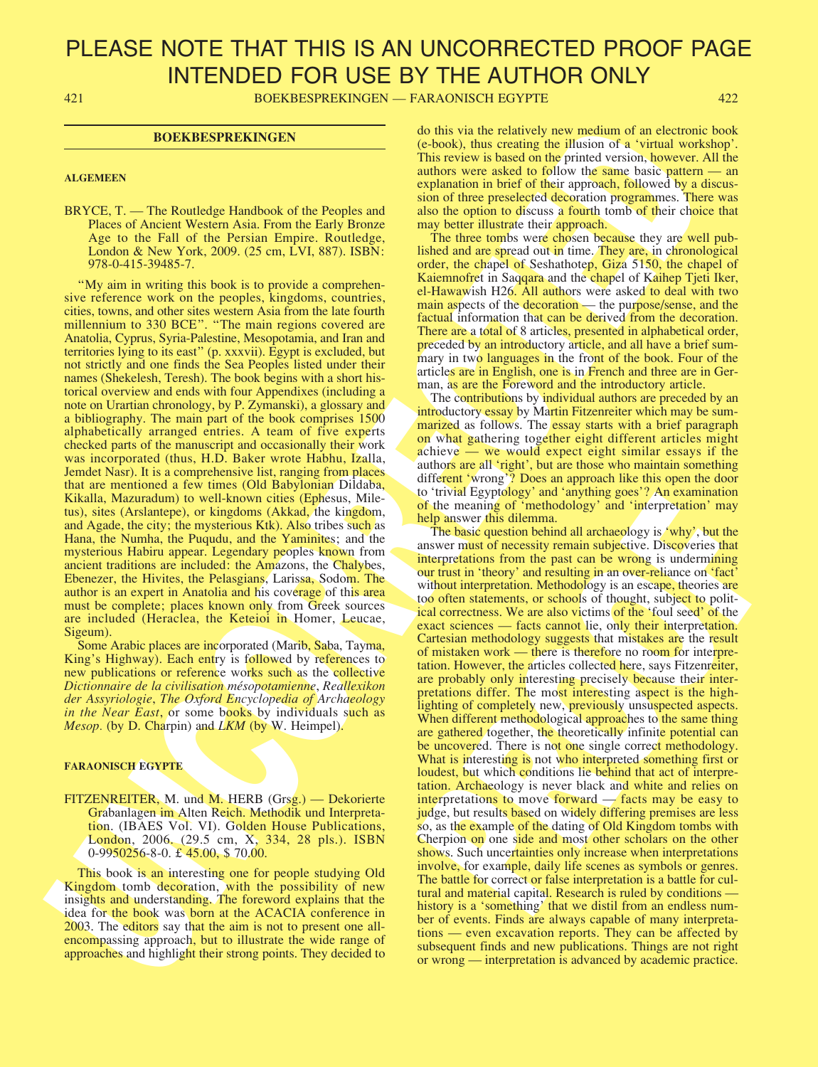PLEASE NOTE THAT THIS IS AN UNCORRECTED PROOF PAGE INTENDED FOR USE BY THE AUTHOR ONLY

## BOEKBESPREKINGEN

### ALGEMEEN

BRYCE, T. — The Routledge Handbook of the Peoples and Places of Ancient Western Asia. From the Early Bronze Age to the Fall of the Persian Empire. Routledge, London & New York, 2009. (25 cm, LVI, 887). ISBN: 978-0-415-39485-7.

"My aim in writing this book is to provide a comprehensive reference work on the peoples, kingdoms, countries, cities, towns, and other sites western Asia from the late fourth millennium to 330 BCE". "The main regions covered are Anatolia, Cyprus, Syria-Palestine, Mesopotamia, and Iran and territories lying to its east" (p. xxxvii). Egypt is excluded, but not strictly and one finds the Sea Peoples listed under their names (Shekelesh, Teresh). The book begins with a short historical overview and ends with four Appendixes (including a note on Urartian chronology, by P. Zymanski), a glossary and a bibliography. The main part of the book comprises 1500 alphabetically arranged entries. A team of five experts checked parts of the manuscript and occasionally their work was incorporated (thus, H.D. Baker wrote Habhu, Izalla, Jemdet Nasr). It is a comprehensive list, ranging from places that are mentioned a few times (Old Babylonian Dildaba, Kikalla, Mazuradum) to well-known cities (Ephesus, Miletus), sites (Arslantepe), or kingdoms (Akkad, the kingdom, and Agade, the city; the mysterious Ktk). Also tribes such as Hana, the Numha, the Puqudu, and the Yaminites; and the mysterious Habiru appear. Legendary peoples known from ancient traditions are included: the Amazons, the Chalybes, Ebenezer, the Hivites, the Pelasgians, Larissa, Sodom. The author is an expert in Anatolia and his coverage of this area must be complete; places known only from Greek sources are included (Heraclea, the Keteioi in Homer, Leucae, Sigeum).

Some Arabic places are incorporated (Marib, Saba, Tayma, King's Highway). Each entry is followed by references to new publications or reference works such as the collective *Dictionnaire de la civilisation mésopotamienne*, *Reallexikon der Assyriologie*, *The Oxford Encyclopedia of Archaeology in the Near East*, or some books by individuals such as *Mesop.* (by D. Charpin) and *LKM* (by W. Heimpel).

### FARAONISCH EGYPTE

FITZENREITER, M. und M. HERB (Grsg.) — Dekorierte Grabanlagen im Alten Reich. Methodik und Interpretation. (IBAES Vol. VI). Golden House Publications, London, 2006. (29.5 cm, X, 334, 28 pls.). ISBN 0-9950256-8-0. £ 45.00, $ 70.00.

This book is an interesting one for people studying Old Kingdom tomb decoration, with the possibility of new insights and understanding. The foreword explains that the idea for the book was born at the ACACIA conference in 2003. The editors say that the aim is not to present one all-encompassing approach, but to illustrate the wide range of approaches and highlight their strong points. They decided to do this via the relatively new medium of an electronic book (e-book), thus creating the illusion of a 'virtual workshop'. This review is based on the printed version, however. All the authors were asked to follow the same basic pattern — an explanation in brief of their approach, followed by a discussion of three preselected decoration programmes. There was also the option to discuss a fourth tomb of their choice that may better illustrate their approach.

The three tombs were chosen because they are well published and are spread out in time. They are, in chronological order, the chapel of Seshathotep, Giza 5150, the chapel of Kaiemnofret in Saqqara and the chapel of Kaihep Tjeti Iker, el-Hawawish H26. All authors were asked to deal with two main aspects of the decoration — the purpose/sense, and the factual information that can be derived from the decoration. There are a total of 8 articles, presented in alphabetical order, preceded by an introductory article, and all have a brief summary in two languages in the front of the book. Four of the articles are in English, one is in French and three are in German, as are the Foreword and the introductory article.

The contributions by individual authors are preceded by an introductory essay by Martin Fitzenreiter which may be summarized as follows. The essay starts with a brief paragraph on what gathering together eight different articles might achieve — we would expect eight similar essays if the authors are all 'right', but are those who maintain something different 'wrong'? Does an approach like this open the door to 'trivial Egyptology' and 'anything goes'? An examination of the meaning of 'methodology' and 'interpretation' may help answer this dilemma.

The basic question behind all archaeology is 'why', but the answer must of necessity remain subjective. Discoveries that interpretations from the past can be wrong is undermining our trust in 'theory' and resulting in an over-reliance on 'fact' without interpretation. Methodology is an escape, theories are too often statements, or schools of thought, subject to political correctness. We are also victims of the 'foul seed' of the exact sciences — facts cannot lie, only their interpretation. Cartesian methodology suggests that mistakes are the result of mistaken work — there is therefore no room for interpretation. However, the articles collected here, says Fitzenreiter, are probably only interesting precisely because their interpretations differ. The most interesting aspect is the highlighting of completely new, previously unsuspected aspects. When different methodological approaches to the same thing are gathered together, the theoretically infinite potential can be uncovered. There is not one single correct methodology. What is interesting is not who interpreted something first or loudest, but which conditions lie behind that act of interpretation. Archaeology is never black and white and relies on interpretations to move forward — facts may be easy to judge, but results based on widely differing premises are less so, as the example of the dating of Old Kingdom tombs with Cherpion on one side and most other scholars on the other shows. Such uncertainties only increase when interpretations involve, for example, daily life scenes as symbols or genres. The battle for correct or false interpretation is a battle for cultural and material capital. Research is ruled by conditions — history is a 'something' that we distil from an endless number of events. Finds are always capable of many interpretations — even excavation reports. They can be affected by subsequent finds and new publications. Things are not right or wrong — interpretation is advanced by academic practice.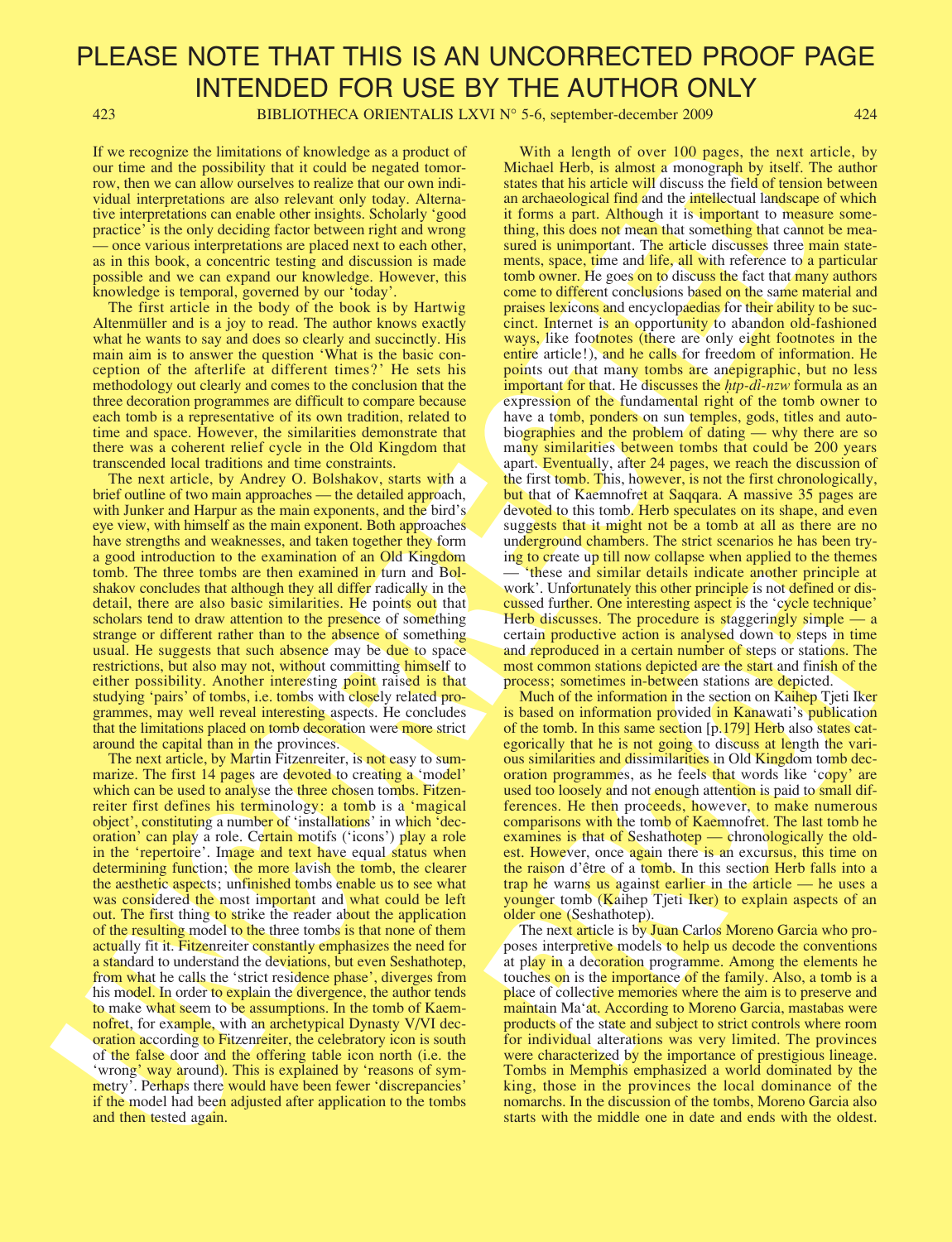PLEASE NOTE THAT THIS IS AN UNCORRECTED PROOF PAGE INTENDED FOR USE BY THE AUTHOR ONLY

If we recognize the limitations of knowledge as a product of our time and the possibility that it could be negated tomorrow, then we can allow ourselves to realize that our own individual interpretations are also relevant only today. Alternative interpretations can enable other insights. Scholarly 'good practice' is the only deciding factor between right and wrong — once various interpretations are placed next to each other, as in this book, a concentric testing and discussion is made possible and we can expand our knowledge. However, this knowledge is temporal, governed by our 'today'.

The first article in the body of the book is by Hartwig Altenmüller and is a joy to read. The author knows exactly what he wants to say and does so clearly and succinctly. His main aim is to answer the question 'What is the basic conception of the afterlife at different times?' He sets his methodology out clearly and comes to the conclusion that the three decoration programmes are difficult to compare because each tomb is a representative of its own tradition, related to time and space. However, the similarities demonstrate that there was a coherent relief cycle in the Old Kingdom that transcended local traditions and time constraints.

The next article, by Andrey O. Bolshakov, starts with a brief outline of two main approaches — the detailed approach, with Junker and Harpur as the main exponents, and the bird's eye view, with himself as the main exponent. Both approaches have strengths and weaknesses, and taken together they form a good introduction to the examination of an Old Kingdom tomb. The three tombs are then examined in turn and Bolshakov concludes that although they all differ radically in the detail, there are also basic similarities. He points out that scholars tend to draw attention to the presence of something strange or different rather than to the absence of something usual. He suggests that such absence may be due to space restrictions, but also may not, without committing himself to either possibility. Another interesting point raised is that studying 'pairs' of tombs, i.e. tombs with closely related programmes, may well reveal interesting aspects. He concludes that the limitations placed on tomb decoration were more strict around the capital than in the provinces.

The next article, by Martin Fitzenreiter, is not easy to summarize. The first 14 pages are devoted to creating a 'model' which can be used to analyse the three chosen tombs. Fitzenreiter first defines his terminology: a tomb is a 'magical object', constituting a number of 'installations' in which 'decoration' can play a role. Certain motifs ('icons') play a role in the 'repertoire'. Image and text have equal status when determining function; the more lavish the tomb, the clearer the aesthetic aspects; unfinished tombs enable us to see what was considered the most important and what could be left out. The first thing to strike the reader about the application of the resulting model to the three tombs is that none of them actually fit it. Fitzenreiter constantly emphasizes the need for a standard to understand the deviations, but even Seshathotep, from what he calls the 'strict residence phase', diverges from his model. In order to explain the divergence, the author tends to make what seem to be assumptions. In the tomb of Kaemnofret, for example, with an archetypical Dynasty V/VI decoration according to Fitzenreiter, the celebratory icon is south of the false door and the offering table icon north (i.e. the 'wrong' way around). This is explained by 'reasons of symmetry'. Perhaps there would have been fewer 'discrepancies' if the model had been adjusted after application to the tombs and then tested again.

With a length of over 100 pages, the next article, by Michael Herb, is almost a monograph by itself. The author states that his article will discuss the field of tension between an archaeological find and the intellectual landscape of which it forms a part. Although it is important to measure something, this does not mean that something that cannot be measured is unimportant. The article discusses three main statements, space, time and life, all with reference to a particular tomb owner. He goes on to discuss the fact that many authors come to different conclusions based on the same material and praises lexicons and encyclopaedias for their ability to be succinct. Internet is an opportunity to abandon old-fashioned ways, like footnotes (there are only eight footnotes in the entire article!), and he calls for freedom of information. He points out that many tombs are anepigraphic, but no less important for that. He discusses the *ḥtp-dỉ-nzw* formula as an expression of the fundamental right of the tomb owner to have a tomb, ponders on sun temples, gods, titles and autobiographies and the problem of dating — why there are so many similarities between tombs that could be 200 years apart. Eventually, after 24 pages, we reach the discussion of the first tomb. This, however, is not the first chronologically, but that of Kaemnofret at Saqqara. A massive 35 pages are devoted to this tomb. Herb speculates on its shape, and even suggests that it might not be a tomb at all as there are no underground chambers. The strict scenarios he has been trying to create up till now collapse when applied to the themes — 'these and similar details indicate another principle at work'. Unfortunately this other principle is not defined or discussed further. One interesting aspect is the 'cycle technique' Herb discusses. The procedure is staggeringly simple — a certain productive action is analysed down to steps in time and reproduced in a certain number of steps or stations. The most common stations depicted are the start and finish of the process; sometimes in-between stations are depicted.

Much of the information in the section on Kaihep Tjeti Iker is based on information provided in Kanawati's publication of the tomb. In this same section [p.179] Herb also states categorically that he is not going to discuss at length the various similarities and dissimilarities in Old Kingdom tomb decoration programmes, as he feels that words like 'copy' are used too loosely and not enough attention is paid to small differences. He then proceeds, however, to make numerous comparisons with the tomb of Kaemnofret. The last tomb he examines is that of Seshathotep — chronologically the oldest. However, once again there is an excursus, this time on the raison d'être of a tomb. In this section Herb falls into a trap he warns us against earlier in the article — he uses a younger tomb (Kaihep Tjeti Iker) to explain aspects of an older one (Seshathotep).

The next article is by Juan Carlos Moreno Garcia who proposes interpretive models to help us decode the conventions at play in a decoration programme. Among the elements he touches on is the importance of the family. Also, a tomb is a place of collective memories where the aim is to preserve and maintain Ma'at. According to Moreno Garcia, mastabas were products of the state and subject to strict controls where room for individual alterations was very limited. The provinces were characterized by the importance of prestigious lineage. Tombs in Memphis emphasized a world dominated by the king, those in the provinces the local dominance of the nomarchs. In the discussion of the tombs, Moreno Garcia also starts with the middle one in date and ends with the oldest.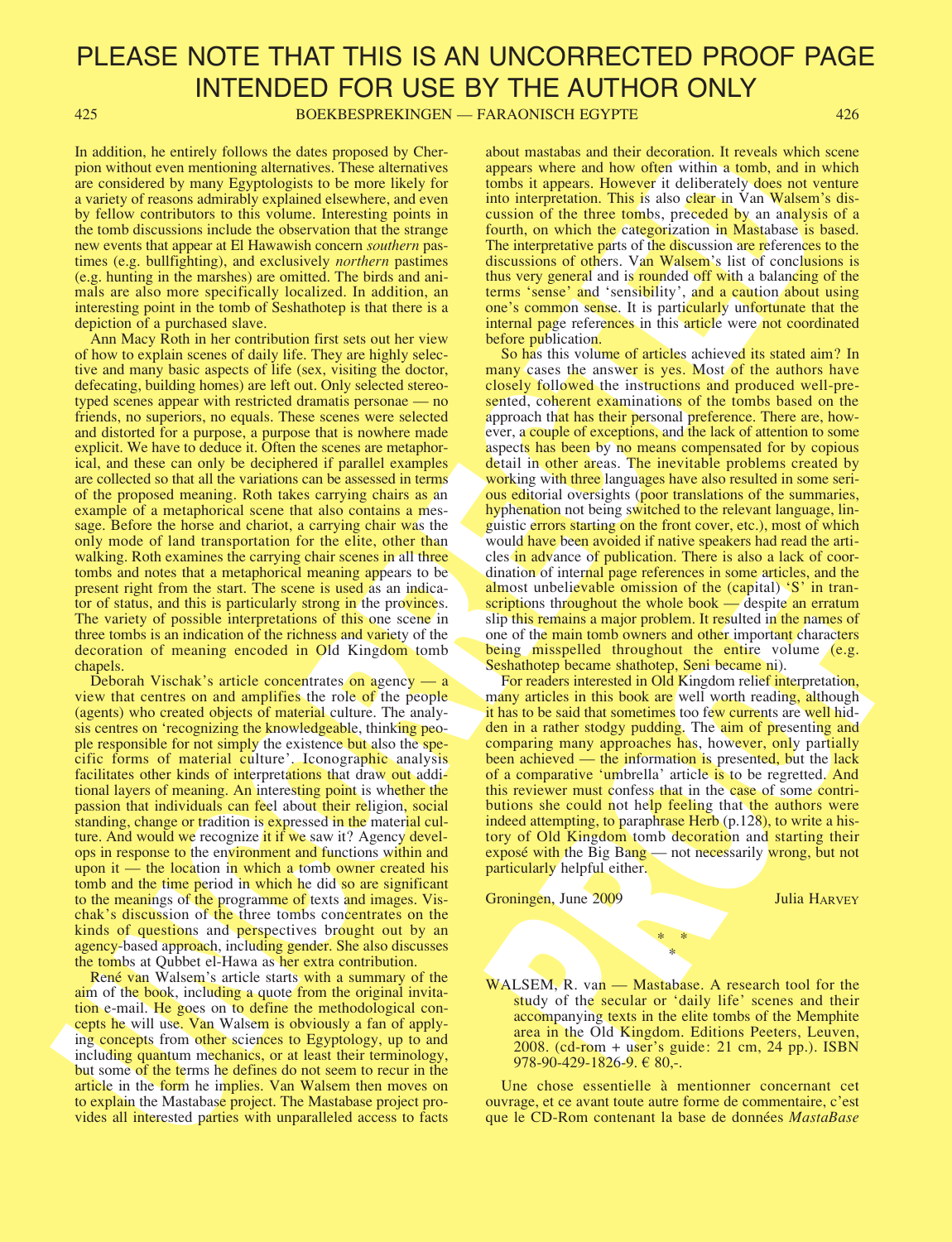In addition, he entirely follows the dates proposed by Cherpion without even mentioning alternatives. These alternatives are considered by many Egyptologists to be more likely for a variety of reasons admirably explained elsewhere, and even by fellow contributors to this volume. Interesting points in the tomb discussions include the observation that the strange new events that appear at El Hawawish concern *southern* pastimes (e.g. bullfighting), and exclusively *northern* pastimes (e.g. hunting in the marshes) are omitted. The birds and animals are also more specifically localized. In addition, an interesting point in the tomb of Seshathotep is that there is a depiction of a purchased slave.

Ann Macy Roth in her contribution first sets out her view of how to explain scenes of daily life. They are highly selective and many basic aspects of life (sex, visiting the doctor, defecating, building homes) are left out. Only selected stereotyped scenes appear with restricted dramatis personae — no friends, no superiors, no equals. These scenes were selected and distorted for a purpose, a purpose that is nowhere made explicit. We have to deduce it. Often the scenes are metaphorical, and these can only be deciphered if parallel examples are collected so that all the variations can be assessed in terms of the proposed meaning. Roth takes carrying chairs as an example of a metaphorical scene that also contains a message. Before the horse and chariot, a carrying chair was the only mode of land transportation for the elite, other than walking. Roth examines the carrying chair scenes in all three tombs and notes that a metaphorical meaning appears to be present right from the start. The scene is used as an indicator of status, and this is particularly strong in the provinces. The variety of possible interpretations of this one scene in three tombs is an indication of the richness and variety of the decoration of meaning encoded in Old Kingdom tomb chapels.

Deborah Vischak's article concentrates on agency — a view that centres on and amplifies the role of the people (agents) who created objects of material culture. The analysis centres on 'recognizing the knowledgeable, thinking people responsible for not simply the existence but also the specific forms of material culture'. Iconographic analysis facilitates other kinds of interpretations that draw out additional layers of meaning. An interesting point is whether the passion that individuals can feel about their religion, social standing, change or tradition is expressed in the material culture. And would we recognize it if we saw it? Agency develops in response to the environment and functions within and upon it — the location in which a tomb owner created his tomb and the time period in which he did so are significant to the meanings of the programme of texts and images. Vischak's discussion of the three tombs concentrates on the kinds of questions and perspectives brought out by an agency-based approach, including gender. She also discusses the tombs at Qubbet el-Hawa as her extra contribution.

René van Walsem's article starts with a summary of the aim of the book, including a quote from the original invitation e-mail. He goes on to define the methodological concepts he will use. Van Walsem is obviously a fan of applying concepts from other sciences to Egyptology, up to and including quantum mechanics, or at least their terminology, but some of the terms he defines do not seem to recur in the article in the form he implies. Van Walsem then moves on to explain the Mastabase project. The Mastabase project provides all interested parties with unparalleled access to facts about mastabas and their decoration. It reveals which scene appears where and how often within a tomb, and in which tombs it appears. However it deliberately does not venture into interpretation. This is also clear in Van Walsem's discussion of the three tombs, preceded by an analysis of a fourth, on which the categorization in Mastabase is based. The interpretative parts of the discussion are references to the discussions of others. Van Walsem's list of conclusions is thus very general and is rounded off with a balancing of the terms 'sense' and 'sensibility', and a caution about using one's common sense. It is particularly unfortunate that the internal page references in this article were not coordinated before publication.

So has this volume of articles achieved its stated aim? In many cases the answer is yes. Most of the authors have closely followed the instructions and produced well-presented, coherent examinations of the tombs based on the approach that has their personal preference. There are, however, a couple of exceptions, and the lack of attention to some aspects has been by no means compensated for by copious detail in other areas. The inevitable problems created by working with three languages have also resulted in some serious editorial oversights (poor translations of the summaries, hyphenation not being switched to the relevant language, linguistic errors starting on the front cover, etc.), most of which would have been avoided if native speakers had read the articles in advance of publication. There is also a lack of coordination of internal page references in some articles, and the almost unbelievable omission of the (capital) 'S' in transcriptions throughout the whole book — despite an erratum slip this remains a major problem. It resulted in the names of one of the main tomb owners and other important characters being misspelled throughout the entire volume (e.g. Seshathotep became shathotep, Seni became ni).

For readers interested in Old Kingdom relief interpretation, many articles in this book are well worth reading, although it has to be said that sometimes too few currents are well hidden in a rather stodgy pudding. The aim of presenting and comparing many approaches has, however, only partially been achieved — the information is presented, but the lack of a comparative 'umbrella' article is to be regretted. And this reviewer must confess that in the case of some contributions she could not help feeling that the authors were indeed attempting, to paraphrase Herb (p.128), to write a history of Old Kingdom tomb decoration and starting their exposé with the Big Bang — not necessarily wrong, but not particularly helpful either.

Groningen, June 2009 — Julia Harvey

\* \*
\*

WALSEM, R. van — Mastabase. A research tool for the study of the secular or 'daily life' scenes and their accompanying texts in the elite tombs of the Memphite area in the Old Kingdom. Editions Peeters, Leuven, 2008. (cd-rom + user's guide: 21 cm, 24 pp.). ISBN 978-90-429-1826-9. € 80,-.

Une chose essentielle à mentionner concernant cet ouvrage, et ce avant toute autre forme de commentaire, c'est que le CD-Rom contenant la base de données *MastaBase*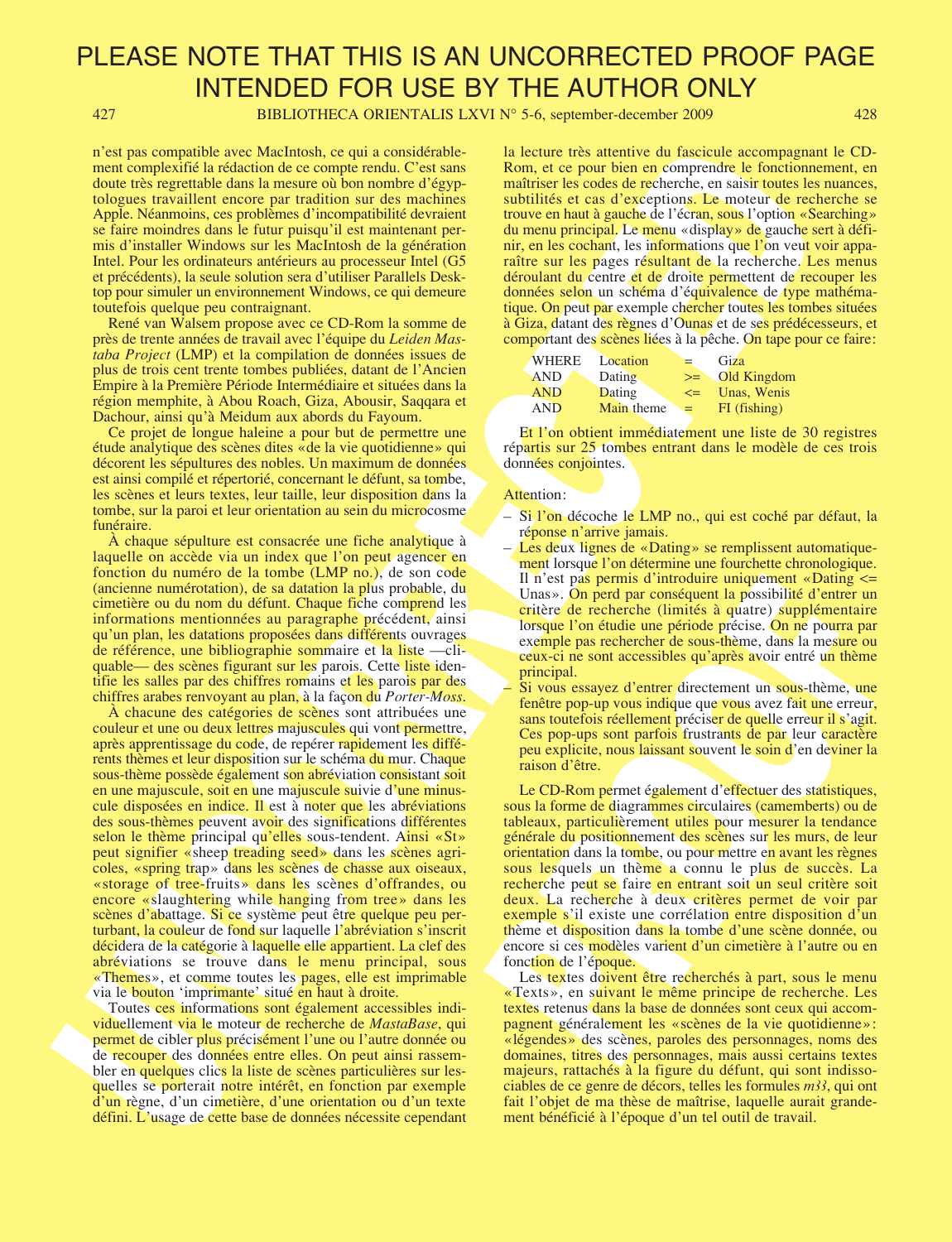n'est pas compatible avec MacIntosh, ce qui a considérablement complexifié la rédaction de ce compte rendu. C'est sans doute très regrettable dans la mesure où bon nombre d'égyptologues travaillent encore par tradition sur des machines Apple. Néanmoins, ces problèmes d'incompatibilité devraient se faire moindres dans le futur puisqu'il est maintenant permis d'installer Windows sur les MacIntosh de la génération Intel. Pour les ordinateurs antérieurs au processeur Intel (G5 et précédents), la seule solution sera d'utiliser Parallels Desktop pour simuler un environnement Windows, ce qui demeure toutefois quelque peu contraignant.

René van Walsem propose avec ce CD-Rom la somme de près de trente années de travail avec l'équipe du *Leiden Mastaba Project* (LMP) et la compilation de données issues de plus de trois cent trente tombes publiées, datant de l'Ancien Empire à la Première Période Intermédiaire et situées dans la région memphite, à Abou Roach, Giza, Abousir, Saqqara et Dachour, ainsi qu'à Meidum aux abords du Fayoum.

Ce projet de longue haleine a pour but de permettre une étude analytique des scènes dites «de la vie quotidienne» qui décorent les sépultures des nobles. Un maximum de données est ainsi compilé et répertorié, concernant le défunt, sa tombe, les scènes et leurs textes, leur taille, leur disposition dans la tombe, sur la paroi et leur orientation au sein du microcosme funéraire.

À chaque sépulture est consacrée une fiche analytique à laquelle on accède via un index que l'on peut agencer en fonction du numéro de la tombe (LMP no.), de son code (ancienne numérotation), de sa datation la plus probable, du cimetière ou du nom du défunt. Chaque fiche comprend les informations mentionnées au paragraphe précédent, ainsi qu'un plan, les datations proposées dans différents ouvrages de référence, une bibliographie sommaire et la liste —cliquable— des scènes figurant sur les parois. Cette liste identifie les salles par des chiffres romains et les parois par des chiffres arabes renvoyant au plan, à la façon du *Porter-Moss*.

À chacune des catégories de scènes sont attribuées une couleur et une ou deux lettres majuscules qui vont permettre, après apprentissage du code, de repérer rapidement les différents thèmes et leur disposition sur le schéma du mur. Chaque sous-thème possède également son abréviation consistant soit en une majuscule, soit en une majuscule suivie d'une minuscule disposées en indice. Il est à noter que les abréviations des sous-thèmes peuvent avoir des significations différentes selon le thème principal qu'elles sous-tendent. Ainsi «St» peut signifier «sheep treading seed» dans les scènes agricoles, «spring trap» dans les scènes de chasse aux oiseaux, «storage of tree-fruits» dans les scènes d'offrandes, ou encore «slaughtering while hanging from tree» dans les scènes d'abattage. Si ce système peut être quelque peu perturbant, la couleur de fond sur laquelle l'abréviation s'inscrit décidera de la catégorie à laquelle elle appartient. La clef des abréviations se trouve dans le menu principal, sous «Themes», et comme toutes les pages, elle est imprimable via le bouton 'imprimante' situé en haut à droite.

Toutes ces informations sont également accessibles individuellement via le moteur de recherche de *MastaBase*, qui permet de cibler plus précisément l'une ou l'autre donnée ou de recouper des données entre elles. On peut ainsi rassembler en quelques clics la liste de scènes particulières sur lesquelles se porterait notre intérêt, en fonction par exemple d'un règne, d'un cimetière, d'une orientation ou d'un texte défini. L'usage de cette base de données nécessite cependant la lecture très attentive du fascicule accompagnant le CD-Rom, et ce pour bien en comprendre le fonctionnement, en maîtriser les codes de recherche, en saisir toutes les nuances, subtilités et cas d'exceptions. Le moteur de recherche se trouve en haut à gauche de l'écran, sous l'option «Searching» du menu principal. Le menu «display» de gauche sert à définir, en les cochant, les informations que l'on veut voir apparaître sur les pages résultant de la recherche. Les menus déroulant du centre et de droite permettent de recouper les données selon un schéma d'équivalence de type mathématique. On peut par exemple chercher toutes les tombes situées à Giza, datant des règnes d'Ounas et de ses prédécesseurs, et comportant des scènes liées à la pêche. On tape pour ce faire:

| | | | |
|---|---|---|---|
| WHERE | Location | = | Giza |
| AND | Dating | >= | Old Kingdom |
| AND | Dating | <= | Unas, Wenis |
| AND | Main theme | = | FI (fishing) |

Et l'on obtient immédiatement une liste de 30 registres répartis sur 25 tombes entrant dans le modèle de ces trois données conjointes.

Attention:

– Si l'on décoche le LMP no., qui est coché par défaut, la réponse n'arrive jamais.
– Les deux lignes de «Dating» se remplissent automatiquement lorsque l'on détermine une fourchette chronologique. Il n'est pas permis d'introduire uniquement «Dating <= Unas». On perd par conséquent la possibilité d'entrer un critère de recherche (limités à quatre) supplémentaire lorsque l'on étudie une période précise. On ne pourra par exemple pas rechercher de sous-thème, dans la mesure ou ceux-ci ne sont accessibles qu'après avoir entré un thème principal.
– Si vous essayez d'entrer directement un sous-thème, une fenêtre pop-up vous indique que vous avez fait une erreur, sans toutefois réellement préciser de quelle erreur il s'agit. Ces pop-ups sont parfois frustrants de par leur caractère peu explicite, nous laissant souvent le soin d'en deviner la raison d'être.

Le CD-Rom permet également d'effectuer des statistiques, sous la forme de diagrammes circulaires (camemberts) ou de tableaux, particulièrement utiles pour mesurer la tendance générale du positionnement des scènes sur les murs, de leur orientation dans la tombe, ou pour mettre en avant les règnes sous lesquels un thème a connu le plus de succès. La recherche peut se faire en entrant soit un seul critère soit deux. La recherche à deux critères permet de voir par exemple s'il existe une corrélation entre disposition d'un thème et disposition dans la tombe d'une scène donnée, ou encore si ces modèles varient d'un cimetière à l'autre ou en fonction de l'époque.

Les textes doivent être recherchés à part, sous le menu «Texts», en suivant le même principe de recherche. Les textes retenus dans la base de données sont ceux qui accompagnent généralement les «scènes de la vie quotidienne»: «légendes» des scènes, paroles des personnages, noms des domaines, titres des personnages, mais aussi certains textes majeurs, rattachés à la figure du défunt, qui sont indissociables de ce genre de décors, telles les formules *m33*, qui ont fait l'objet de ma thèse de maîtrise, laquelle aurait grandement bénéficié à l'époque d'un tel outil de travail.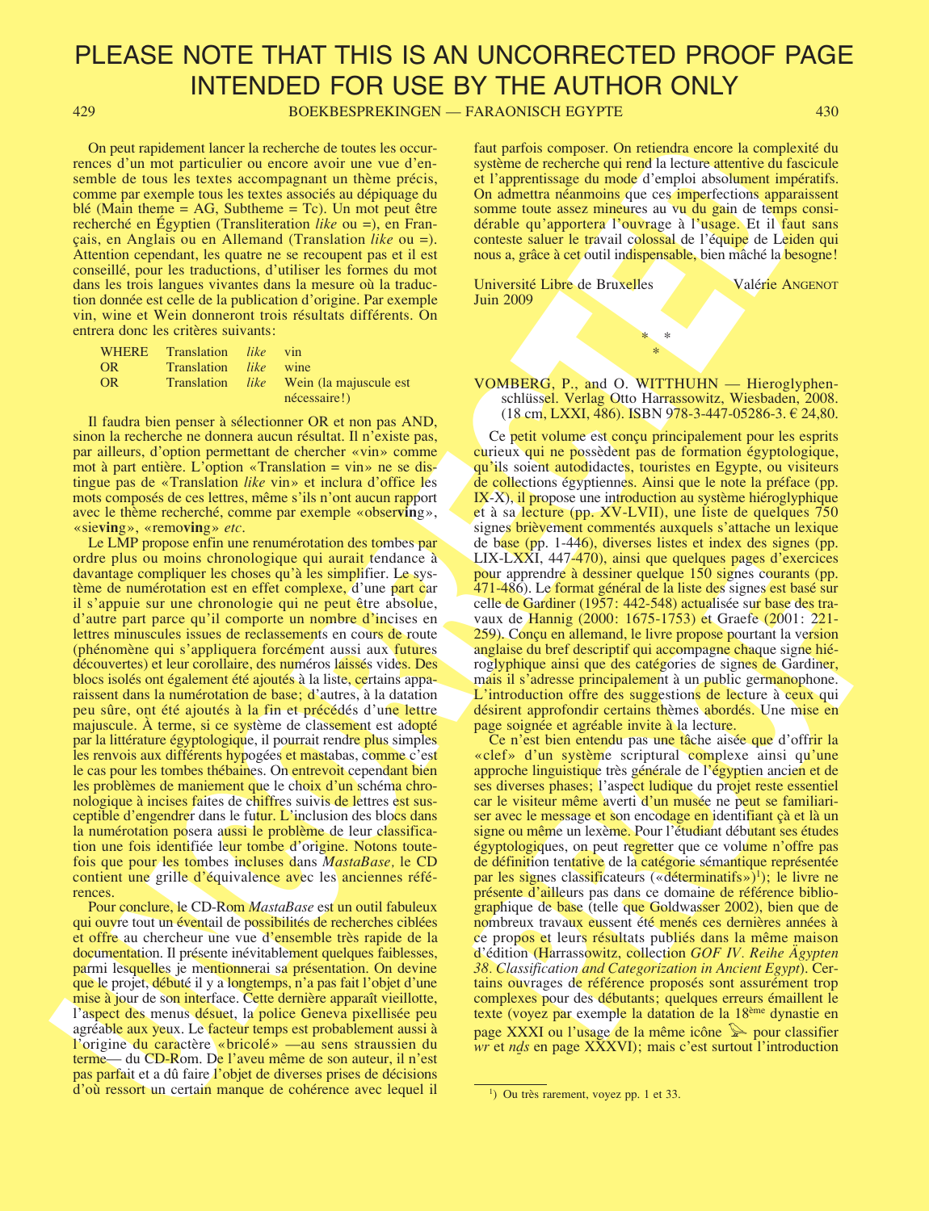On peut rapidement lancer la recherche de toutes les occurrences d'un mot particulier ou encore avoir une vue d'ensemble de tous les textes accompagnant un thème précis, comme par exemple tous les textes associés au dépiquage du blé (Main theme = AG, Subtheme = Tc). Un mot peut être recherché en Égyptien (Transliteration *like* ou =), en Français, en Anglais ou en Allemand (Translation *like* ou =). Attention cependant, les quatre ne se recoupent pas et il est conseillé, pour les traductions, d'utiliser les formes du mot dans les trois langues vivantes dans la mesure où la traduction donnée est celle de la publication d'origine. Par exemple vin, wine et Wein donneront trois résultats différents. On entrera donc les critères suivants:

| | | | |
|---|---|---|---|
| WHERE | Translation | *like* | vin |
| OR | Translation | *like* | wine |
| OR | Translation | *like* | Wein (la majuscule est nécessaire!) |

Il faudra bien penser à sélectionner OR et non pas AND, sinon la recherche ne donnera aucun résultat. Il n'existe pas, par ailleurs, d'option permettant de chercher «vin» comme mot à part entière. L'option «Translation = vin» ne se distingue pas de «Translation *like* vin» et inclura d'office les mots composés de ces lettres, même s'ils n'ont aucun rapport avec le thème recherché, comme par exemple «obser**ving**», «sie**ving**», «remo**ving**» *etc*.

Le LMP propose enfin une renumérotation des tombes par ordre plus ou moins chronologique qui aurait tendance à davantage compliquer les choses qu'à les simplifier. Le système de numérotation est en effet complexe, d'une part car il s'appuie sur une chronologie qui ne peut être absolue, d'autre part parce qu'il comporte un nombre d'incises en lettres minuscules issues de reclassements en cours de route (phénomène qui s'appliquera forcément aussi aux futures découvertes) et leur corollaire, des numéros laissés vides. Des blocs isolés ont également été ajoutés à la liste, certains apparaissent dans la numérotation de base; d'autres, à la datation peu sûre, ont été ajoutés à la fin et précédés d'une lettre majuscule. À terme, si ce système de classement est adopté par la littérature égyptologique, il pourrait rendre plus simples les renvois aux différents hypogées et mastabas, comme c'est le cas pour les tombes thébaines. On entrevoit cependant bien les problèmes de maniement que le choix d'un schéma chronologique à incises faites de chiffres suivis de lettres est susceptible d'engendrer dans le futur. L'inclusion des blocs dans la numérotation posera aussi le problème de leur classification une fois identifiée leur tombe d'origine. Notons toutefois que pour les tombes incluses dans *MastaBase,* le CD contient une grille d'équivalence avec les anciennes références.

Pour conclure, le CD-Rom *MastaBase* est un outil fabuleux qui ouvre tout un éventail de possibilités de recherches ciblées et offre au chercheur une vue d'ensemble très rapide de la documentation. Il présente inévitablement quelques faiblesses, parmi lesquelles je mentionnerai sa présentation. On devine que le projet, débuté il y a longtemps, n'a pas fait l'objet d'une mise à jour de son interface. Cette dernière apparaît vieillotte, l'aspect des menus désuet, la police Geneva pixellisée peu agréable aux yeux. Le facteur temps est probablement aussi à l'origine du caractère «bricolé» —au sens straussien du terme— du CD-Rom. De l'aveu même de son auteur, il n'est pas parfait et a dû faire l'objet de diverses prises de décisions d'où ressort un certain manque de cohérence avec lequel il faut parfois composer. On retiendra encore la complexité du système de recherche qui rend la lecture attentive du fascicule et l'apprentissage du mode d'emploi absolument impératifs. On admettra néanmoins que ces imperfections apparaissent somme toute assez mineures au vu du gain de temps considérable qu'apportera l'ouvrage à l'usage. Et il faut sans conteste saluer le travail colossal de l'équipe de Leiden qui nous a, grâce à cet outil indispensable, bien mâché la besogne!

Université Libre de Bruxelles — Valérie ANGENOT
Juin 2009

\* \*
\*

VOMBERG, P., and O. WITTHUHN — Hieroglyphenschlüssel. Verlag Otto Harrassowitz, Wiesbaden, 2008. (18 cm, LXXI, 486). ISBN 978-3-447-05286-3. € 24,80.

Ce petit volume est conçu principalement pour les esprits curieux qui ne possèdent pas de formation égyptologique, qu'ils soient autodidactes, touristes en Egypte, ou visiteurs de collections égyptiennes. Ainsi que le note la préface (pp. IX-X), il propose une introduction au système hiéroglyphique et à sa lecture (pp. XV-LVII), une liste de quelques 750 signes brièvement commentés auxquels s'attache un lexique de base (pp. 1-446), diverses listes et index des signes (pp. LIX-LXXI, 447-470), ainsi que quelques pages d'exercices pour apprendre à dessiner quelque 150 signes courants (pp. 471-486). Le format général de la liste des signes est basé sur celle de Gardiner (1957: 442-548) actualisée sur base des travaux de Hannig (2000: 1675-1753) et Graefe (2001: 221-259). Conçu en allemand, le livre propose pourtant la version anglaise du bref descriptif qui accompagne chaque signe hiéroglyphique ainsi que des catégories de signes de Gardiner, mais il s'adresse principalement à un public germanophone. L'introduction offre des suggestions de lecture à ceux qui désirent approfondir certains thèmes abordés. Une mise en page soignée et agréable invite à la lecture.

Ce n'est bien entendu pas une tâche aisée que d'offrir la «clef» d'un système scriptural complexe ainsi qu'une approche linguistique très générale de l'égyptien ancien et de ses diverses phases; l'aspect ludique du projet reste essentiel car le visiteur même averti d'un musée ne peut se familiariser avec le message et son encodage en identifiant çà et là un signe ou même un lexème. Pour l'étudiant débutant ses études égyptologiques, on peut regretter que ce volume n'offre pas de définition tentative de la catégorie sémantique représentée par les signes classificateurs («déterminatifs»)[1]; le livre ne présente d'ailleurs pas dans ce domaine de référence bibliographique de base (telle que Goldwasser 2002), bien que de nombreux travaux eussent été menés ces dernières années à ce propos et leurs résultats publiés dans la même maison d'édition (Harrassowitz, collection *GOF IV. Reihe Ägypten 38. Classification and Categorization in Ancient Egypt*). Certains ouvrages de référence proposés sont assurément trop complexes pour des débutants; quelques erreurs émaillent le texte (voyez par exemple la datation de la 18ème dynastie en page XXXI ou l'usage de la même icône pour classifier *wr* et *nḏs* en page XXXVI); mais c'est surtout l'introduction

[1]) Ou très rarement, voyez pp. 1 et 33.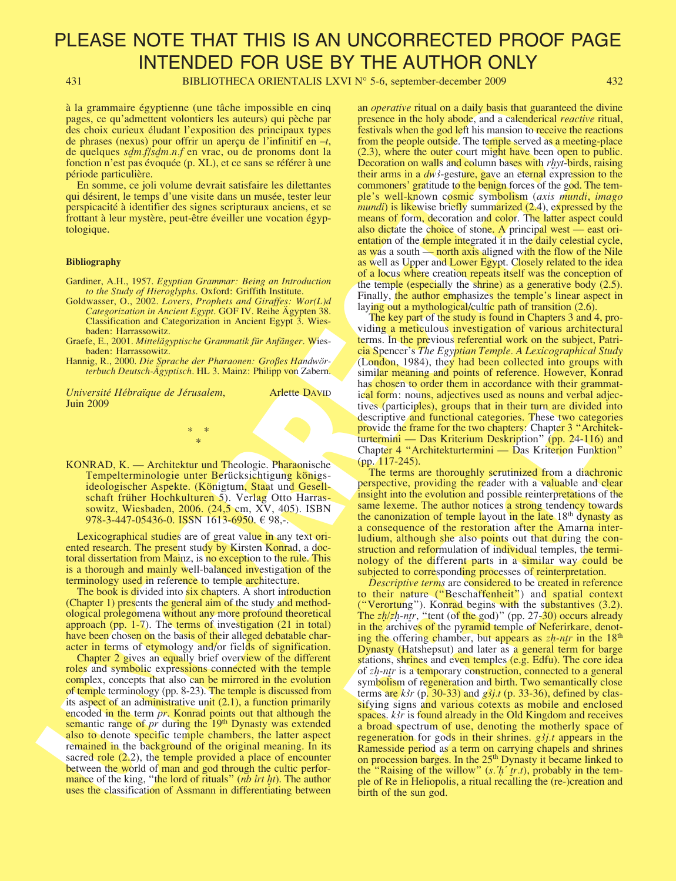à la grammaire égyptienne (une tâche impossible en cinq pages, ce qu'admettent volontiers les auteurs) qui pèche par des choix curieux éludant l'exposition des principaux types de phrases (nexus) pour offrir un aperçu de l'infinitif en *–t*, de quelques *sḏm.f*/*sḏm.n.f* en vrac, ou de pronoms dont la fonction n'est pas évoquée (p. XL), et ce sans se référer à une période particulière.

En somme, ce joli volume devrait satisfaire les dilettantes qui désirent, le temps d'une visite dans un musée, tester leur perspicacité à identifier des signes scripturaux anciens, et se frottant à leur mystère, peut-être éveiller une vocation égyptologique.

**Bibliography**

Gardiner, A.H., 1957. *Egyptian Grammar: Being an Introduction to the Study of Hieroglyphs*. Oxford: Griffith Institute.

Goldwasser, O., 2002. *Lovers, Prophets and Giraffes: Wor(L)d Categorization in Ancient Egypt*. GOF IV. Reihe Ägypten 38. Classification and Categorization in Ancient Egypt 3. Wiesbaden: Harrassowitz.

Graefe, E., 2001. *Mittelägyptische Grammatik für Anfänger*. Wiesbaden: Harrassowitz.

Hannig, R., 2000. *Die Sprache der Pharaonen: Großes Handwörterbuch Deutsch-Ägyptisch*. HL 3. Mainz: Philipp von Zabern.

*Université Hébraïque de Jérusalem*, Arlette DAVID
Juin 2009

\* \*
\*

KONRAD, K. — Architektur und Theologie. Pharaonische Tempelterminologie unter Berücksichtigung königsideologischer Aspekte. (Königtum, Staat und Gesellschaft früher Hochkulturen 5). Verlag Otto Harrassowitz, Wiesbaden, 2006. (24,5 cm, XV, 405). ISBN 978-3-447-05436-0. ISSN 1613-6950. € 98,-.

Lexicographical studies are of great value in any text oriented research. The present study by Kirsten Konrad, a doctoral dissertation from Mainz, is no exception to the rule. This is a thorough and mainly well-balanced investigation of the terminology used in reference to temple architecture.

The book is divided into six chapters. A short introduction (Chapter 1) presents the general aim of the study and methodological prolegomena without any more profound theoretical approach (pp. 1-7). The terms of investigation (21 in total) have been chosen on the basis of their alleged debatable character in terms of etymology and/or fields of signification.

Chapter 2 gives an equally brief overview of the different roles and symbolic expressions connected with the temple complex, concepts that also can be mirrored in the evolution of temple terminology (pp. 8-23). The temple is discussed from its aspect of an administrative unit (2.1), a function primarily encoded in the term *pr*. Konrad points out that although the semantic range of *pr* during the 19th Dynasty was extended also to denote specific temple chambers, the latter aspect remained in the background of the original meaning. In its sacred role (2.2), the temple provided a place of encounter between the world of man and god through the cultic performance of the king, "the lord of rituals" (*nb ỉrt ḫt*). The author uses the classification of Assmann in differentiating between an *operative* ritual on a daily basis that guaranteed the divine presence in the holy abode, and a calenderical *reactive* ritual, festivals when the god left his mansion to receive the reactions from the people outside. The temple served as a meeting-place (2.3), where the outer court might have been open to public. Decoration on walls and column bases with *rḫyt*-birds, raising their arms in a *dwꜣ*-gesture, gave an eternal expression to the commoners' gratitude to the benign forces of the god. The temple's well-known cosmic symbolism (*axis mundi*, *imago mundi*) is likewise briefly summarized (2.4), expressed by the means of form, decoration and color. The latter aspect could also dictate the choice of stone. A principal west — east orientation of the temple integrated it in the daily celestial cycle, as was a south — north axis aligned with the flow of the Nile as well as Upper and Lower Egypt. Closely related to the idea of a locus where creation repeats itself was the conception of the temple (especially the shrine) as a generative body (2.5). Finally, the author emphasizes the temple's linear aspect in laying out a mythological/cultic path of transition (2.6).

The key part of the study is found in Chapters 3 and 4, providing a meticulous investigation of various architectural terms. In the previous referential work on the subject, Patricia Spencer's *The Egyptian Temple. A Lexicographical Study* (London, 1984), they had been collected into groups with similar meaning and points of reference. However, Konrad has chosen to order them in accordance with their grammatical form: nouns, adjectives used as nouns and verbal adjectives (participles), groups that in their turn are divided into descriptive and functional categories. These two categories provide the frame for the two chapters: Chapter 3 "Architekturtermini — Das Kriterium Deskription" (pp. 24-116) and Chapter 4 "Architekturtermini — Das Kriterion Funktion" (pp. 117-245).

The terms are thoroughly scrutinized from a diachronic perspective, providing the reader with a valuable and clear insight into the evolution and possible reinterpretations of the same lexeme. The author notices a strong tendency towards the canonization of temple layout in the late 18th dynasty as a consequence of the restoration after the Amarna interludium, although she also points out that during the construction and reformulation of individual temples, the terminology of the different parts in a similar way could be subjected to corresponding processes of reinterpretation.

*Descriptive terms* are considered to be created in reference to their nature ("Beschaffenheit") and spatial context ("Verortung"). Konrad begins with the substantives (3.2). The *zḥ*/*zḥ-nṯr*, "tent (of the god)" (pp. 27-30) occurs already in the archives of the pyramid temple of Neferirkare, denoting the offering chamber, but appears as *zḥ-nṯr* in the 18th Dynasty (Hatshepsut) and later as a general term for barge stations, shrines and even temples (e.g. Edfu). The core idea of *zḥ-nṯr* is a temporary construction, connected to a general symbolism of regeneration and birth. Two semantically close terms are *kꜣr* (p. 30-33) and *gꜣj.t* (p. 33-36), defined by classifying signs and various cotexts as mobile and enclosed spaces. *kꜣr* is found already in the Old Kingdom and receives a broad spectrum of use, denoting the motherly space of regeneration for gods in their shrines. *gꜣj.t* appears in the Ramesside period as a term on carrying chapels and shrines on procession barges. In the 25th Dynasty it became linked to the "Raising of the willow" (*s.ꜥḥꜥ tr.t*), probably in the temple of Re in Heliopolis, a ritual recalling the (re-)creation and birth of the sun god.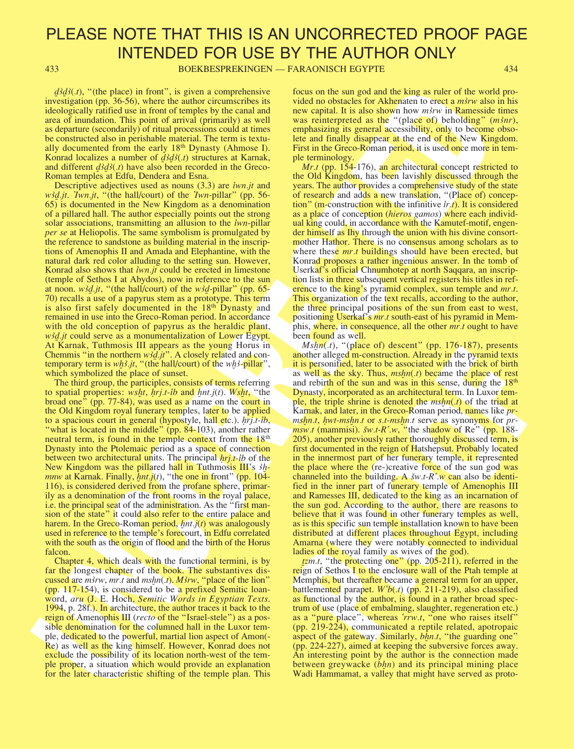*ḏ3ḏ3*(*.t*), "(the place) in front", is given a comprehensive investigation (pp. 36-56), where the author circumscribes its ideologically ratified use in front of temples by the canal and area of inundation. This point of arrival (primarily) as well as departure (secondarily) of ritual processions could at times be constructed also in perishable material. The term is textually documented from the early 18th Dynasty (Ahmose I). Konrad localizes a number of *ḏ3ḏ3*(*.t*) structures at Karnak, and different *ḏ3ḏ3*(*.t*) have also been recorded in the Greco-Roman temples at Edfu, Dendera and Esna.

Descriptive adjectives used as nouns (3.3) are *ỉwn.jt* and *w3ḏ.jt*. *ʾIwn.jt*, "(the hall/court) of the *ʾIwn*-pillar" (pp. 56-65) is documented in the New Kingdom as a denomination of a pillared hall. The author especially points out the strong solar associations, transmitting an allusion to the *ỉwn*-pillar *per se* at Heliopolis. The same symbolism is promulgated by the reference to sandstone as building material in the inscriptions of Amenophis II and Amada and Elephantine, with the natural dark red color alluding to the setting sun. However, Konrad also shows that *ỉwn.jt* could be erected in limestone (temple of Sethos I at Abydos), now in reference to the sun at noon. *w3ḏ.jt*, "(the hall/court) of the *w3ḏ*-pillar" (pp. 65-70) recalls a use of a papyrus stem as a prototype. This term is also first safely documented in the 18th Dynasty and remained in use into the Greco-Roman period. In accordance with the old conception of papyrus as the heraldic plant, *w3ḏ.jt* could serve as a monumentalization of Lower Egypt. At Karnak, Tuthmosis III appears as the young Horus in Chemmis "in the northern *w3ḏ.jt*". A closely related and contemporary term is *wḫ3.jt*, "(the hall/court) of the *wḫ3*-pillar", which symbolized the place of sunset.

The third group, the participles, consists of terms referring to spatial properties: *wsḫt*, *ḥrj.t-ib* and *ḫnt.j*(*t*). *Wsḫt*, "the broad one" (pp. 77-84), was used as a name on the court in the Old Kingdom royal funerary temples, later to be applied to a spacious court in general (hypostyle, hall etc.). *ḥrj.t-ib*, "what is located in the middle" (pp. 84-103), another rather neutral term, is found in the temple context from the 18th Dynasty into the Ptolemaic period as a space of connection between two architectural units. The principal *ḥrj.t-ib* of the New Kingdom was the pillared hall in Tuthmosis III's *3ḫ-mnw* at Karnak. Finally, *ḫnt.j*(*t*), "the one in front" (pp. 104-116), is considered derived from the profane sphere, primarily as a denomination of the front rooms in the royal palace, i.e. the principal seat of the administration. As the "first mansion of the state" it could also refer to the entire palace and harem. In the Greco-Roman period, *ḫnt.j*(*t*) was analogously used in reference to the temple's forecourt, in Edfu correlated with the south as the origin of flood and the birth of the Horus falcon.

Chapter 4, which deals with the functional termini, is by far the longest chapter of the book. The substantives discussed are *m3rw*, *mr.t* and *msḫn*(*.t*). *M3rw*, "place of the lion" (pp. 117-154), is considered to be a prefixed Semitic loanword, *aru* (J. E. Hoch, *Semitic Words in Egyptian Texts*. 1994, p. 28f.). In architecture, the author traces it back to the reign of Amenophis III (*recto* of the "Israel-stele") as a possible denomination for the columned hall in the Luxor temple, dedicated to the powerful, martial lion aspect of Amon(-Re) as well as the king himself. However, Konrad does not exclude the possibility of its location north-west of the temple proper, a situation which would provide an explanation for the later characteristic shifting of the temple plan. This focus on the sun god and the king as ruler of the world provided no obstacles for Akhenaten to erect a *m3rw* also in his new capital. It is also shown how *m3rw* in Ramesside times was reinterpreted as the "(place of) beholding" (*m3nr*), emphasizing its general accessibility, only to become obsolete and finally disappear at the end of the New Kingdom. First in the Greco-Roman period, it is used once more in temple terminology.

*Mr.t* (pp. 154-176), an architectural concept restricted to the Old Kingdom, has been lavishly discussed through the years. The author provides a comprehensive study of the state of research and adds a new translation, "(Place of) conception" (m-construction with the infinitive *ỉr.t*). It is considered as a place of conception (*hieros gamos*) where each individual king could, in accordance with the Kamutef-motif, engender himself as Ihy through the union with his divine consort-mother Hathor. There is no consensus among scholars as to where these *mr.t* buildings should have been erected, but Konrad proposes a rather ingenious answer. In the tomb of Userkaf's official Chnumhotep at north Saqqara, an inscription lists in three subsequent vertical registers his titles in reference to the king's pyramid complex, sun temple and *mr.t*. This organization of the text recalls, according to the author, the three principal positions of the sun from east to west, positioning Userkaf's *mr.t* south-east of his pyramid in Memphis, where, in consequence, all the other *mr.t* ought to have been found as well.

*Msḫn*(*.t*), "(place of) descent" (pp. 176-187), presents another alleged m-construction. Already in the pyramid texts it is personified, later to be associated with the brick of birth as well as the sky. Thus, *msḫn*(*.t*) became the place of rest and rebirth of the sun and was in this sense, during the 18th Dynasty, incorporated as an architectural term. In Luxor temple, the triple shrine is denoted the *msḫn*(*.t*) of the triad at Karnak, and later, in the Greco-Roman period, names like *pr-msḫn.t*, *ḥwt-msḫn.t* or *s.t-msḫn.t* serve as synonyms for *pr-msw.t* (mammisi). *šw.t-Rʿ.w*, "the shadow of Re" (pp. 188-205), another previously rather thoroughly discussed term, is first documented in the reign of Hatshepsut. Probably located in the innermost part of her funerary temple, it represented the place where the (re-)creative force of the sun god was channeled into the building. A *šw.t-Rʿ.w* can also be identified in the inner part of funerary temple of Amenophis III and Ramesses III, dedicated to the king as an incarnation of the sun god. According to the author, there are reasons to believe that it was found in other funerary temples as well, as is this specific sun temple installation known to have been distributed at different places throughout Egypt, including Amarna (where they were notably connected to individual ladies of the royal family as wives of the god).

*ṯzm.t*, "the protecting one" (pp. 205-211), referred in the reign of Sethos I to the enclosure wall of the Ptah temple at Memphis, but thereafter became a general term for an upper, battlemented parapet. *Wʿb*(*.t*) (pp. 211-219), also classified as functional by the author, is found in a rather broad spectrum of use (place of embalming, slaughter, regeneration etc.) as a "pure place", whereas *ʿrrw.t*, "one who raises itself" (pp. 219-224), communicated a reptile related, apotropaic aspect of the gateway. Similarly, *bḫn.t*, "the guarding one" (pp. 224-227), aimed at keeping the subversive forces away. An interesting point by the author is the connection made between greywacke (*bḫn*) and its principal mining place Wadi Hammamat, a valley that might have served as proto-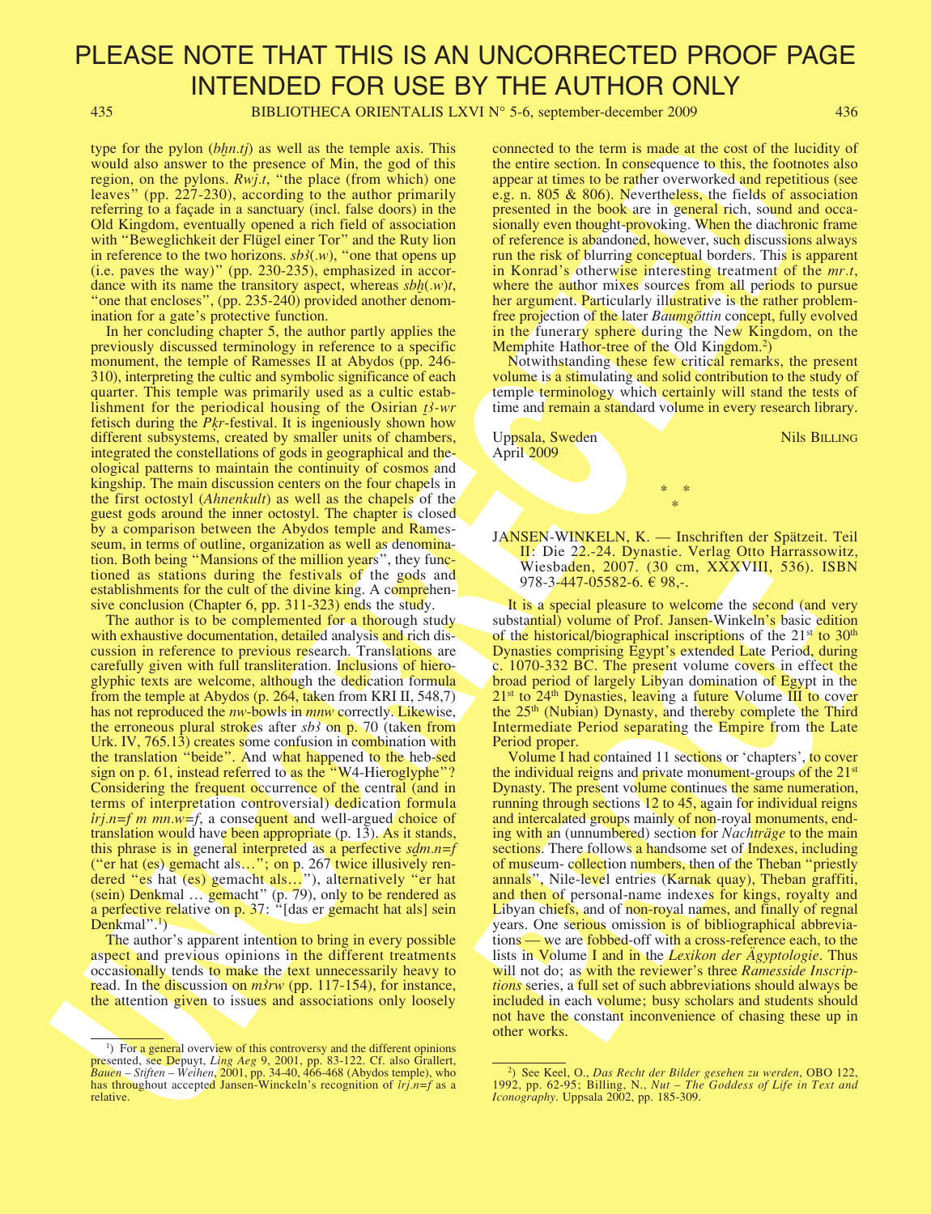PLEASE NOTE THAT THIS IS AN UNCORRECTED PROOF PAGE INTENDED FOR USE BY THE AUTHOR ONLY

type for the pylon (*bḫn.tj*) as well as the temple axis. This would also answer to the presence of Min, the god of this region, on the pylons. *Rwj.t*, "the place (from which) one leaves" (pp. 227-230), according to the author primarily referring to a façade in a sanctuary (incl. false doors) in the Old Kingdom, eventually opened a rich field of association with "Beweglichkeit der Flügel einer Tor" and the Ruty lion in reference to the two horizons. *sbꜣ(.w)*, "one that opens up (i.e. paves the way)" (pp. 230-235), emphasized in accordance with its name the transitory aspect, whereas *sbḫ(.w)t*, "one that encloses", (pp. 235-240) provided another denomination for a gate's protective function.

In her concluding chapter 5, the author partly applies the previously discussed terminology in reference to a specific monument, the temple of Ramesses II at Abydos (pp. 246-310), interpreting the cultic and symbolic significance of each quarter. This temple was primarily used as a cultic establishment for the periodical housing of the Osirian *tꜣ-wr* fetisch during the *Pḳr*-festival. It is ingeniously shown how different subsystems, created by smaller units of chambers, integrated the constellations of gods in geographical and theological patterns to maintain the continuity of cosmos and kingship. The main discussion centers on the four chapels in the first octostyl (*Ahnenkult*) as well as the chapels of the guest gods around the inner octostyl. The chapter is closed by a comparison between the Abydos temple and Ramesseum, in terms of outline, organization as well as denomination. Both being "Mansions of the million years", they functioned as stations during the festivals of the gods and establishments for the cult of the divine king. A comprehensive conclusion (Chapter 6, pp. 311-323) ends the study.

The author is to be complemented for a thorough study with exhaustive documentation, detailed analysis and rich discussion in reference to previous research. Translations are carefully given with full transliteration. Inclusions of hieroglyphic texts are welcome, although the dedication formula from the temple at Abydos (p. 264, taken from KRI II, 548,7) has not reproduced the *nw*-bowls in *mnw* correctly. Likewise, the erroneous plural strokes after *sbꜣ* on p. 70 (taken from Urk. IV, 765.13) creates some confusion in combination with the translation "beide". And what happened to the heb-sed sign on p. 61, instead referred to as the "W4-Hieroglyphe"? Considering the frequent occurrence of the central (and in terms of interpretation controversial) dedication formula *ỉrj.n=f m mn.w=f*, a consequent and well-argued choice of translation would have been appropriate (p. 13). As it stands, this phrase is in general interpreted as a perfective *sḏm.n=f* ("er hat (es) gemacht als…"; on p. 267 twice illusively rendered "es hat (es) gemacht als…"), alternatively "er hat (sein) Denkmal … gemacht" (p. 79), only to be rendered as a perfective relative on p. 37: "[das er gemacht hat als] sein Denkmal".[1])

The author's apparent intention to bring in every possible aspect and previous opinions in the different treatments occasionally tends to make the text unnecessarily heavy to read. In the discussion on *mꜣrw* (pp. 117-154), for instance, the attention given to issues and associations only loosely connected to the term is made at the cost of the lucidity of the entire section. In consequence to this, the footnotes also appear at times to be rather overworked and repetitious (see e.g. n. 805 & 806). Nevertheless, the fields of association presented in the book are in general rich, sound and occasionally even thought-provoking. When the diachronic frame of reference is abandoned, however, such discussions always run the risk of blurring conceptual borders. This is apparent in Konrad's otherwise interesting treatment of the *mr.t*, where the author mixes sources from all periods to pursue her argument. Particularly illustrative is the rather problem-free projection of the later *Baumgöttin* concept, fully evolved in the funerary sphere during the New Kingdom, on the Memphite Hathor-tree of the Old Kingdom.[2])

Notwithstanding these few critical remarks, the present volume is a stimulating and solid contribution to the study of temple terminology which certainly will stand the tests of time and remain a standard volume in every research library.

Uppsala, Sweden
April 2009

Nils Billing

\* \*
\*

JANSEN-WINKELN, K. — Inschriften der Spätzeit. Teil II: Die 22.-24. Dynastie. Verlag Otto Harrassowitz, Wiesbaden, 2007. (30 cm, XXXVIII, 536). ISBN 978-3-447-05582-6. € 98,-.

It is a special pleasure to welcome the second (and very substantial) volume of Prof. Jansen-Winkeln's basic edition of the historical/biographical inscriptions of the 21st to 30th Dynasties comprising Egypt's extended Late Period, during c. 1070-332 BC. The present volume covers in effect the broad period of largely Libyan domination of Egypt in the 21st to 24th Dynasties, leaving a future Volume III to cover the 25th (Nubian) Dynasty, and thereby complete the Third Intermediate Period separating the Empire from the Late Period proper.

Volume I had contained 11 sections or 'chapters', to cover the individual reigns and private monument-groups of the 21st Dynasty. The present volume continues the same numeration, running through sections 12 to 45, again for individual reigns and intercalated groups mainly of non-royal monuments, ending with an (unnumbered) section for *Nachträge* to the main sections. There follows a handsome set of Indexes, including of museum- collection numbers, then of the Theban "priestly annals", Nile-level entries (Karnak quay), Theban graffiti, and then of personal-name indexes for kings, royalty and Libyan chiefs, and of non-royal names, and finally of regnal years. One serious omission is of bibliographical abbreviations — we are fobbed-off with a cross-reference each, to the lists in Volume I and in the *Lexikon der Ägyptologie*. Thus will not do; as with the reviewer's three *Ramesside Inscriptions* series, a full set of such abbreviations should always be included in each volume; busy scholars and students should not have the constant inconvenience of chasing these up in other works.

---

[1]) For a general overview of this controversy and the different opinions presented, see Depuyt, *Ling Aeg* 9, 2001, pp. 83-122. Cf. also Grallert, *Bauen – Stiften – Weihen*, 2001, pp. 34-40, 466-468 (Abydos temple), who has throughout accepted Jansen-Winckeln's recognition of *ỉrj.n=f* as a relative.

[2]) See Keel, O., *Das Recht der Bilder gesehen zu werden*, OBO 122, 1992, pp. 62-95; Billing, N., *Nut – The Goddess of Life in Text and Iconography*. Uppsala 2002, pp. 185-309.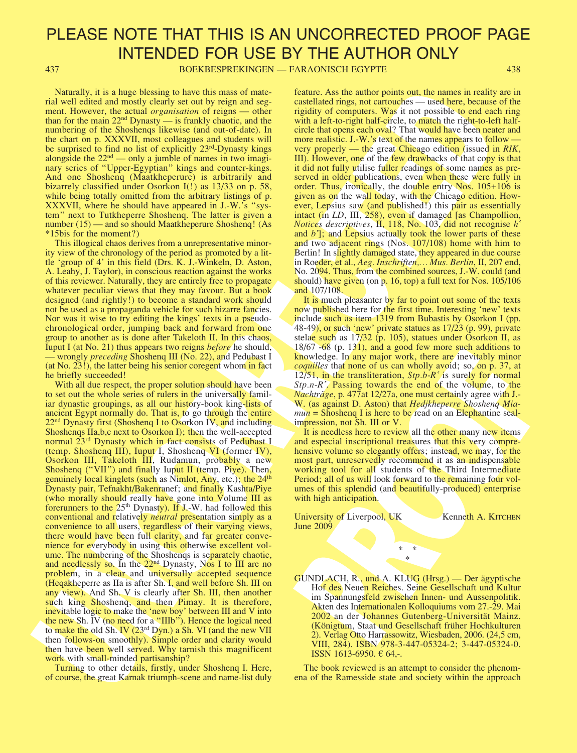Naturally, it is a huge blessing to have this mass of material well edited and mostly clearly set out by reign and segment. However, the actual *organisation* of reigns — other than for the main 22nd Dynasty — is frankly chaotic, and the numbering of the Shoshenqs likewise (and out-of-date). In the chart on p. XXXVII, most colleagues and students will be surprised to find no list of explicitly 23rd-Dynasty kings alongside the 22nd — only a jumble of names in two imaginary series of "Upper-Egyptian" kings and counter-kings. And one Shoshenq (Maatkheperure) is arbitrarily and bizarrely classified under Osorkon I(!) as 13/33 on p. 58, while being totally omitted from the arbitrary listings of p. XXXVII, where he should have appeared in J.-W.'s "system" next to Tutkheperre Shoshenq. The latter is given a number (15) — and so should Maatkheperure Shoshenq! (As *15bis for the moment?)

This illogical chaos derives from a unrepresentative minority view of the chronology of the period as promoted by a little 'group of 4' in this field (Drs. K. J.-Winkeln, D. Aston, A. Leahy, J. Taylor), in conscious reaction against the works of this reviewer. Naturally, they are entirely free to propagate whatever peculiar views that they may favour. But a book designed (and rightly!) to become a standard work should not be used as a propaganda vehicle for such bizarre fancies. Nor was it wise to try editing the kings' texts in a pseudo-chronological order, jumping back and forward from one group to another as is done after Takeloth II. In this chaos, Iuput I (at No. 21) thus appears two reigns *before* he should, — wrongly *preceding* Shoshenq III (No. 22), and Pedubast I (at No. 23!), the latter being his senior coregent whom in fact he briefly succeeded!

With all due respect, the proper solution should have been to set out the whole series of rulers in the universally familiar dynastic groupings, as all our history-book king-lists of ancient Egypt normally do. That is, to go through the entire 22nd Dynasty first (Shoshenq I to Osorkon IV, and including Shoshenqs IIa,b,c next to Osorkon I); then the well-accepted normal 23rd Dynasty which in fact consists of Pedubast I (temp. Shoshenq III), Iuput I, Shoshenq VI (former IV), Osorkon III, Takeloth III, Rudamun, probably a new Shoshenq ("VII") and finally Iuput II (temp. Piye). Then, genuinely local kinglets (such as Nimlot, Any, etc.); the 24th Dynasty pair, Tefnakht/Bakenranef; and finally Kashta/Piye (who morally should really have gone into Volume III as forerunners to the 25th Dynasty). If J.-W. had followed this conventional and relatively *neutral* presentation simply as a convenience to all users, regardless of their varying views, there would have been full clarity, and far greater convenience for everybody in using this otherwise excellent volume. The numbering of the Shoshenqs is separately chaotic, and needlessly so. In the 22nd Dynasty, Nos I to III are no problem, in a clear and universally accepted sequence (Heqakheperre as IIa is after Sh. I, and well before Sh. III on any view). And Sh. V is clearly after Sh. III, then another such king Shoshenq, and then Pimay. It is therefore, inevitable logic to make the 'new boy' between III and V into the new Sh. IV (no need for a "IIIb"). Hence the logical need to make the old Sh. IV (23rd Dyn.) a Sh. VI (and the new VII then follows-on smoothly). Simple order and clarity would then have been well served. Why tarnish this magnificent work with small-minded partisanship?

Turning to other details, firstly, under Shoshenq I. Here, of course, the great Karnak triumph-scene and name-list duly feature. Ass the author points out, the names in reality are in castellated rings, not cartouches — used here, because of the rigidity of computers. Was it not possible to end each ring with a left-to-right half-circle, to match the right-to-left half-circle that opens each oval? That would have been neater and more realistic. J.-W.'s text of the names appears to follow — very properly — the great Chicago edition (issued in *RIK*, III). However, one of the few drawbacks of that copy is that it did not fully utilise fuller readings of some names as preserved in older publications, even when these were fully in order. Thus, ironically, the double entry Nos. 105+106 is given as on the wall today, with the Chicago edition. However, Lepsius saw (and published!) this pair as essentially intact (in *LD*, III, 258), even if damaged [as Champollion, *Notices descriptives*, II, 118, No. 103, did not recognise *ḥʿ* and *bʿ*]; and Lepsius actually took the lower parts of these and two adjacent rings (Nos. 107/108) home with him to Berlin! In slightly damaged state, they appeared in due course in Roeder, et al., *Aeg. Inschriften,... Mus. Berlin*, II, 207 end, No. 2094. Thus, from the combined sources, J.-W. could (and should) have given (on p. 16, top) a full text for Nos. 105/106 and 107/108.

It is much pleasanter by far to point out some of the texts now published here for the first time. Interesting 'new' texts include such as item 1319 from Bubastis by Osorkon I (pp. 48-49), or such 'new' private statues as 17/23 (p. 99), private stelae such as 17/32 (p. 105), statues under Osorkon II, as 18/67 -68 (p. 131), and a good few more such additions to knowledge. In any major work, there are inevitably minor *coquilles* that none of us can wholly avoid; so, on p. 37, at 12/51, in the transliteration, *Stp.b-Rʿ* is surely for normal *Stp.n-Rʿ*. Passing towards the end of the volume, to the *Nachträge*, p. 477at 12/27a, one must certainly agree with J.-W. (as against D. Aston) that *Hedjkheperre Shoshenq Miamun* = Shoshenq I is here to be read on an Elephantine seal-impression, not Sh. III or V.

It is needless here to review all the other many new items and especial inscriptional treasures that this very comprehensive volume so elegantly offers; instead, we may, for the most part, unreservedly recommend it as an indispensable working tool for all students of the Third Intermediate Period; all of us will look forward to the remaining four volumes of this splendid (and beautifully-produced) enterprise with high anticipation.

University of Liverpool, UK — Kenneth A. Kitchen
June 2009

\* \* \*

GUNDLACH, R., und A. KLUG (Hrsg.) — Der ägyptische Hof des Neuen Reiches. Seine Gesellschaft und Kultur im Spannungsfeld zwischen Innen- und Aussenpolitik. Akten des Internationalen Kolloquiums vom 27.-29. Mai 2002 an der Johannes Gutenberg-Universität Mainz. (Königtum, Staat und Gesellschaft früher Hochkulturen 2). Verlag Otto Harrassowitz, Wiesbaden, 2006. (24,5 cm, VIII, 284). ISBN 978-3-447-05324-2; 3-447-05324-0. ISSN 1613-6950. € 64,-.

The book reviewed is an attempt to consider the phenomena of the Ramesside state and society within the approach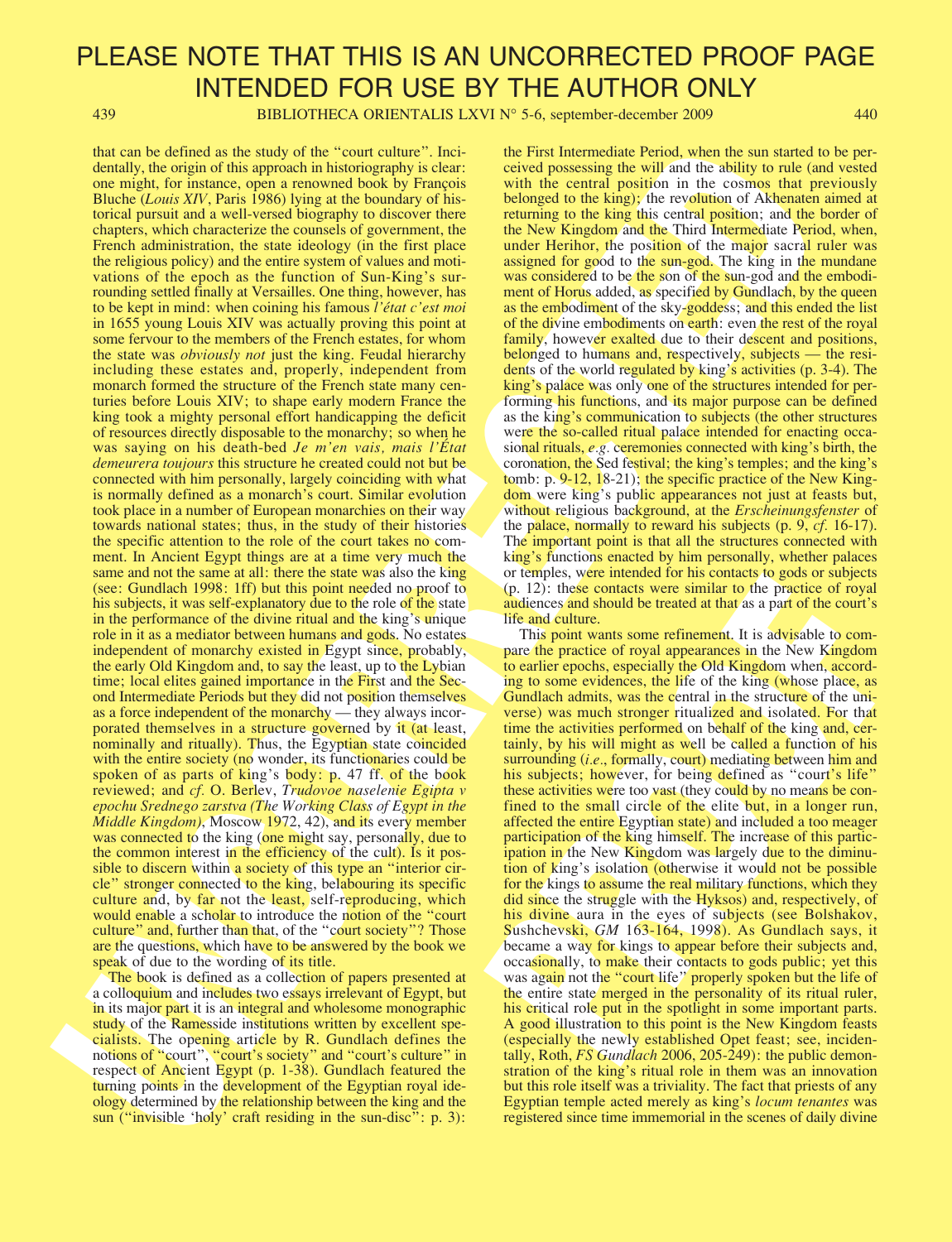that can be defined as the study of the "court culture". Incidentally, the origin of this approach in historiography is clear: one might, for instance, open a renowned book by François Bluche (*Louis XIV*, Paris 1986) lying at the boundary of historical pursuit and a well-versed biography to discover there chapters, which characterize the counsels of government, the French administration, the state ideology (in the first place the religious policy) and the entire system of values and motivations of the epoch as the function of Sun-King's surrounding settled finally at Versailles. One thing, however, has to be kept in mind: when coining his famous *l'état c'est moi* in 1655 young Louis XIV was actually proving this point at some fervour to the members of the French estates, for whom the state was *obviously not* just the king. Feudal hierarchy including these estates and, properly, independent from monarch formed the structure of the French state many centuries before Louis XIV; to shape early modern France the king took a mighty personal effort handicapping the deficit of resources directly disposable to the monarchy; so when he was saying on his death-bed *Je m'en vais, mais l'État demeurera toujours* this structure he created could not but be connected with him personally, largely coinciding with what is normally defined as a monarch's court. Similar evolution took place in a number of European monarchies on their way towards national states; thus, in the study of their histories the specific attention to the role of the court takes no comment. In Ancient Egypt things are at a time very much the same and not the same at all: there the state was also the king (see: Gundlach 1998: 1ff) but this point needed no proof to his subjects, it was self-explanatory due to the role of the state in the performance of the divine ritual and the king's unique role in it as a mediator between humans and gods. No estates independent of monarchy existed in Egypt since, probably, the early Old Kingdom and, to say the least, up to the Lybian time; local elites gained importance in the First and the Second Intermediate Periods but they did not position themselves as a force independent of the monarchy — they always incorporated themselves in a structure governed by it (at least, nominally and ritually). Thus, the Egyptian state coincided with the entire society (no wonder, its functionaries could be spoken of as parts of king's body: p. 47 ff. of the book reviewed; and *cf.* O. Berlev, *Trudovoe naselenie Egipta v epochu Srednego zarstva (The Working Class of Egypt in the Middle Kingdom)*, Moscow 1972, 42), and its every member was connected to the king (one might say, personally, due to the common interest in the efficiency of the cult). Is it possible to discern within a society of this type an "interior circle" stronger connected to the king, belabouring its specific culture and, by far not the least, self-reproducing, which would enable a scholar to introduce the notion of the "court culture" and, further than that, of the "court society"? Those are the questions, which have to be answered by the book we speak of due to the wording of its title.

The book is defined as a collection of papers presented at a colloquium and includes two essays irrelevant of Egypt, but in its major part it is an integral and wholesome monographic study of the Ramesside institutions written by excellent specialists. The opening article by R. Gundlach defines the notions of "court", "court's society" and "court's culture" in respect of Ancient Egypt (p. 1-38). Gundlach featured the turning points in the development of the Egyptian royal ideology determined by the relationship between the king and the sun ("invisible 'holy' craft residing in the sun-disc": p. 3): the First Intermediate Period, when the sun started to be perceived possessing the will and the ability to rule (and vested with the central position in the cosmos that previously belonged to the king); the revolution of Akhenaten aimed at returning to the king this central position; and the border of the New Kingdom and the Third Intermediate Period, when, under Herihor, the position of the major sacral ruler was assigned for good to the sun-god. The king in the mundane was considered to be the son of the sun-god and the embodiment of Horus added, as specified by Gundlach, by the queen as the embodiment of the sky-goddess; and this ended the list of the divine embodiments on earth: even the rest of the royal family, however exalted due to their descent and positions, belonged to humans and, respectively, subjects — the residents of the world regulated by king's activities (p. 3-4). The king's palace was only one of the structures intended for performing his functions, and its major purpose can be defined as the king's communication to subjects (the other structures were the so-called ritual palace intended for enacting occasional rituals, *e.g.* ceremonies connected with king's birth, the coronation, the Sed festival; the king's temples; and the king's tomb: p. 9-12, 18-21); the specific practice of the New Kingdom were king's public appearances not just at feasts but, without religious background, at the *Erscheinungsfenster* of the palace, normally to reward his subjects (p. 9, *cf.* 16-17). The important point is that all the structures connected with king's functions enacted by him personally, whether palaces or temples, were intended for his contacts to gods or subjects (p. 12): these contacts were similar to the practice of royal audiences and should be treated at that as a part of the court's life and culture.

This point wants some refinement. It is advisable to compare the practice of royal appearances in the New Kingdom to earlier epochs, especially the Old Kingdom when, according to some evidences, the life of the king (whose place, as Gundlach admits, was the central in the structure of the universe) was much stronger ritualized and isolated. For that time the activities performed on behalf of the king and, certainly, by his will might as well be called a function of his surrounding (*i.e.*, formally, court) mediating between him and his subjects; however, for being defined as "court's life" these activities were too vast (they could by no means be confined to the small circle of the elite but, in a longer run, affected the entire Egyptian state) and included a too meager participation of the king himself. The increase of this participation in the New Kingdom was largely due to the diminution of king's isolation (otherwise it would not be possible for the kings to assume the real military functions, which they did since the struggle with the Hyksos) and, respectively, of his divine aura in the eyes of subjects (see Bolshakov, Sushchevski, *GM* 163-164, 1998). As Gundlach says, it became a way for kings to appear before their subjects and, occasionally, to make their contacts to gods public; yet this was again not the "court life" properly spoken but the life of the entire state merged in the personality of its ritual ruler, his critical role put in the spotlight in some important parts. A good illustration to this point is the New Kingdom feasts (especially the newly established Opet feast; see, incidentally, Roth, *FS Gundlach* 2006, 205-249): the public demonstration of the king's ritual role in them was an innovation but this role itself was a triviality. The fact that priests of any Egyptian temple acted merely as king's *locum tenantes* was registered since time immemorial in the scenes of daily divine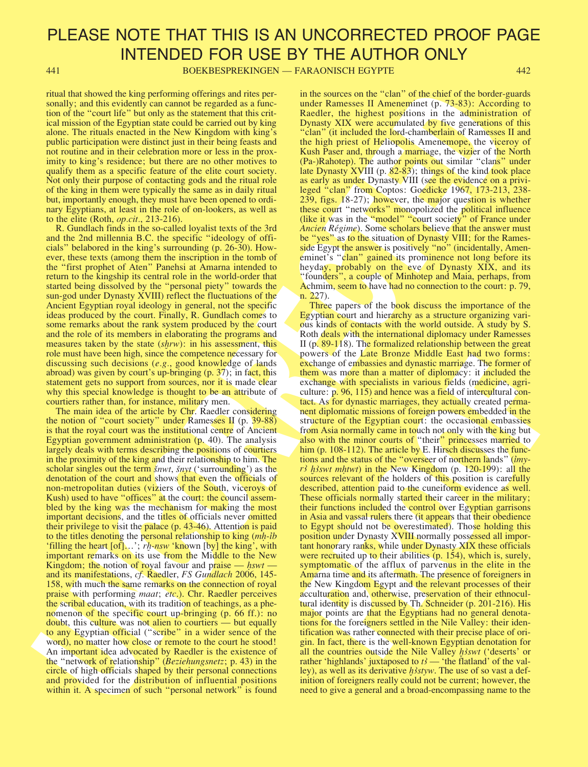ritual that showed the king performing offerings and rites personally; and this evidently can cannot be regarded as a function of the "court life" but only as the statement that this critical mission of the Egyptian state could be carried out by king alone. The rituals enacted in the New Kingdom with king's public participation were distinct just in their being feasts and not routine and in their celebration more or less in the proximity to king's residence; but there are no other motives to qualify them as a specific feature of the elite court society. Not only their purpose of contacting gods and the ritual role of the king in them were typically the same as in daily ritual but, importantly enough, they must have been opened to ordinary Egyptians, at least in the role of on-lookers, as well as to the elite (Roth, *op.cit.*, 213-216).

R. Gundlach finds in the so-called loyalist texts of the 3rd and the 2nd millennia B.C. the specific "ideology of officials" belabored in the king's surrounding (p. 26-30). However, these texts (among them the inscription in the tomb of the "first prophet of Aten" Panehsi at Amarna intended to return to the kingship its central role in the world-order that started being dissolved by the "personal piety" towards the sun-god under Dynasty XVIII) reflect the fluctuations of the Ancient Egyptian royal ideology in general, not the specific ideas produced by the court. Finally, R. Gundlach comes to some remarks about the rank system produced by the court and the role of its members in elaborating the programs and measures taken by the state (*sḫrw*): in his assessment, this role must have been high, since the competence necessary for discussing such decisions (*e.g.*, good knowledge of lands abroad) was given by court's up-bringing (p. 37); in fact, this statement gets no support from sources, nor it is made clear why this special knowledge is thought to be an attribute of courtiers rather than, for instance, military men.

The main idea of the article by Chr. Raedler considering the notion of "court society" under Ramesses II (p. 39-88) is that the royal court was the institutional centre of Ancient Egyptian government administration (p. 40). The analysis largely deals with terms describing the positions of courtiers in the proximity of the king and their relationship to him. The scholar singles out the term *šnwt*, *šnyt* ('surrounding') as the denotation of the court and shows that even the officials of non-metropolitan duties (viziers of the South, viceroys of Kush) used to have "offices" at the court: the council assembled by the king was the mechanism for making the most important decisions, and the titles of officials never omitted their privilege to visit the palace (p. 43-46). Attention is paid to the titles denoting the personal relationship to king (*mḥ-ib* 'filling the heart [of]…'; *rḫ-nsw* 'known [by] the king', with important remarks on its use from the Middle to the New Kingdom; the notion of royal favour and praise — *ḥswt* — and its manifestations, *cf.* Raedler, *FS Gundlach* 2006, 145-158, with much the same remarks on the connection of royal praise with performing *maat*; *etc*.). Chr. Raedler perceives the scribal education, with its tradition of teachings, as a phenomenon of the specific court up-bringing (p. 66 ff.): no doubt, this culture was not alien to courtiers — but equally to any Egyptian official ("scribe" in a wider sence of the word), no matter how close or remote to the court he stood! An important idea advocated by Raedler is the existence of the "network of relationship" (*Beziehungsnetz*; p. 43) in the circle of high officials shaped by their personal connections and provided for the distribution of influential positions within it. A specimen of such "personal network" is found in the sources on the "clan" of the chief of the border-guards under Ramesses II Ameneminet (p. 73-83): According to Raedler, the highest positions in the administration of Dynasty XIX were accumulated by five generations of this "clan" (it included the lord-chamberlain of Ramesses II and the high priest of Heliopolis Amenemope, the viceroy of Kush Paser and, through a marriage, the vizier of the North (Pa-)Rahotep). The author points out similar "clans" under late Dynasty XVIII (p. 82-83); things of the kind took place as early as under Dynasty VIII (see the evidence on a privileged "clan" from Coptos: Goedicke 1967, 173-213, 238-239, figs. 18-27); however, the major question is whether these court "networks" monopolized the political influence (like it was in the "model" "court society" of France under *Ancien Régime*). Some scholars believe that the answer must be "yes" as to the situation of Dynasty VIII; for the Ramesside Egypt the answer is positively "no" (incidentally, Ameneminet's "clan" gained its prominence not long before its heyday, probably on the eve of Dynasty XIX, and its "founders", a couple of Minhotep and Maia, perhaps, from Achmim, seem to have had no connection to the court: p. 79, n. 227).

Three papers of the book discuss the importance of the Egyptian court and hierarchy as a structure organizing various kinds of contacts with the world outside. A study by S. Roth deals with the international diplomacy under Ramesses II (p. 89-118). The formalized relationship between the great powers of the Late Bronze Middle East had two forms: exchange of embassies and dynastic marriage. The former of them was more than a matter of diplomacy: it included the exchange with specialists in various fields (medicine, agriculture: p. 96, 115) and hence was a field of intercultural contact. As for dynastic marriages, they actually created permanent diplomatic missions of foreign powers embedded in the structure of the Egyptian court: the occasional embassies from Asia normally came in touch not only with the king but also with the minor courts of "their" princesses married to him (p. 108-112). The article by E. Hirsch discusses the functions and the status of the "overseer of northern lands" (*imy-rꜣ ḫꜣswt mḥtwt*) in the New Kingdom (p. 120-199): all the sources relevant of the holders of this position is carefully described, attention paid to the cuneiform evidence as well. These officials normally started their career in the military; their functions included the control over Egyptian garrisons in Asia and vassal rulers there (it appears that their obedience to Egypt should not be overestimated). Those holding this position under Dynasty XVIII normally possessed all important honorary ranks, while under Dynasty XIX these officials were recruited up to their abilities (p. 154), which is, surely, symptomatic of the afflux of parvenus in the elite in the Amarna time and its aftermath. The presence of foreigners in the New Kingdom Egypt and the relevant processes of their acculturation and, otherwise, preservation of their ethnocultural identity is discussed by Th. Schneider (p. 201-216). His major points are that the Egyptians had no general denotations for the foreigners settled in the Nile Valley: their identification was rather connected with their precise place of origin. In fact, there is the well-known Egyptian denotation for all the countries outside the Nile Valley *ḫꜣswt* ('deserts' or rather 'highlands' juxtaposed to *tꜣ* — 'the flatland' of the valley), as well as its derivative *ḫꜣstyw*. The use of so vast a definition of foreigners really could not be current; however, the need to give a general and a broad-encompassing name to the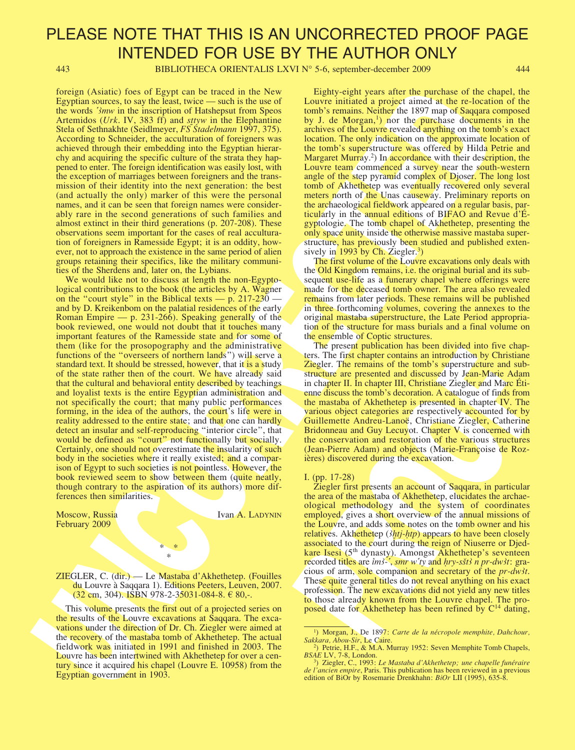foreign (Asiatic) foes of Egypt can be traced in the New Egyptian sources, to say the least, twice — such is the use of the words *ʿ3mw* in the inscription of Hatshepsut from Speos Artemidos (*Urk*. IV, 383 ff) and *sttyw* in the Elephantine Stela of Sethnakhte (Seidlmeyer, *FS Stadelmann* 1997, 375). According to Schneider, the acculturation of foreigners was achieved through their embedding into the Egyptian hierarchy and acquiring the specific culture of the strata they happened to enter. The foreign identification was easily lost, with the exception of marriages between foreigners and the transmission of their identity into the next generation: the best (and actually the only) marker of this were the personal names, and it can be seen that foreign names were considerably rare in the second generations of such families and almost extinct in their third generations (p. 207-208). These observations seem important for the cases of real acculturation of foreigners in Ramesside Egypt; it is an oddity, however, not to approach the existence in the same period of alien groups retaining their specifics, like the military communities of the Sherdens and, later on, the Lybians.

We would like not to discuss at length the non-Egyptological contributions to the book (the articles by A. Wagner on the "court style" in the Biblical texts — p. 217-230 — and by D. Kreikenbom on the palatial residences of the early Roman Empire — p. 231-266). Speaking generally of the book reviewed, one would not doubt that it touches many important features of the Ramesside state and for some of them (like for the prosopography and the administrative functions of the "overseers of northern lands") will serve a standard text. It should be stressed, however, that it is a study of the state rather then of the court. We have already said that the cultural and behavioral entity described by teachings and loyalist texts is the entire Egyptian administration and not specifically the court; that many public performances forming, in the idea of the authors, the court's life were in reality addressed to the entire state; and that one can hardly detect an insular and self-reproducing "interior circle", that would be defined as "court" not functionally but socially. Certainly, one should not overestimate the insularity of such body in the societies where it really existed; and a comparison of Egypt to such societies is not pointless. However, the book reviewed seem to show between them (quite neatly, though contrary to the aspiration of its authors) more differences then similarities.

Moscow, Russia — Ivan A. Ladynin
February 2009

\* \* \*

ZIEGLER, C. (dir.) — Le Mastaba d'Akhethetep. (Fouilles du Louvre à Saqqara 1). Editions Peeters, Leuven, 2007. (32 cm, 304). ISBN 978-2-35031-084-8. € 80,-.

This volume presents the first out of a projected series on the results of the Louvre excavations at Saqqara. The excavations under the direction of Dr. Ch. Ziegler were aimed at the recovery of the mastaba tomb of Akhethetep. The actual fieldwork was initiated in 1991 and finished in 2003. The Louvre has been intertwined with Akhethetep for over a century since it acquired his chapel (Louvre E. 10958) from the Egyptian government in 1903.

Eighty-eight years after the purchase of the chapel, the Louvre initiated a project aimed at the re-location of the tomb's remains. Neither the 1897 map of Saqqara composed by J. de Morgan,[1]) nor the purchase documents in the archives of the Louvre revealed anything on the tomb's exact location. The only indication on the approximate location of the tomb's superstructure was offered by Hilda Petrie and Margaret Murray.[2]) In accordance with their description, the Louvre team commenced a survey near the south-western angle of the step pyramid complex of Djoser. The long lost tomb of Akhethetep was eventually recovered only several meters north of the Unas causeway. Preliminary reports on the archaeological fieldwork appeared on a regular basis, particularly in the annual editions of BIFAO and Revue d'Égyptologie. The tomb chapel of Akhethetep, presenting the only space unity inside the otherwise massive mastaba superstructure, has previously been studied and published extensively in 1993 by Ch. Ziegler.[3])

The first volume of the Louvre excavations only deals with the Old Kingdom remains, i.e. the original burial and its subsequent use-life as a funerary chapel where offerings were made for the deceased tomb owner. The area also revealed remains from later periods. These remains will be published in three forthcoming volumes, covering the annexes to the original mastaba superstructure, the Late Period appropriation of the structure for mass burials and a final volume on the ensemble of Coptic structures.

The present publication has been divided into five chapters. The first chapter contains an introduction by Christiane Ziegler. The remains of the tomb's superstructure and substructure are presented and discussed by Jean-Marie Adam in chapter II. In chapter III, Christiane Ziegler and Marc Étienne discuss the tomb's decoration. A catalogue of finds from the mastaba of Akhethetep is presented in chapter IV. The various object categories are respectively accounted for by Guillemette Andreu-Lanoë, Christiane Ziegler, Catherine Bridonneau and Guy Lecuyot. Chapter V is concerned with the conservation and restoration of the various structures (Jean-Pierre Adam) and objects (Marie-Françoise de Rozières) discovered during the excavation.

I. (pp. 17-28)

Ziegler first presents an account of Saqqara, in particular the area of the mastaba of Akhethetep, elucidates the archaeological methodology and the system of coordinates employed, gives a short overview of the annual missions of the Louvre, and adds some notes on the tomb owner and his relatives. Akhethetep (*3ḫtj-ḥtp*) appears to have been closely associated to the court during the reign of Niuserre or Djedkare Isesi (5[th] dynasty). Amongst Akhethetep's seventeen recorded titles are *im3-ʿ*, *smr wʿty* and *ḥry-sšt3 n pr-dw3t*: gracious of arm, sole companion and secretary of the *pr-dw3t*. These quite general titles do not reveal anything on his exact profession. The new excavations did not yield any new titles to those already known from the Louvre chapel. The proposed date for Akhethetep has been refined by $C^{14}$ dating,

---

[1]) Morgan, J., De 1897: *Carte de la nécropole memphite, Dahchour, Sakkara, Abou-Sir*, Le Caire.

[2]) Petrie, H.F., & M.A. Murray 1952: Seven Memphite Tomb Chapels, *BSAE* LV, 7-8, London.

[3]) Ziegler, C., 1993: *Le Mastaba d'Akhethetep; une chapelle funéraire de l'ancien empire*, Paris. This publication has been reviewed in a previous edition of BiOr by Rosemarie Drenkhahn: *BiOr* LII (1995), 635-8.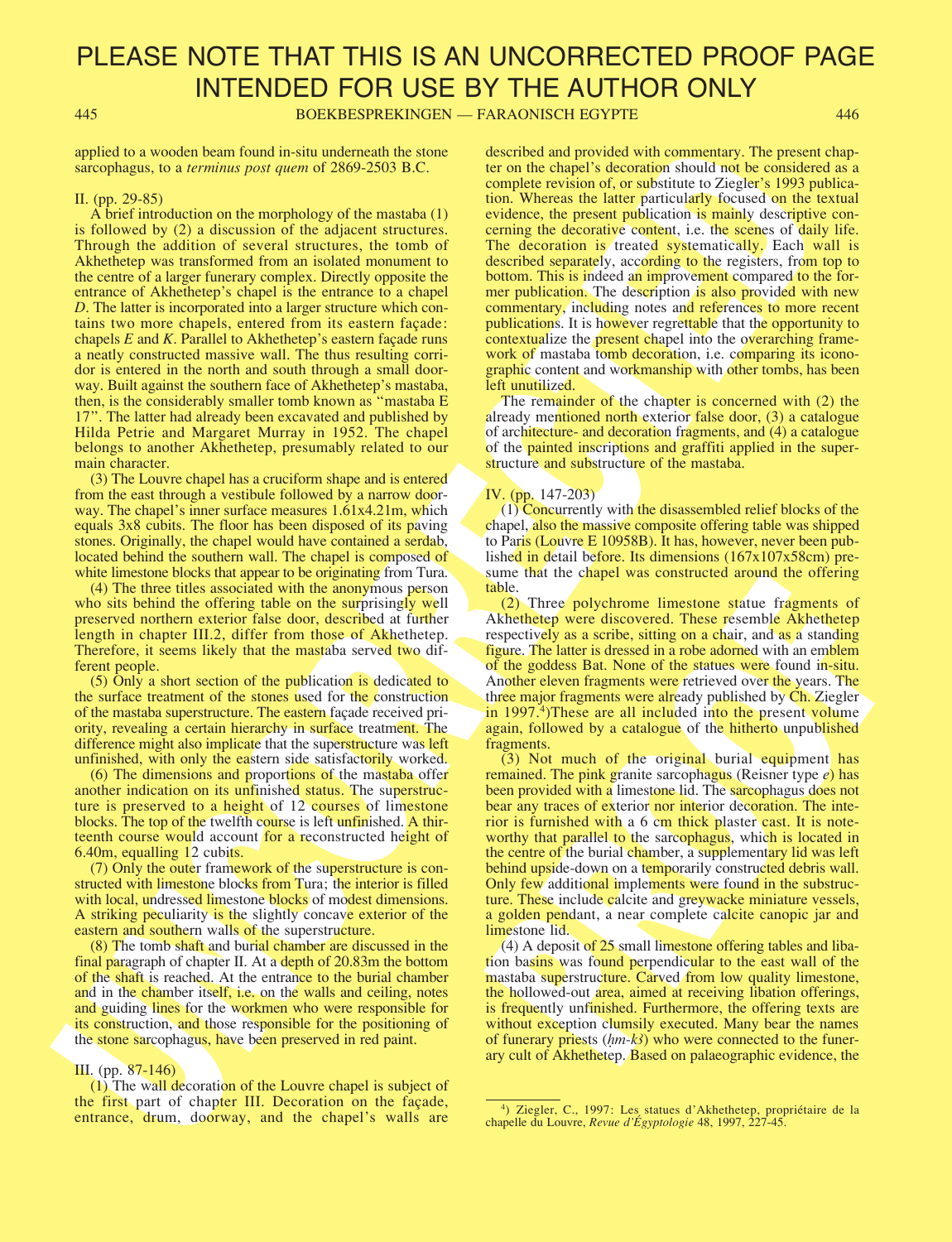applied to a wooden beam found in-situ underneath the stone sarcophagus, to a *terminus post quem* of 2869-2503 B.C.

II. (pp. 29-85)

A brief introduction on the morphology of the mastaba (1) is followed by (2) a discussion of the adjacent structures. Through the addition of several structures, the tomb of Akhethetep was transformed from an isolated monument to the centre of a larger funerary complex. Directly opposite the entrance of Akhethetep's chapel is the entrance to a chapel *D*. The latter is incorporated into a larger structure which contains two more chapels, entered from its eastern façade: chapels *E* and *K*. Parallel to Akhethetep's eastern façade runs a neatly constructed massive wall. The thus resulting corridor is entered in the north and south through a small doorway. Built against the southern face of Akhethetep's mastaba, then, is the considerably smaller tomb known as "mastaba E 17". The latter had already been excavated and published by Hilda Petrie and Margaret Murray in 1952. The chapel belongs to another Akhethetep, presumably related to our main character.

(3) The Louvre chapel has a cruciform shape and is entered from the east through a vestibule followed by a narrow doorway. The chapel's inner surface measures 1.61x4.21m, which equals 3x8 cubits. The floor has been disposed of its paving stones. Originally, the chapel would have contained a serdab, located behind the southern wall. The chapel is composed of white limestone blocks that appear to be originating from Tura.

(4) The three titles associated with the anonymous person who sits behind the offering table on the surprisingly well preserved northern exterior false door, described at further length in chapter III.2, differ from those of Akhethetep. Therefore, it seems likely that the mastaba served two different people.

(5) Only a short section of the publication is dedicated to the surface treatment of the stones used for the construction of the mastaba superstructure. The eastern façade received priority, revealing a certain hierarchy in surface treatment. The difference might also implicate that the superstructure was left unfinished, with only the eastern side satisfactorily worked.

(6) The dimensions and proportions of the mastaba offer another indication on its unfinished status. The superstructure is preserved to a height of 12 courses of limestone blocks. The top of the twelfth course is left unfinished. A thirteenth course would account for a reconstructed height of 6.40m, equalling 12 cubits.

(7) Only the outer framework of the superstructure is constructed with limestone blocks from Tura; the interior is filled with local, undressed limestone blocks of modest dimensions. A striking peculiarity is the slightly concave exterior of the eastern and southern walls of the superstructure.

(8) The tomb shaft and burial chamber are discussed in the final paragraph of chapter II. At a depth of 20.83m the bottom of the shaft is reached. At the entrance to the burial chamber and in the chamber itself, i.e. on the walls and ceiling, notes and guiding lines for the workmen who were responsible for its construction, and those responsible for the positioning of the stone sarcophagus, have been preserved in red paint.

III. (pp. 87-146)

(1) The wall decoration of the Louvre chapel is subject of the first part of chapter III. Decoration on the façade, entrance, drum, doorway, and the chapel's walls are described and provided with commentary. The present chapter on the chapel's decoration should not be considered as a complete revision of, or substitute to Ziegler's 1993 publication. Whereas the latter particularly focused on the textual evidence, the present publication is mainly descriptive concerning the decorative content, i.e. the scenes of daily life. The decoration is treated systematically. Each wall is described separately, according to the registers, from top to bottom. This is indeed an improvement compared to the former publication. The description is also provided with new commentary, including notes and references to more recent publications. It is however regrettable that the opportunity to contextualize the present chapel into the overarching framework of mastaba tomb decoration, i.e. comparing its iconographic content and workmanship with other tombs, has been left unutilized.

The remainder of the chapter is concerned with (2) the already mentioned north exterior false door, (3) a catalogue of architecture- and decoration fragments, and (4) a catalogue of the painted inscriptions and graffiti applied in the superstructure and substructure of the mastaba.

IV. (pp. 147-203)

(1) Concurrently with the disassembled relief blocks of the chapel, also the massive composite offering table was shipped to Paris (Louvre E 10958B). It has, however, never been published in detail before. Its dimensions (167x107x58cm) presume that the chapel was constructed around the offering table.

(2) Three polychrome limestone statue fragments of Akhethetep were discovered. These resemble Akhethetep respectively as a scribe, sitting on a chair, and as a standing figure. The latter is dressed in a robe adorned with an emblem of the goddess Bat. None of the statues were found in-situ. Another eleven fragments were retrieved over the years. The three major fragments were already published by Ch. Ziegler in 1997.[4]) These are all included into the present volume again, followed by a catalogue of the hitherto unpublished fragments.

(3) Not much of the original burial equipment has remained. The pink granite sarcophagus (Reisner type *e*) has been provided with a limestone lid. The sarcophagus does not bear any traces of exterior nor interior decoration. The interior is furnished with a 6 cm thick plaster cast. It is noteworthy that parallel to the sarcophagus, which is located in the centre of the burial chamber, a supplementary lid was left behind upside-down on a temporarily constructed debris wall. Only few additional implements were found in the substructure. These include calcite and greywacke miniature vessels, a golden pendant, a near complete calcite canopic jar and limestone lid.

(4) A deposit of 25 small limestone offering tables and libation basins was found perpendicular to the east wall of the mastaba superstructure. Carved from low quality limestone, the hollowed-out area, aimed at receiving libation offerings, is frequently unfinished. Furthermore, the offering texts are without exception clumsily executed. Many bear the names of funerary priests (*ḥm-kꜣ*) who were connected to the funerary cult of Akhethetep. Based on palaeographic evidence, the

---

[4]) Ziegler, C., 1997: Les statues d'Akhethetep, propriétaire de la chapelle du Louvre, *Revue d'Égyptologie* 48, 1997, 227-45.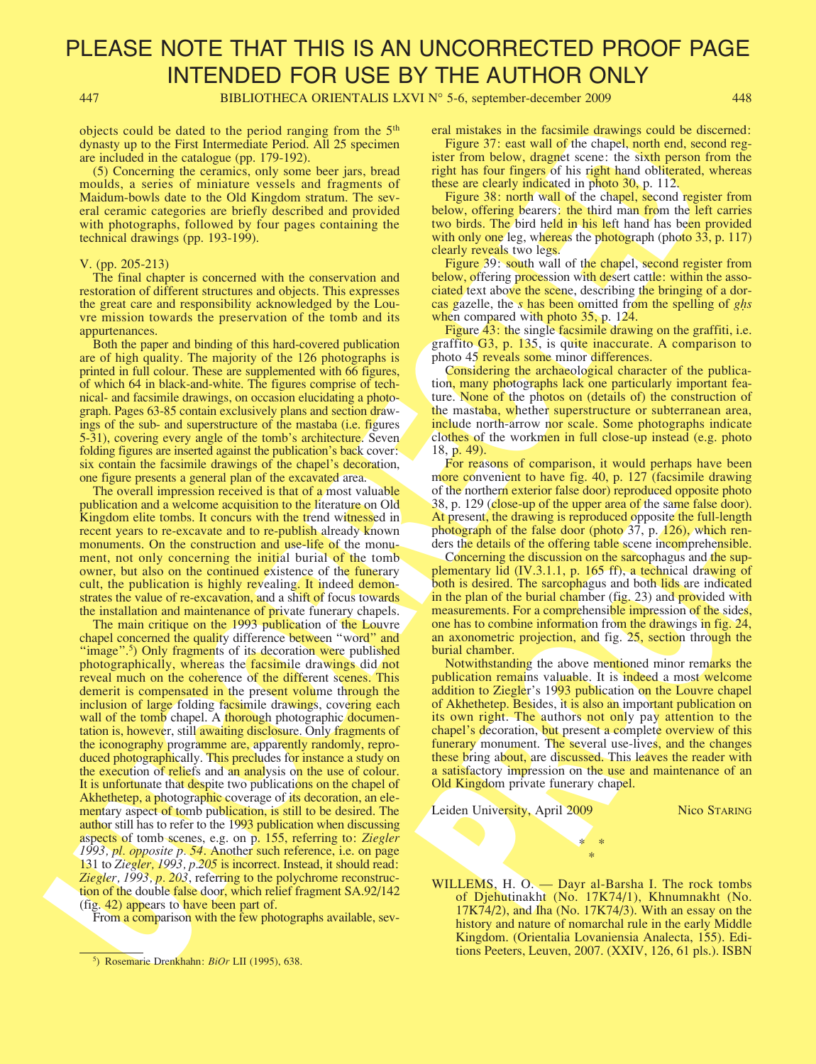objects could be dated to the period ranging from the 5th dynasty up to the First Intermediate Period. All 25 specimen are included in the catalogue (pp. 179-192).

(5) Concerning the ceramics, only some beer jars, bread moulds, a series of miniature vessels and fragments of Maidum-bowls date to the Old Kingdom stratum. The several ceramic categories are briefly described and provided with photographs, followed by four pages containing the technical drawings (pp. 193-199).

V. (pp. 205-213)

The final chapter is concerned with the conservation and restoration of different structures and objects. This expresses the great care and responsibility acknowledged by the Louvre mission towards the preservation of the tomb and its appurtenances.

Both the paper and binding of this hard-covered publication are of high quality. The majority of the 126 photographs is printed in full colour. These are supplemented with 66 figures, of which 64 in black-and-white. The figures comprise of technical- and facsimile drawings, on occasion elucidating a photograph. Pages 63-85 contain exclusively plans and section drawings of the sub- and superstructure of the mastaba (i.e. figures 5-31), covering every angle of the tomb's architecture. Seven folding figures are inserted against the publication's back cover: six contain the facsimile drawings of the chapel's decoration, one figure presents a general plan of the excavated area.

The overall impression received is that of a most valuable publication and a welcome acquisition to the literature on Old Kingdom elite tombs. It concurs with the trend witnessed in recent years to re-excavate and to re-publish already known monuments. On the construction and use-life of the monument, not only concerning the initial burial of the tomb owner, but also on the continued existence of the funerary cult, the publication is highly revealing. It indeed demonstrates the value of re-excavation, and a shift of focus towards the installation and maintenance of private funerary chapels.

The main critique on the 1993 publication of the Louvre chapel concerned the quality difference between "word" and "image".[5] Only fragments of its decoration were published photographically, whereas the facsimile drawings did not reveal much on the coherence of the different scenes. This demerit is compensated in the present volume through the inclusion of large folding facsimile drawings, covering each wall of the tomb chapel. A thorough photographic documentation is, however, still awaiting disclosure. Only fragments of the iconography programme are, apparently randomly, reproduced photographically. This precludes for instance a study on the execution of reliefs and an analysis on the use of colour. It is unfortunate that despite two publications on the chapel of Akhethetep, a photographic coverage of its decoration, an elementary aspect of tomb publication, is still to be desired. The author still has to refer to the 1993 publication when discussing aspects of tomb scenes, e.g. on p. 155, referring to: *Ziegler 1993, pl. opposite p. 54*. Another such reference, i.e. on page 131 to *Ziegler, 1993, p.205* is incorrect. Instead, it should read: *Ziegler, 1993, p. 203*, referring to the polychrome reconstruction of the double false door, which relief fragment SA.92/142 (fig. 42) appears to have been part of.

From a comparison with the few photographs available, several mistakes in the facsimile drawings could be discerned:

Figure 37: east wall of the chapel, north end, second register from below, dragnet scene: the sixth person from the right has four fingers of his right hand obliterated, whereas these are clearly indicated in photo 30, p. 112.

Figure 38: north wall of the chapel, second register from below, offering bearers: the third man from the left carries two birds. The bird held in his left hand has been provided with only one leg, whereas the photograph (photo 33, p. 117) clearly reveals two legs.

Figure 39: south wall of the chapel, second register from below, offering procession with desert cattle: within the associated text above the scene, describing the bringing of a dorcas gazelle, the *s* has been omitted from the spelling of *gḥs* when compared with photo 35, p. 124.

Figure 43: the single facsimile drawing on the graffiti, i.e. graffito G3, p. 135, is quite inaccurate. A comparison to photo 45 reveals some minor differences.

Considering the archaeological character of the publication, many photographs lack one particularly important feature. None of the photos on (details of) the construction of the mastaba, whether superstructure or subterranean area, include north-arrow nor scale. Some photographs indicate clothes of the workmen in full close-up instead (e.g. photo 18, p. 49).

For reasons of comparison, it would perhaps have been more convenient to have fig. 40, p. 127 (facsimile drawing of the northern exterior false door) reproduced opposite photo 38, p. 129 (close-up of the upper area of the same false door). At present, the drawing is reproduced opposite the full-length photograph of the false door (photo 37, p. 126), which renders the details of the offering table scene incomprehensible.

Concerning the discussion on the sarcophagus and the supplementary lid (IV.3.1.1, p. 165 ff), a technical drawing of both is desired. The sarcophagus and both lids are indicated in the plan of the burial chamber (fig. 23) and provided with measurements. For a comprehensible impression of the sides, one has to combine information from the drawings in fig. 24, an axonometric projection, and fig. 25, section through the burial chamber.

Notwithstanding the above mentioned minor remarks the publication remains valuable. It is indeed a most welcome addition to Ziegler's 1993 publication on the Louvre chapel of Akhethetep. Besides, it is also an important publication on its own right. The authors not only pay attention to the chapel's decoration, but present a complete overview of this funerary monument. The several use-lives, and the changes these bring about, are discussed. This leaves the reader with a satisfactory impression on the use and maintenance of an Old Kingdom private funerary chapel.

Leiden University, April 2009 — Nico STARING

\* \* \*

WILLEMS, H. O. — Dayr al-Barsha I. The rock tombs of Djehutinakht (No. 17K74/1), Khnumnakht (No. 17K74/2), and Iha (No. 17K74/3). With an essay on the history and nature of nomarchal rule in the early Middle Kingdom. (Orientalia Lovaniensia Analecta, 155). Editions Peeters, Leuven, 2007. (XXIV, 126, 61 pls.). ISBN

[5] Rosemarie Drenkhahn: *BiOr* LII (1995), 638.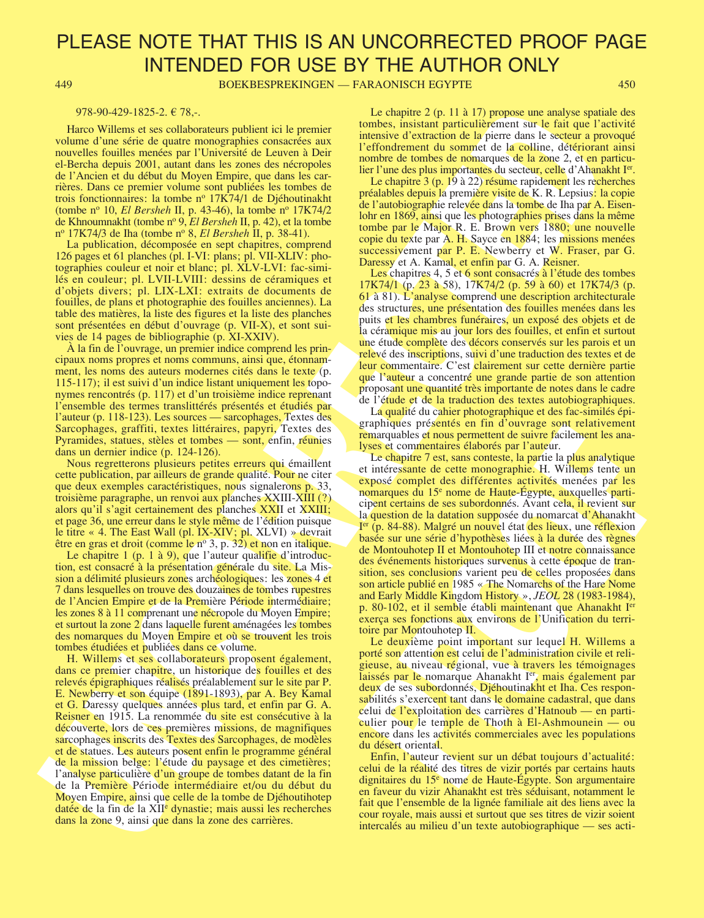978-90-429-1825-2. € 78,-.

Harco Willems et ses collaborateurs publient ici le premier volume d'une série de quatre monographies consacrées aux nouvelles fouilles menées par l'Université de Leuven à Deir el-Bercha depuis 2001, autant dans les zones des nécropoles de l'Ancien et du début du Moyen Empire, que dans les carrières. Dans ce premier volume sont publiées les tombes de trois fonctionnaires: la tombe nº 17K74/1 de Djéhoutinakht (tombe nº 10, *El Bersheh* II, p. 43-46), la tombe nº 17K74/2 de Khnoumnakht (tombe nº 9, *El Bersheh* II, p. 42), et la tombe nº 17K74/3 de Iha (tombe nº 8, *El Bersheh* II, p. 38-41).

La publication, décomposée en sept chapitres, comprend 126 pages et 61 planches (pl. I-VI: plans; pl. VII-XLIV: photographies couleur et noir et blanc; pl. XLV-LVI: fac-similés en couleur; pl. LVII-LVIII: dessins de céramiques et d'objets divers; pl. LIX-LXI: extraits de documents de fouilles, de plans et photographie des fouilles anciennes). La table des matières, la liste des figures et la liste des planches sont présentées en début d'ouvrage (p. VII-X), et sont suivies de 14 pages de bibliographie (p. XI-XXIV).

À la fin de l'ouvrage, un premier indice comprend les principaux noms propres et noms communs, ainsi que, étonnamment, les noms des auteurs modernes cités dans le texte (p. 115-117); il est suivi d'un indice listant uniquement les toponymes rencontrés (p. 117) et d'un troisième indice reprenant l'ensemble des termes translittérés présentés et étudiés par l'auteur (p. 118-123). Les sources — sarcophages, Textes des Sarcophages, graffiti, textes littéraires, papyri, Textes des Pyramides, statues, stèles et tombes — sont, enfin, réunies dans un dernier indice (p. 124-126).

Nous regretterons plusieurs petites erreurs qui émaillent cette publication, par ailleurs de grande qualité. Pour ne citer que deux exemples caractéristiques, nous signalerons p. 33, troisième paragraphe, un renvoi aux planches XXIII-XIII (?) alors qu'il s'agit certainement des planches XXII et XXIII; et page 36, une erreur dans le style même de l'édition puisque le titre « 4. The East Wall (pl. IX-XIV; pl. XLVI) » devrait être en gras et droit (comme le nº 3, p. 32) et non en italique.

Le chapitre 1 (p. 1 à 9), que l'auteur qualifie d'introduction, est consacré à la présentation générale du site. La Mission a délimité plusieurs zones archéologiques: les zones 4 et 7 dans lesquelles on trouve des douzaines de tombes rupestres de l'Ancien Empire et de la Première Période intermédiaire; les zones 8 à 11 comprenant une nécropole du Moyen Empire; et surtout la zone 2 dans laquelle furent aménagées les tombes des nomarques du Moyen Empire et où se trouvent les trois tombes étudiées et publiées dans ce volume.

H. Willems et ses collaborateurs proposent également, dans ce premier chapitre, un historique des fouilles et des relevés épigraphiques réalisés préalablement sur le site par P. E. Newberry et son équipe (1891-1893), par A. Bey Kamal et G. Daressy quelques années plus tard, et enfin par G. A. Reisner en 1915. La renommée du site est consécutive à la découverte, lors de ces premières missions, de magnifiques sarcophages inscrits des Textes des Sarcophages, de modèles et de statues. Les auteurs posent enfin le programme général de la mission belge: l'étude du paysage et des cimetières; l'analyse particulière d'un groupe de tombes datant de la fin de la Première Période intermédiaire et/ou du début du Moyen Empire, ainsi que celle de la tombe de Djéhoutihotep datée de la fin de la XIIe dynastie; mais aussi les recherches dans la zone 9, ainsi que dans la zone des carrières.

Le chapitre 2 (p. 11 à 17) propose une analyse spatiale des tombes, insistant particulièrement sur le fait que l'activité intensive d'extraction de la pierre dans le secteur a provoqué l'effondrement du sommet de la colline, détériorant ainsi nombre de tombes de nomarques de la zone 2, et en particulier l'une des plus importantes du secteur, celle d'Ahanakht Ier.

Le chapitre 3 (p. 19 à 22) résume rapidement les recherches préalables depuis la première visite de K. R. Lepsius: la copie de l'autobiographie relevée dans la tombe de Iha par A. Eisenlohr en 1869, ainsi que les photographies prises dans la même tombe par le Major R. E. Brown vers 1880; une nouvelle copie du texte par A. H. Sayce en 1884; les missions menées successivement par P. E. Newberry et W. Fraser, par G. Daressy et A. Kamal, et enfin par G. A. Reisner.

Les chapitres 4, 5 et 6 sont consacrés à l'étude des tombes 17K74/1 (p. 23 à 58), 17K74/2 (p. 59 à 60) et 17K74/3 (p. 61 à 81). L'analyse comprend une description architecturale des structures, une présentation des fouilles menées dans les puits et les chambres funéraires, un exposé des objets et de la céramique mis au jour lors des fouilles, et enfin et surtout une étude complète des décors conservés sur les parois et un relevé des inscriptions, suivi d'une traduction des textes et de leur commentaire. C'est clairement sur cette dernière partie que l'auteur a concentré une grande partie de son attention proposant une quantité très importante de notes dans le cadre de l'étude et de la traduction des textes autobiographiques.

La qualité du cahier photographique et des fac-similés épigraphiques présentés en fin d'ouvrage sont relativement remarquables et nous permettent de suivre facilement les analyses et commentaires élaborés par l'auteur.

Le chapitre 7 est, sans conteste, la partie la plus analytique et intéressante de cette monographie. H. Willems tente un exposé complet des différentes activités menées par les nomarques du 15e nome de Haute-Égypte, auxquelles participent certains de ses subordonnés. Avant cela, il revient sur la question de la datation supposée du nomarcat d'Ahanakht Ier (p. 84-88). Malgré un nouvel état des lieux, une réflexion basée sur une série d'hypothèses liées à la durée des règnes de Montouhotep II et Montouhotep III et notre connaissance des événements historiques survenus à cette époque de transition, ses conclusions varient peu de celles proposées dans son article publié en 1985 « The Nomarchs of the Hare Nome and Early Middle Kingdom History », *JEOL* 28 (1983-1984), p. 80-102, et il semble établi maintenant qu'Ahanakht Ier exerça ses fonctions aux environs de l'Unification du territoire par Montouhotep II.

Le deuxième point important sur lequel H. Willems a porté son attention est celui de l'administration civile et religieuse, au niveau régional, vue à travers les témoignages laissés par le nomarque Ahanakht Ier, mais également par deux de ses subordonnés, Djéhoutinakht et Iha. Ces responsabilités s'exercent tant dans le domaine cadastral, que dans celui de l'exploitation des carrières d'Hatnoub — en particulier pour le temple de Thoth à El-Ashmounein — ou encore dans les activités commerciales avec les populations du désert oriental.

Enfin, l'auteur revient sur un débat toujours d'actualité: celui de la réalité des titres de vizir portés par certains hauts dignitaires du 15e nome de Haute-Égypte. Son argumentaire en faveur du vizir Ahanakht est très séduisant, notamment le fait que l'ensemble de la lignée familiale ait des liens avec la cour royale, mais aussi et surtout que ses titres de vizir soient intercalés au milieu d'un texte autobiographique — ses acti-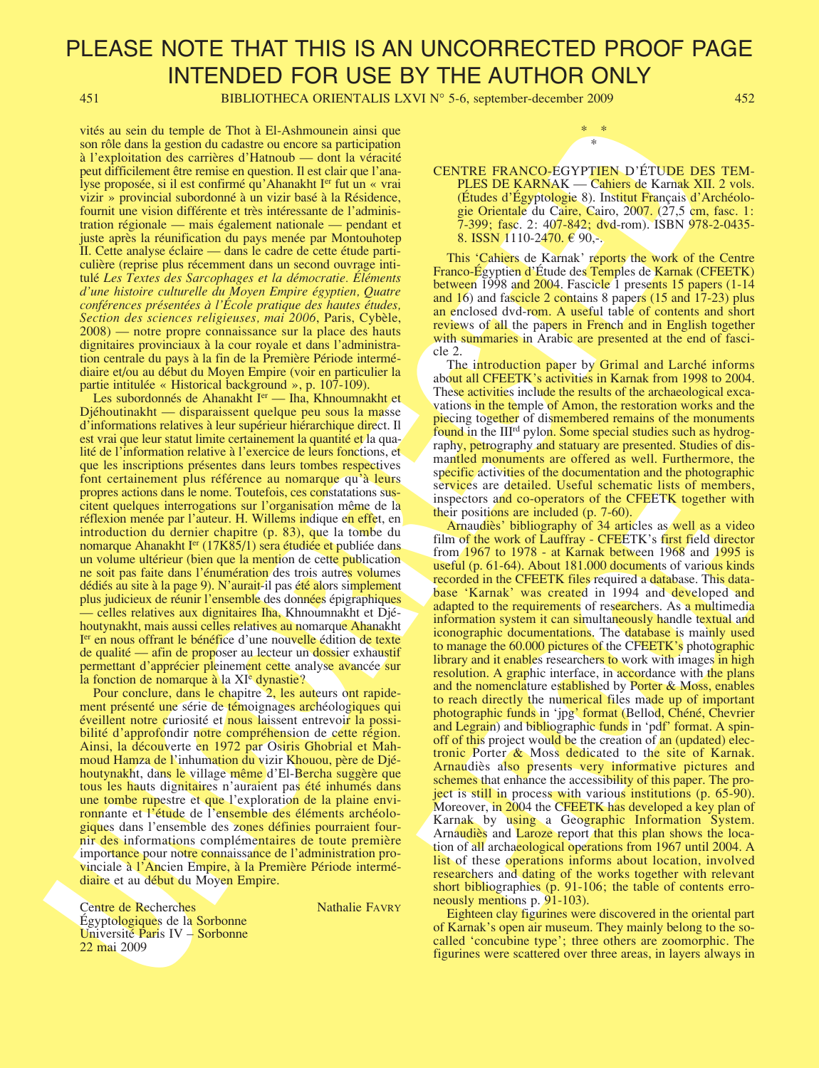vités au sein du temple de Thot à El-Ashmounein ainsi que son rôle dans la gestion du cadastre ou encore sa participation à l'exploitation des carrières d'Hatnoub — dont la véracité peut difficilement être remise en question. Il est clair que l'analyse proposée, si il est confirmé qu'Ahanakht I[er] fut un « vrai vizir » provincial subordonné à un vizir basé à la Résidence, fournit une vision différente et très intéressante de l'administration régionale — mais également nationale — pendant et juste après la réunification du pays menée par Montouhotep II. Cette analyse éclaire — dans le cadre de cette étude particulière (reprise plus récemment dans un second ouvrage intitulé *Les Textes des Sarcophages et la démocratie. Éléments d'une histoire culturelle du Moyen Empire égyptien, Quatre conférences présentées à l'École pratique des hautes études, Section des sciences religieuses, mai 2006*, Paris, Cybèle, 2008) — notre propre connaissance sur la place des hauts dignitaires provinciaux à la cour royale et dans l'administration centrale du pays à la fin de la Première Période intermédiaire et/ou au début du Moyen Empire (voir en particulier la partie intitulée « Historical background », p. 107-109).

Les subordonnés de Ahanakht I[er] — Iha, Khnoumnakht et Djéhoutinakht — disparaissent quelque peu sous la masse d'informations relatives à leur supérieur hiérarchique direct. Il est vrai que leur statut limite certainement la quantité et la qualité de l'information relative à l'exercice de leurs fonctions, et que les inscriptions présentes dans leurs tombes respectives font certainement plus référence au nomarque qu'à leurs propres actions dans le nome. Toutefois, ces constatations suscitent quelques interrogations sur l'organisation même de la réflexion menée par l'auteur. H. Willems indique en effet, en introduction du dernier chapitre (p. 83), que la tombe du nomarque Ahanakht I[er] (17K85/1) sera étudiée et publiée dans un volume ultérieur (bien que la mention de cette publication ne soit pas faite dans l'énumération des trois autres volumes dédiés au site à la page 9). N'aurait-il pas été alors simplement plus judicieux de réunir l'ensemble des données épigraphiques — celles relatives aux dignitaires Iha, Khnoumnakht et Djéhoutynakht, mais aussi celles relatives au nomarque Ahanakht I[er] en nous offrant le bénéfice d'une nouvelle édition de texte de qualité — afin de proposer au lecteur un dossier exhaustif permettant d'apprécier pleinement cette analyse avancée sur la fonction de nomarque à la XI[e] dynastie?

Pour conclure, dans le chapitre 2, les auteurs ont rapidement présenté une série de témoignages archéologiques qui éveillent notre curiosité et nous laissent entrevoir la possibilité d'approfondir notre compréhension de cette région. Ainsi, la découverte en 1972 par Osiris Ghobrial et Mahmoud Hamza de l'inhumation du vizir Khouou, père de Djéhoutynakht, dans le village même d'El-Bercha suggère que tous les hauts dignitaires n'auraient pas été inhumés dans une tombe rupestre et que l'exploration de la plaine environnante et l'étude de l'ensemble des éléments archéologiques dans l'ensemble des zones définies pourraient fournir des informations complémentaires de toute première importance pour notre connaissance de l'administration provinciale à l'Ancien Empire, à la Première Période intermédiaire et au début du Moyen Empire.

Centre de Recherches
Égyptologiques de la Sorbonne
Université Paris IV – Sorbonne
22 mai 2009

Nathalie FAVRY

\* \*
\*

CENTRE FRANCO-EGYPTIEN D'ÉTUDE DES TEMPLES DE KARNAK — Cahiers de Karnak XII. 2 vols. (Études d'Égyptologie 8). Institut Français d'Archéologie Orientale du Caire, Cairo, 2007. (27,5 cm, fasc. 1: 7-399; fasc. 2: 407-842; dvd-rom). ISBN 978-2-0435-8. ISSN 1110-2470. € 90,-.

This 'Cahiers de Karnak' reports the work of the Centre Franco-Égyptien d'Étude des Temples de Karnak (CFEETK) between 1998 and 2004. Fascicle 1 presents 15 papers (1-14 and 16) and fascicle 2 contains 8 papers (15 and 17-23) plus an enclosed dvd-rom. A useful table of contents and short reviews of all the papers in French and in English together with summaries in Arabic are presented at the end of fascicle 2.

The introduction paper by Grimal and Larché informs about all CFEETK's activities in Karnak from 1998 to 2004. These activities include the results of the archaeological excavations in the temple of Amon, the restoration works and the piecing together of dismembered remains of the monuments found in the III[rd] pylon. Some special studies such as hydrography, petrography and statuary are presented. Studies of dismantled monuments are offered as well. Furthermore, the specific activities of the documentation and the photographic services are detailed. Useful schematic lists of members, inspectors and co-operators of the CFEETK together with their positions are included (p. 7-60).

Arnaudiès' bibliography of 34 articles as well as a video film of the work of Lauffray - CFEETK's first field director from 1967 to 1978 - at Karnak between 1968 and 1995 is useful (p. 61-64). About 181.000 documents of various kinds recorded in the CFEETK files required a database. This database 'Karnak' was created in 1994 and developed and adapted to the requirements of researchers. As a multimedia information system it can simultaneously handle textual and iconographic documentations. The database is mainly used to manage the 60.000 pictures of the CFEETK's photographic library and it enables researchers to work with images in high resolution. A graphic interface, in accordance with the plans and the nomenclature established by Porter & Moss, enables to reach directly the numerical files made up of important photographic funds in 'jpg' format (Bellod, Chéné, Chevrier and Legrain) and bibliographic funds in 'pdf' format. A spin-off of this project would be the creation of an (updated) electronic Porter & Moss dedicated to the site of Karnak. Arnaudiès also presents very informative pictures and schemes that enhance the accessibility of this paper. The project is still in process with various institutions (p. 65-90). Moreover, in 2004 the CFEETK has developed a key plan of Karnak by using a Geographic Information System. Arnaudiès and Laroze report that this plan shows the location of all archaeological operations from 1967 until 2004. A list of these operations informs about location, involved researchers and dating of the works together with relevant short bibliographies (p. 91-106; the table of contents erroneously mentions p. 91-103).

Eighteen clay figurines were discovered in the oriental part of Karnak's open air museum. They mainly belong to the so-called 'concubine type'; three others are zoomorphic. The figurines were scattered over three areas, in layers always in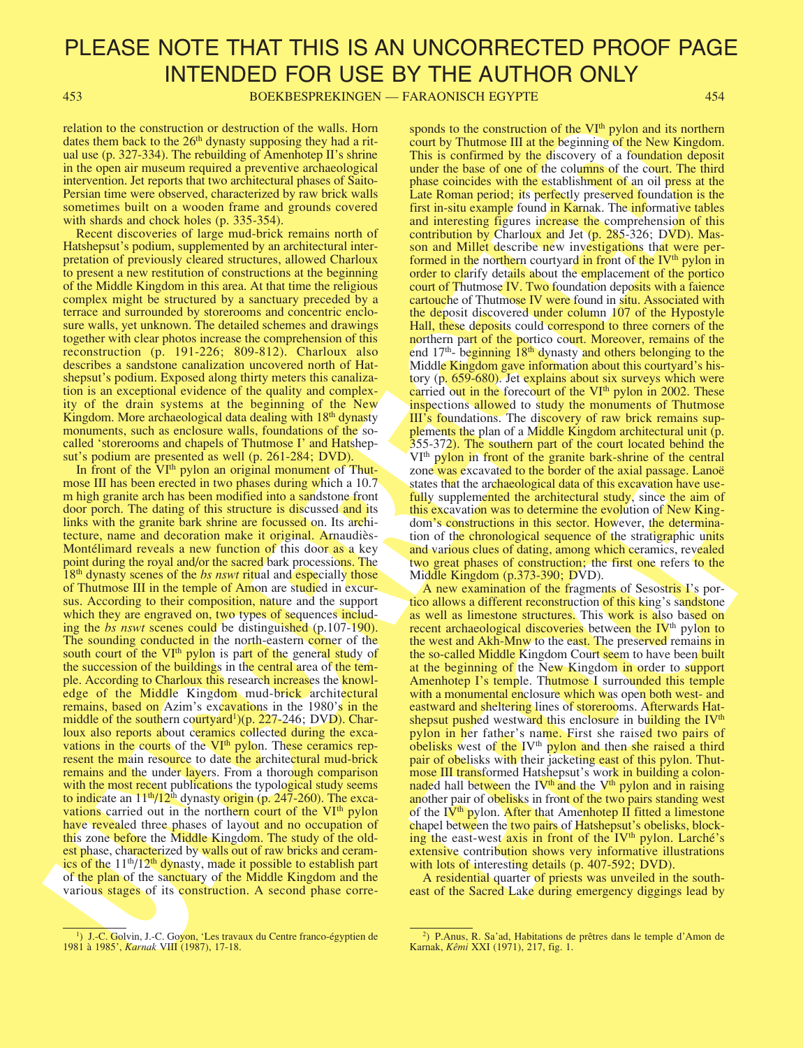PLEASE NOTE THAT THIS IS AN UNCORRECTED PROOF PAGE INTENDED FOR USE BY THE AUTHOR ONLY

relation to the construction or destruction of the walls. Horn dates them back to the 26th dynasty supposing they had a ritual use (p. 327-334). The rebuilding of Amenhotep II's shrine in the open air museum required a preventive archaeological intervention. Jet reports that two architectural phases of Saito-Persian time were observed, characterized by raw brick walls sometimes built on a wooden frame and grounds covered with shards and chock holes (p. 335-354).

Recent discoveries of large mud-brick remains north of Hatshepsut's podium, supplemented by an architectural interpretation of previously cleared structures, allowed Charloux to present a new restitution of constructions at the beginning of the Middle Kingdom in this area. At that time the religious complex might be structured by a sanctuary preceded by a terrace and surrounded by storerooms and concentric enclosure walls, yet unknown. The detailed schemes and drawings together with clear photos increase the comprehension of this reconstruction (p. 191-226; 809-812). Charloux also describes a sandstone canalization uncovered north of Hatshepsut's podium. Exposed along thirty meters this canalization is an exceptional evidence of the quality and complexity of the drain systems at the beginning of the New Kingdom. More archaeological data dealing with 18th dynasty monuments, such as enclosure walls, foundations of the so-called 'storerooms and chapels of Thutmose I' and Hatshepsut's podium are presented as well (p. 261-284; DVD).

In front of the VIth pylon an original monument of Thutmose III has been erected in two phases during which a 10.7 m high granite arch has been modified into a sandstone front door porch. The dating of this structure is discussed and its links with the granite bark shrine are focussed on. Its architecture, name and decoration make it original. Arnaudiès-Montélimard reveals a new function of this door as a key point during the royal and/or the sacred bark processions. The 18th dynasty scenes of the *bs nswt* ritual and especially those of Thutmose III in the temple of Amon are studied in excursus. According to their composition, nature and the support which they are engraved on, two types of sequences including the *bs nswt* scenes could be distinguished (p.107-190). The sounding conducted in the north-eastern corner of the south court of the VIth pylon is part of the general study of the succession of the buildings in the central area of the temple. According to Charloux this research increases the knowledge of the Middle Kingdom mud-brick architectural remains, based on Azim's excavations in the 1980's in the middle of the southern courtyard[1])(p. 227-246; DVD). Charloux also reports about ceramics collected during the excavations in the courts of the VIth pylon. These ceramics represent the main resource to date the architectural mud-brick remains and the under layers. From a thorough comparison with the most recent publications the typological study seems to indicate an 11th/12th dynasty origin (p. 247-260). The excavations carried out in the northern court of the VIth pylon have revealed three phases of layout and no occupation of this zone before the Middle Kingdom. The study of the oldest phase, characterized by walls out of raw bricks and ceramics of the 11th/12th dynasty, made it possible to establish part of the plan of the sanctuary of the Middle Kingdom and the various stages of its construction. A second phase corresponds to the construction of the VIth pylon and its northern court by Thutmose III at the beginning of the New Kingdom. This is confirmed by the discovery of a foundation deposit under the base of one of the columns of the court. The third phase coincides with the establishment of an oil press at the Late Roman period; its perfectly preserved foundation is the first in-situ example found in Karnak. The informative tables and interesting figures increase the comprehension of this contribution by Charloux and Jet (p. 285-326; DVD). Masson and Millet describe new investigations that were performed in the northern courtyard in front of the IVth pylon in order to clarify details about the emplacement of the portico court of Thutmose IV. Two foundation deposits with a faience cartouche of Thutmose IV were found in situ. Associated with the deposit discovered under column 107 of the Hypostyle Hall, these deposits could correspond to three corners of the northern part of the portico court. Moreover, remains of the end 17th- beginning 18th dynasty and others belonging to the Middle Kingdom gave information about this courtyard's history (p. 659-680). Jet explains about six surveys which were carried out in the forecourt of the VIth pylon in 2002. These inspections allowed to study the monuments of Thutmose III's foundations. The discovery of raw brick remains supplements the plan of a Middle Kingdom architectural unit (p. 355-372). The southern part of the court located behind the VIth pylon in front of the granite bark-shrine of the central zone was excavated to the border of the axial passage. Lanoë states that the archaeological data of this excavation have usefully supplemented the architectural study, since the aim of this excavation was to determine the evolution of New Kingdom's constructions in this sector. However, the determination of the chronological sequence of the stratigraphic units and various clues of dating, among which ceramics, revealed two great phases of construction; the first one refers to the Middle Kingdom (p.373-390; DVD).

A new examination of the fragments of Sesostris I's portico allows a different reconstruction of this king's sandstone as well as limestone structures. This work is also based on recent archaeological discoveries between the IVth pylon to the west and Akh-Mnw to the east. The preserved remains in the so-called Middle Kingdom Court seem to have been built at the beginning of the New Kingdom in order to support Amenhotep I's temple. Thutmose I surrounded this temple with a monumental enclosure which was open both west- and eastward and sheltering lines of storerooms. Afterwards Hatshepsut pushed westward this enclosure in building the IVth pylon in her father's name. First she raised two pairs of obelisks west of the IVth pylon and then she raised a third pair of obelisks with their jacketing east of this pylon. Thutmose III transformed Hatshepsut's work in building a colonnaded hall between the IVth and the Vth pylon and in raising another pair of obelisks in front of the two pairs standing west of the IVth pylon. After that Amenhotep II fitted a limestone chapel between the two pairs of Hatshepsut's obelisks, blocking the east-west axis in front of the IVth pylon. Larché's extensive contribution shows very informative illustrations with lots of interesting details (p. 407-592; DVD).

A residential quarter of priests was unveiled in the southeast of the Sacred Lake during emergency diggings lead by

[1]) J.-C. Golvin, J.-C. Goyon, 'Les travaux du Centre franco-égyptien de 1981 à 1985', *Karnak* VIII (1987), 17-18.

[2]) P.Anus, R. Sa'ad, Habitations de prêtres dans le temple d'Amon de Karnak, *Kêmi* XXI (1971), 217, fig. 1.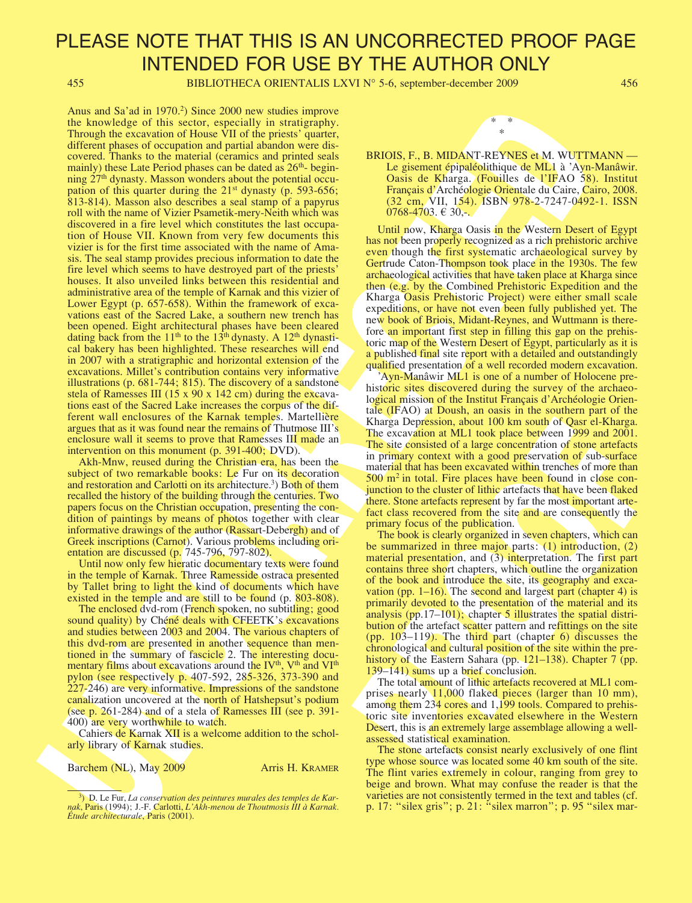Anus and Sa'ad in 1970.[2]) Since 2000 new studies improve the knowledge of this sector, especially in stratigraphy. Through the excavation of House VII of the priests' quarter, different phases of occupation and partial abandon were discovered. Thanks to the material (ceramics and printed seals mainly) these Late Period phases can be dated as 26th- beginning 27th dynasty. Masson wonders about the potential occupation of this quarter during the 21st dynasty (p. 593-656; 813-814). Masson also describes a seal stamp of a papyrus roll with the name of Vizier Psametik-mery-Neith which was discovered in a fire level which constitutes the last occupation of House VII. Known from very few documents this vizier is for the first time associated with the name of Amasis. The seal stamp provides precious information to date the fire level which seems to have destroyed part of the priests' houses. It also unveiled links between this residential and administrative area of the temple of Karnak and this vizier of Lower Egypt (p. 657-658). Within the framework of excavations east of the Sacred Lake, a southern new trench has been opened. Eight architectural phases have been cleared dating back from the 11th to the 13th dynasty. A 12th dynastical bakery has been highlighted. These researches will end in 2007 with a stratigraphic and horizontal extension of the excavations. Millet's contribution contains very informative illustrations (p. 681-744; 815). The discovery of a sandstone stela of Ramesses III (15 x 90 x 142 cm) during the excavations east of the Sacred Lake increases the corpus of the different wall enclosures of the Karnak temples. Martellière argues that as it was found near the remains of Thutmose III's enclosure wall it seems to prove that Ramesses III made an intervention on this monument (p. 391-400; DVD).

Akh-Mnw, reused during the Christian era, has been the subject of two remarkable books: Le Fur on its decoration and restoration and Carlotti on its architecture.[3]) Both of them recalled the history of the building through the centuries. Two papers focus on the Christian occupation, presenting the condition of paintings by means of photos together with clear informative drawings of the author (Rassart-Debergh) and of Greek inscriptions (Carnot). Various problems including orientation are discussed (p. 745-796, 797-802).

Until now only few hieratic documentary texts were found in the temple of Karnak. Three Ramesside ostraca presented by Tallet bring to light the kind of documents which have existed in the temple and are still to be found (p. 803-808).

The enclosed dvd-rom (French spoken, no subtitling; good sound quality) by Chéné deals with CFEETK's excavations and studies between 2003 and 2004. The various chapters of this dvd-rom are presented in another sequence than mentioned in the summary of fascicle 2. The interesting documentary films about excavations around the IVth, Vth and VIth pylon (see respectively p. 407-592, 285-326, 373-390 and 227-246) are very informative. Impressions of the sandstone canalization uncovered at the north of Hatshepsut's podium (see p. 261-284) and of a stela of Ramesses III (see p. 391-400) are very worthwhile to watch.

Cahiers de Karnak XII is a welcome addition to the scholarly library of Karnak studies.

Barchem (NL), May 2009 — Arris H. KRAMER

[3]) D. Le Fur, *La conservation des peintures murales des temples de Karnak*, Paris (1994); J.-F. Carlotti, *L'Akh-menou de Thoutmosis III à Karnak. Étude architecturale*, Paris (2001).

\* \*
\*

BRIOIS, F., B. MIDANT-REYNES et M. WUTTMANN — Le gisement épipaléolithique de ML1 à 'Ayn-Manâwir. Oasis de Kharga. (Fouilles de l'IFAO 58). Institut Français d'Archéologie Orientale du Caire, Cairo, 2008. (32 cm, VII, 154). ISBN 978-2-7247-0492-1. ISSN 0768-4703. € 30,-.

Until now, Kharga Oasis in the Western Desert of Egypt has not been properly recognized as a rich prehistoric archive even though the first systematic archaeological survey by Gertrude Caton-Thompson took place in the 1930s. The few archaeological activities that have taken place at Kharga since then (e.g. by the Combined Prehistoric Expedition and the Kharga Oasis Prehistoric Project) were either small scale expeditions, or have not even been fully published yet. The new book of Briois, Midant-Reynes, and Wuttmann is therefore an important first step in filling this gap on the prehistoric map of the Western Desert of Egypt, particularly as it is a published final site report with a detailed and outstandingly qualified presentation of a well recorded modern excavation.

'Ayn-Manâwir ML1 is one of a number of Holocene prehistoric sites discovered during the survey of the archaeological mission of the Institut Français d'Archéologie Orientale (IFAO) at Doush, an oasis in the southern part of the Kharga Depression, about 100 km south of Qasr el-Kharga. The excavation at ML1 took place between 1999 and 2001. The site consisted of a large concentration of stone artefacts in primary context with a good preservation of sub-surface material that has been excavated within trenches of more than 500 m² in total. Fire places have been found in close conjunction to the cluster of lithic artefacts that have been flaked there. Stone artefacts represent by far the most important artefact class recovered from the site and are consequently the primary focus of the publication.

The book is clearly organized in seven chapters, which can be summarized in three major parts: (1) introduction, (2) material presentation, and (3) interpretation. The first part contains three short chapters, which outline the organization of the book and introduce the site, its geography and excavation (pp. 1–16). The second and largest part (chapter 4) is primarily devoted to the presentation of the material and its analysis (pp.17–101); chapter 5 illustrates the spatial distribution of the artefact scatter pattern and refittings on the site (pp. 103–119). The third part (chapter 6) discusses the chronological and cultural position of the site within the prehistory of the Eastern Sahara (pp. 121–138). Chapter 7 (pp. 139–141) sums up a brief conclusion.

The total amount of lithic artefacts recovered at ML1 comprises nearly 11,000 flaked pieces (larger than 10 mm), among them 234 cores and 1,199 tools. Compared to prehistoric site inventories excavated elsewhere in the Western Desert, this is an extremely large assemblage allowing a well-assessed statistical examination.

The stone artefacts consist nearly exclusively of one flint type whose source was located some 40 km south of the site. The flint varies extremely in colour, ranging from grey to beige and brown. What may confuse the reader is that the varieties are not consistently termed in the text and tables (cf. p. 17: "silex gris"; p. 21: "silex marron"; p. 95 "silex mar-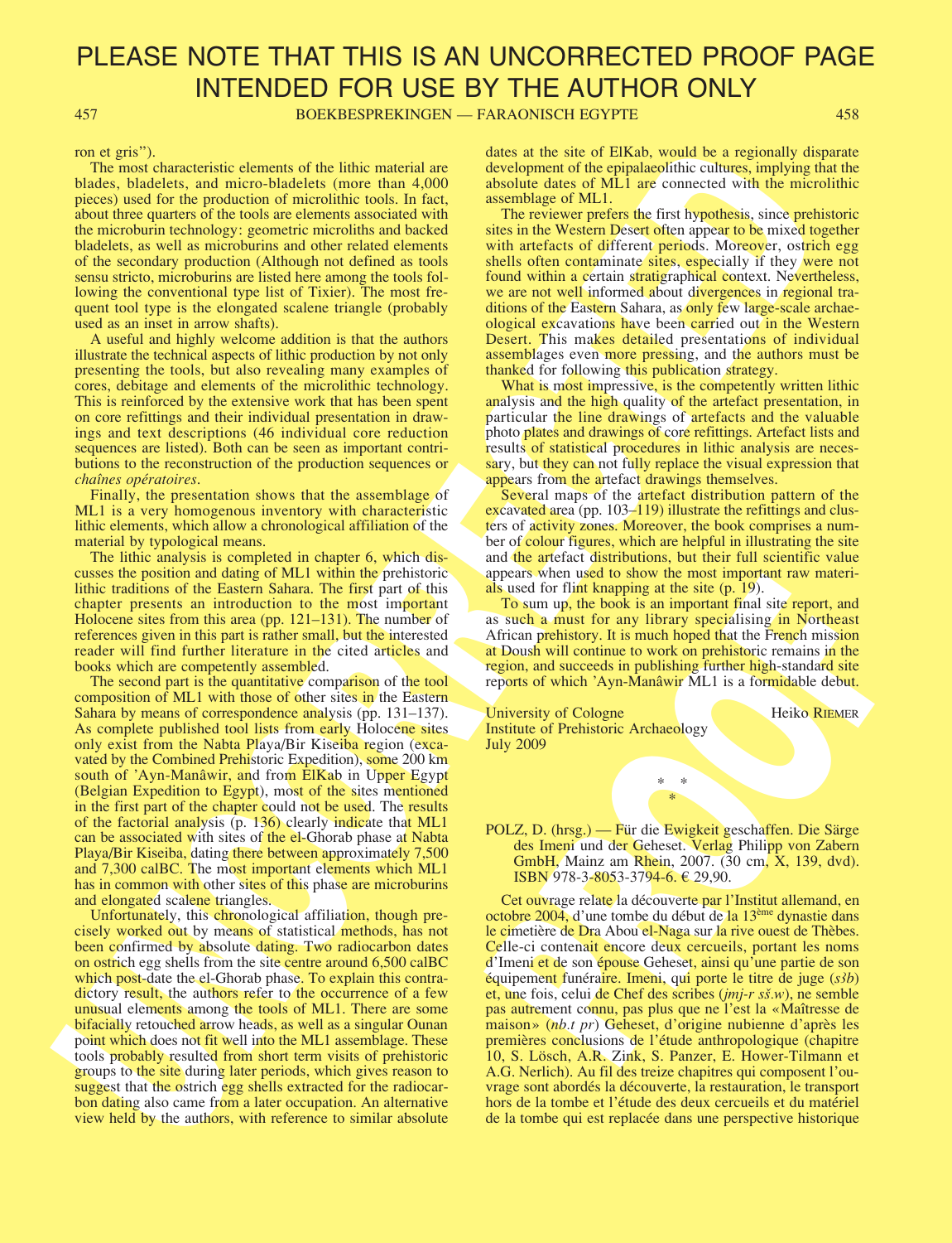ron et gris").

The most characteristic elements of the lithic material are blades, bladelets, and micro-bladelets (more than 4,000 pieces) used for the production of microlithic tools. In fact, about three quarters of the tools are elements associated with the microburin technology: geometric microliths and backed bladelets, as well as microburins and other related elements of the secondary production (Although not defined as tools sensu stricto, microburins are listed here among the tools following the conventional type list of Tixier). The most frequent tool type is the elongated scalene triangle (probably used as an inset in arrow shafts).

A useful and highly welcome addition is that the authors illustrate the technical aspects of lithic production by not only presenting the tools, but also revealing many examples of cores, debitage and elements of the microlithic technology. This is reinforced by the extensive work that has been spent on core refittings and their individual presentation in drawings and text descriptions (46 individual core reduction sequences are listed). Both can be seen as important contributions to the reconstruction of the production sequences or *chaînes opératoires*.

Finally, the presentation shows that the assemblage of ML1 is a very homogenous inventory with characteristic lithic elements, which allow a chronological affiliation of the material by typological means.

The lithic analysis is completed in chapter 6, which discusses the position and dating of ML1 within the prehistoric lithic traditions of the Eastern Sahara. The first part of this chapter presents an introduction to the most important Holocene sites from this area (pp. 121–131). The number of references given in this part is rather small, but the interested reader will find further literature in the cited articles and books which are competently assembled.

The second part is the quantitative comparison of the tool composition of ML1 with those of other sites in the Eastern Sahara by means of correspondence analysis (pp. 131–137). As complete published tool lists from early Holocene sites only exist from the Nabta Playa/Bir Kiseiba region (excavated by the Combined Prehistoric Expedition), some 200 km south of 'Ayn-Manâwir, and from ElKab in Upper Egypt (Belgian Expedition to Egypt), most of the sites mentioned in the first part of the chapter could not be used. The results of the factorial analysis (p. 136) clearly indicate that ML1 can be associated with sites of the el-Ghorab phase at Nabta Playa/Bir Kiseiba, dating there between approximately 7,500 and 7,300 calBC. The most important elements which ML1 has in common with other sites of this phase are microburins and elongated scalene triangles.

Unfortunately, this chronological affiliation, though precisely worked out by means of statistical methods, has not been confirmed by absolute dating. Two radiocarbon dates on ostrich egg shells from the site centre around 6,500 calBC which post-date the el-Ghorab phase. To explain this contradictory result, the authors refer to the occurrence of a few unusual elements among the tools of ML1. There are some bifacially retouched arrow heads, as well as a singular Ounan point which does not fit well into the ML1 assemblage. These tools probably resulted from short term visits of prehistoric groups to the site during later periods, which gives reason to suggest that the ostrich egg shells extracted for the radiocarbon dating also came from a later occupation. An alternative view held by the authors, with reference to similar absolute dates at the site of ElKab, would be a regionally disparate development of the epipalaeolithic cultures, implying that the absolute dates of ML1 are connected with the microlithic assemblage of ML1.

The reviewer prefers the first hypothesis, since prehistoric sites in the Western Desert often appear to be mixed together with artefacts of different periods. Moreover, ostrich egg shells often contaminate sites, especially if they were not found within a certain stratigraphical context. Nevertheless, we are not well informed about divergences in regional traditions of the Eastern Sahara, as only few large-scale archaeological excavations have been carried out in the Western Desert. This makes detailed presentations of individual assemblages even more pressing, and the authors must be thanked for following this publication strategy.

What is most impressive, is the competently written lithic analysis and the high quality of the artefact presentation, in particular the line drawings of artefacts and the valuable photo plates and drawings of core refittings. Artefact lists and results of statistical procedures in lithic analysis are necessary, but they can not fully replace the visual expression that appears from the artefact drawings themselves.

Several maps of the artefact distribution pattern of the excavated area (pp. 103–119) illustrate the refittings and clusters of activity zones. Moreover, the book comprises a number of colour figures, which are helpful in illustrating the site and the artefact distributions, but their full scientific value appears when used to show the most important raw materials used for flint knapping at the site (p. 19).

To sum up, the book is an important final site report, and as such a must for any library specialising in Northeast African prehistory. It is much hoped that the French mission at Doush will continue to work on prehistoric remains in the region, and succeeds in publishing further high-standard site reports of which 'Ayn-Manâwir ML1 is a formidable debut.

University of Cologne — Heiko RIEMER
Institute of Prehistoric Archaeology
July 2009

\* \*
\*

POLZ, D. (hrsg.) — Für die Ewigkeit geschaffen. Die Särge des Imeni und der Geheset. Verlag Philipp von Zabern GmbH, Mainz am Rhein, 2007. (30 cm, X, 139, dvd). ISBN 978-3-8053-3794-6. € 29,90.

Cet ouvrage relate la découverte par l'Institut allemand, en octobre 2004, d'une tombe du début de la 13ème dynastie dans le cimetière de Dra Abou el-Naga sur la rive ouest de Thèbes. Celle-ci contenait encore deux cercueils, portant les noms d'Imeni et de son épouse Geheset, ainsi qu'une partie de son équipement funéraire. Imeni, qui porte le titre de juge (*sšb*) et, une fois, celui de Chef des scribes (*jmj-r sš.w*), ne semble pas autrement connu, pas plus que ne l'est la «Maîtresse de maison» (*nb.t pr*) Geheset, d'origine nubienne d'après les premières conclusions de l'étude anthropologique (chapitre 10, S. Lösch, A.R. Zink, S. Panzer, E. Hower-Tilmann et A.G. Nerlich). Au fil des treize chapitres qui composent l'ouvrage sont abordés la découverte, la restauration, le transport hors de la tombe et l'étude des deux cercueils et du matériel de la tombe qui est replacée dans une perspective historique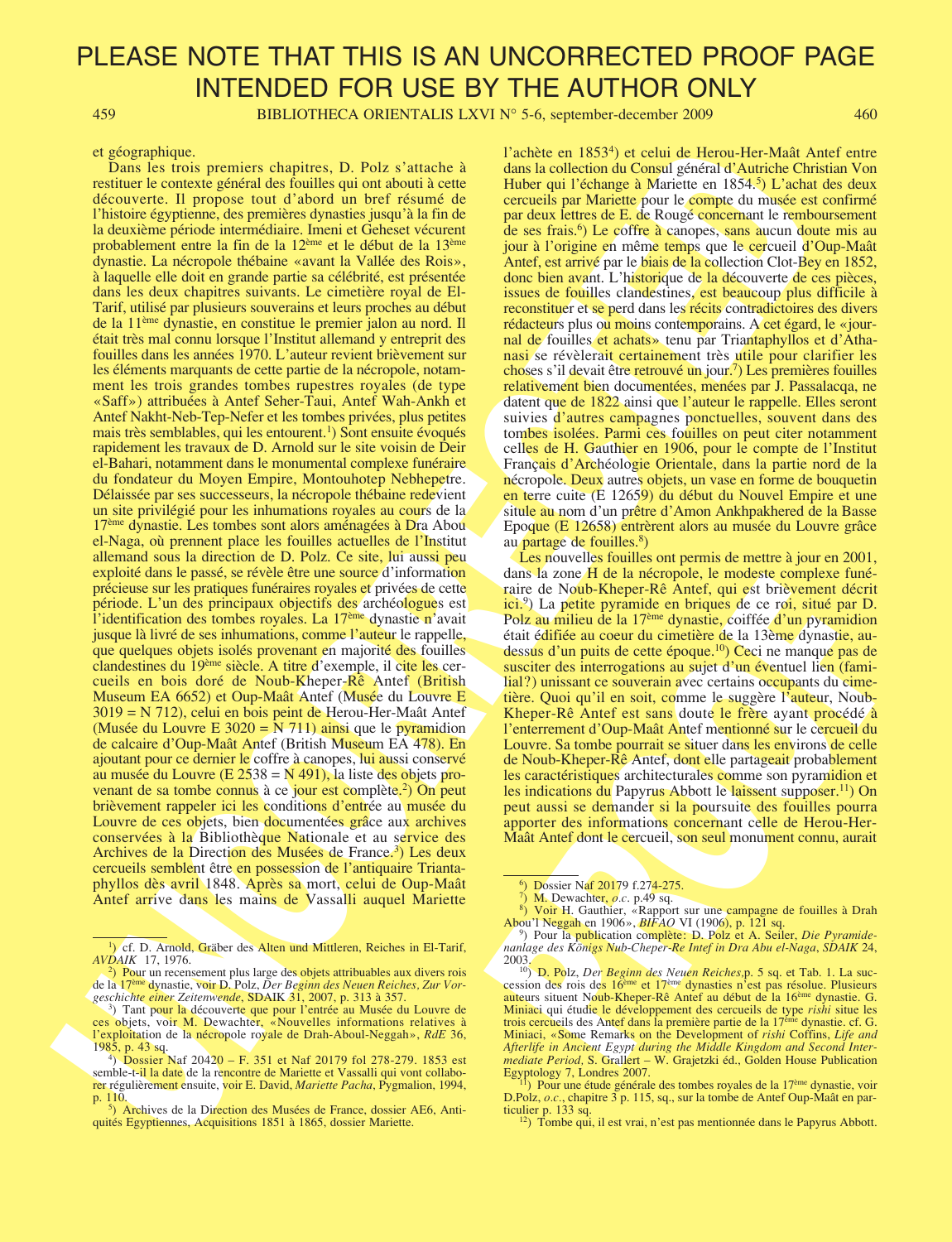PLEASE NOTE THAT THIS IS AN UNCORRECTED PROOF PAGE INTENDED FOR USE BY THE AUTHOR ONLY

et géographique.

Dans les trois premiers chapitres, D. Polz s'attache à restituer le contexte général des fouilles qui ont abouti à cette découverte. Il propose tout d'abord un bref résumé de l'histoire égyptienne, des premières dynasties jusqu'à la fin de la deuxième période intermédiaire. Imeni et Geheset vécurent probablement entre la fin de la 12ème et le début de la 13ème dynastie. La nécropole thébaine «avant la Vallée des Rois», à laquelle elle doit en grande partie sa célébrité, est présentée dans les deux chapitres suivants. Le cimetière royal de El-Tarif, utilisé par plusieurs souverains et leurs proches au début de la 11ème dynastie, en constitue le premier jalon au nord. Il était très mal connu lorsque l'Institut allemand y entreprit des fouilles dans les années 1970. L'auteur revient brièvement sur les éléments marquants de cette partie de la nécropole, notamment les trois grandes tombes rupestres royales (de type «Saff») attribuées à Antef Seher-Taui, Antef Wah-Ankh et Antef Nakht-Neb-Tep-Nefer et les tombes privées, plus petites mais très semblables, qui les entourent.[1]) Sont ensuite évoqués rapidement les travaux de D. Arnold sur le site voisin de Deir el-Bahari, notamment dans le monumental complexe funéraire du fondateur du Moyen Empire, Montouhotep Nebhepetre. Délaissée par ses successeurs, la nécropole thébaine redevient un site privilégié pour les inhumations royales au cours de la 17ème dynastie. Les tombes sont alors aménagées à Dra Abou el-Naga, où prennent place les fouilles actuelles de l'Institut allemand sous la direction de D. Polz. Ce site, lui aussi peu exploité dans le passé, se révèle être une source d'information précieuse sur les pratiques funéraires royales et privées de cette période. L'un des principaux objectifs des archéologues est l'identification des tombes royales. La 17ème dynastie n'avait jusque là livré de ses inhumations, comme l'auteur le rappelle, que quelques objets isolés provenant en majorité des fouilles clandestines du 19ème siècle. A titre d'exemple, il cite les cercueils en bois doré de Noub-Kheper-Rê Antef (British Museum EA 6652) et Oup-Maât Antef (Musée du Louvre E 3019 = N 712), celui en bois peint de Herou-Her-Maât Antef (Musée du Louvre E 3020 = N 711) ainsi que le pyramidion de calcaire d'Oup-Maât Antef (British Museum EA 478). En ajoutant pour ce dernier le coffre à canopes, lui aussi conservé au musée du Louvre (E 2538 = N 491), la liste des objets provenant de sa tombe connus à ce jour est complète.[2]) On peut brièvement rappeler ici les conditions d'entrée au musée du Louvre de ces objets, bien documentées grâce aux archives conservées à la Bibliothèque Nationale et au service des Archives de la Direction des Musées de France.[3]) Les deux cercueils semblent être en possession de l'antiquaire Triantaphyllos dès avril 1848. Après sa mort, celui de Oup-Maât Antef arrive dans les mains de Vassalli auquel Mariette l'achète en 1853[4]) et celui de Herou-Her-Maât Antef entre dans la collection du Consul général d'Autriche Christian Von Huber qui l'échange à Mariette en 1854.[5]) L'achat des deux cercueils par Mariette pour le compte du musée est confirmé par deux lettres de E. de Rougé concernant le remboursement de ses frais.[6]) Le coffre à canopes, sans aucun doute mis au jour à l'origine en même temps que le cercueil d'Oup-Maât Antef, est arrivé par le biais de la collection Clot-Bey en 1852, donc bien avant. L'historique de la découverte de ces pièces, issues de fouilles clandestines, est beaucoup plus difficile à reconstituer et se perd dans les récits contradictoires des divers rédacteurs plus ou moins contemporains. A cet égard, le «journal de fouilles et achats» tenu par Triantaphyllos et d'Athanasi se révèlerait certainement très utile pour clarifier les choses s'il devait être retrouvé un jour.[7]) Les premières fouilles relativement bien documentées, menées par J. Passalacqa, ne datent que de 1822 ainsi que l'auteur le rappelle. Elles seront suivies d'autres campagnes ponctuelles, souvent dans des tombes isolées. Parmi ces fouilles on peut citer notamment celles de H. Gauthier en 1906, pour le compte de l'Institut Français d'Archéologie Orientale, dans la partie nord de la nécropole. Deux autres objets, un vase en forme de bouquetin en terre cuite (E 12659) du début du Nouvel Empire et une situle au nom d'un prêtre d'Amon Ankhpakhered de la Basse Epoque (E 12658) entrèrent alors au musée du Louvre grâce au partage de fouilles.[8])

Les nouvelles fouilles ont permis de mettre à jour en 2001, dans la zone H de la nécropole, le modeste complexe funéraire de Noub-Kheper-Rê Antef, qui est brièvement décrit ici.[9]) La petite pyramide en briques de ce roi, situé par D. Polz au milieu de la 17ème dynastie, coiffée d'un pyramidion était édifiée au coeur du cimetière de la 13ème dynastie, au-dessus d'un puits de cette époque.[10]) Ceci ne manque pas de susciter des interrogations au sujet d'un éventuel lien (familial?) unissant ce souverain avec certains occupants du cimetière. Quoi qu'il en soit, comme le suggère l'auteur, Noub-Kheper-Rê Antef est sans doute le frère ayant procédé à l'enterrement d'Oup-Maât Antef mentionné sur le cercueil du Louvre. Sa tombe pourrait se situer dans les environs de celle de Noub-Kheper-Rê Antef, dont elle partageait probablement les caractéristiques architecturales comme son pyramidion et les indications du Papyrus Abbott le laissent supposer.[11]) On peut aussi se demander si la poursuite des fouilles pourra apporter des informations concernant celle de Herou-Her-Maât Antef dont le cercueil, son seul monument connu, aurait

---

[1]) cf. D. Arnold, Gräber des Alten und Mittleren, Reiches in El-Tarif, *AVDAIK* 17, 1976.

[2]) Pour un recensement plus large des objets attribuables aux divers rois de la 17ème dynastie, voir D. Polz, *Der Beginn des Neuen Reiches, Zur Vorgeschichte einer Zeitenwende*, SDAIK 31, 2007, p. 313 à 357.

[3]) Tant pour la découverte que pour l'entrée au Musée du Louvre de ces objets, voir M. Dewachter, «Nouvelles informations relatives à l'exploitation de la nécropole royale de Drah-Aboul-Neggah», *RdE* 36, 1985, p. 43 sq.

[4]) Dossier Naf 20420 – F. 351 et Naf 20179 fol 278-279. 1853 est semble-t-il la date de la rencontre de Mariette et Vassalli qui vont collaborer régulièrement ensuite, voir E. David, *Mariette Pacha*, Pygmalion, 1994, p. 110.

[5]) Archives de la Direction des Musées de France, dossier AE6, Antiquités Egyptiennes, Acquisitions 1851 à 1865, dossier Mariette.

[6]) Dossier Naf 20179 f.274-275.

[7]) M. Dewachter, *o.c.* p.49 sq.

[8]) Voir H. Gauthier, «Rapport sur une campagne de fouilles à Drah Abou'l Neggah en 1906», *BIFAO* VI (1906), p. 121 sq.

[9]) Pour la publication complète: D. Polz et A. Seiler, *Die Pyramidenanlage des Königs Nub-Cheper-Re Intef in Dra Abu el-Naga*, *SDAIK* 24, 2003.

[10]) D. Polz, *Der Beginn des Neuen Reiches*,p. 5 sq. et Tab. 1. La succession des rois des 16ème et 17ème dynasties n'est pas résolue. Plusieurs auteurs situent Noub-Kheper-Rê Antef au début de la 16ème dynastie. G. Miniaci qui étudie le développement des cercueils de type *rishi* situe les trois cercueils des Antef dans la première partie de la 17ème dynastie. cf. G. Miniaci, «Some Remarks on the Development of *rishi* Coffins, *Life and Afterlife in Ancient Egypt during the Middle Kingdom and Second Intermediate Period,* S. Grallert – W. Grajetzki éd., Golden House Publication Egyptology 7, Londres 2007.

[11]) Pour une étude générale des tombes royales de la 17ème dynastie, voir D.Polz, *o.c.*, chapitre 3 p. 115, sq., sur la tombe de Antef Oup-Maât en particulier p. 133 sq.

[12]) Tombe qui, il est vrai, n'est pas mentionnée dans le Papyrus Abbott.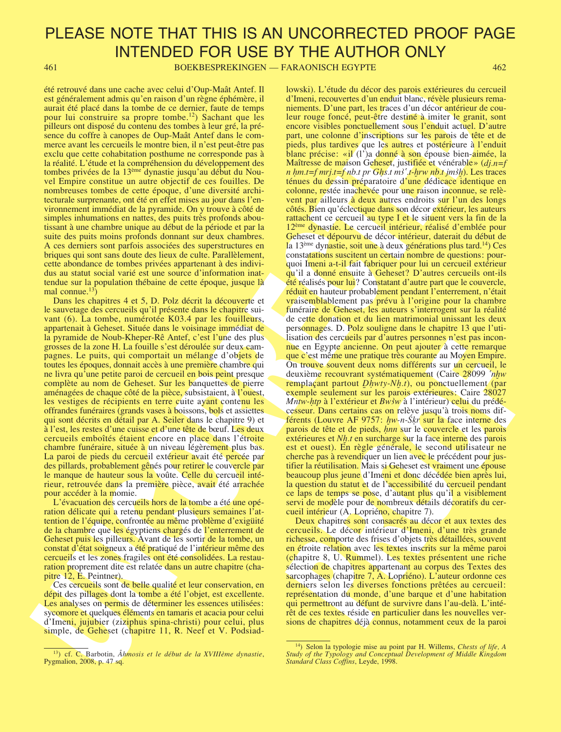été retrouvé dans une cache avec celui d'Oup-Maât Antef. Il est généralement admis qu'en raison d'un règne éphémère, il aurait été placé dans la tombe de ce dernier, faute de temps pour lui construire sa propre tombe.[12]) Sachant que les pilleurs ont disposé du contenu des tombes à leur gré, la présence du coffre à canopes de Oup-Maât Antef dans le commerce avant les cercueils le montre bien, il n'est peut-être pas exclu que cette cohabitation posthume ne corresponde pas à la réalité. L'étude et la compréhension du développement des tombes privées de la 13ème dynastie jusqu'au début du Nouvel Empire constitue un autre objectif de ces fouilles. De nombreuses tombes de cette époque, d'une diversité architecturale surprenante, ont été en effet mises au jour dans l'environnement immédiat de la pyramide. On y trouve à côté de simples inhumations en nattes, des puits très profonds aboutissant à une chambre unique au début de la période et par la suite des puits moins profonds donnant sur deux chambres. A ces derniers sont parfois associées des superstructures en briques qui sont sans doute des lieux de culte. Parallèlement, cette abondance de tombes privées appartenant à des individus au statut social varié est une source d'information inattendue sur la population thébaine de cette époque, jusque là mal connue.[13])

Dans les chapitres 4 et 5, D. Polz décrit la découverte et le sauvetage des cercueils qu'il présente dans le chapitre suivant (6). La tombe, numérotée K03.4 par les fouilleurs, appartenait à Geheset. Située dans le voisinage immédiat de la pyramide de Noub-Kheper-Rê Antef, c'est l'une des plus grosses de la zone H. La fouille s'est déroulée sur deux campagnes. Le puits, qui comportait un mélange d'objets de toutes les époques, donnait accès à une première chambre qui ne livra qu'une petite paroi de cercueil en bois peint presque complète au nom de Geheset. Sur les banquettes de pierre aménagées de chaque côté de la pièce, subsistaient, à l'ouest, les vestiges de récipients en terre cuite ayant contenu les offrandes funéraires (grands vases à boissons, bols et assiettes qui sont décrits en détail par A. Seiler dans le chapitre 9) et à l'est, les restes d'une cuisse et d'une tête de bœuf. Les deux cercueils emboîtés étaient encore en place dans l'étroite chambre funéraire, située à un niveau légèrement plus bas. La paroi de pieds du cercueil extérieur avait été percée par des pillards, probablement gênés pour retirer le couvercle par le manque de hauteur sous la voûte. Celle du cercueil intérieur, retrouvée dans la première pièce, avait été arrachée pour accéder à la momie.

L'évacuation des cercueils hors de la tombe a été une opération délicate qui a retenu pendant plusieurs semaines l'attention de l'équipe, confrontée au même problème d'exigüité de la chambre que les égyptiens chargés de l'enterrement de Geheset puis les pilleurs. Avant de les sortir de la tombe, un constat d'état soigneux a été pratiqué de l'intérieur même des cercueils et les zones fragiles ont été consolidées. La restauration proprement dite est relatée dans un autre chapitre (chapitre 12, E. Peintner).

Ces cercueils sont de belle qualité et leur conservation, en dépit des pillages dont la tombe a été l'objet, est excellente. Les analyses on permis de déterminer les essences utilisées: sycomore et quelques éléments en tamaris et acacia pour celui d'Imeni, jujubier (ziziphus spina-christi) pour celui, plus simple, de Geheset (chapitre 11, R. Neef et V. Podsiadlowski). L'étude du décor des parois extérieures du cercueil d'Imeni, recouvertes d'un enduit blanc, révèle plusieurs remaniements. D'une part, les traces d'un décor antérieur de couleur rouge foncé, peut-être destiné à imiter le granit, sont encore visibles ponctuellement sous l'enduit actuel. D'autre part, une colonne d'inscriptions sur les parois de tête et de pieds, plus tardives que les autres et postérieure à l'enduit blanc précise: «il (l')a donné à son épouse bien-aimée, la Maîtresse de maison Geheset, justifiée et vénérable» (*dj.n=f n ḥm.t=f mrj.t=f nb.t pr Gḥs.t mꜣʿ.t-ḫrw nb.t jmꜣḫ*). Les traces ténues du dessin préparatoire d'une dédicace identique en colonne, restée inachevée pour une raison inconnue, se relèvent par ailleurs à deux autres endroits sur l'un des longs côtés. Bien qu'éclectique dans son décor extérieur, les auteurs rattachent ce cercueil au type I et le situent vers la fin de la 12ème dynastie. Le cercueil intérieur, réalisé d'emblée pour Geheset et dépourvu de décor intérieur, daterait du début de la 13ème dynastie, soit une à deux générations plus tard.[14]) Ces constatations suscitent un certain nombre de questions: pourquoi Imeni a-t-il fait fabriquer pour lui un cercueil extérieur qu'il a donné ensuite à Geheset? D'autres cercueils ont-ils été réalisés pour lui? Constatant d'autre part que le couvercle, réduit en hauteur probablement pendant l'enterrement, n'était vraisemblablement pas prévu à l'origine pour la chambre funéraire de Geheset, les auteurs s'interrogent sur la réalité de cette donation et du lien matrimonial unissant les deux personnages. D. Polz souligne dans le chapitre 13 que l'utilisation des cercueils par d'autres personnes n'est pas inconnue en Egypte ancienne. On peut ajouter à cette remarque que c'est même une pratique très courante au Moyen Empire. On trouve souvent deux noms différents sur un cercueil, le deuxième recouvrant systématiquement (Caire 28099 *ʿnḫw* remplaçant partout *Ḏḥwty-Nḫ.t*), ou ponctuellement (par exemple seulement sur les parois extérieures: Caire 28027 *Mntw-ḥtp* à l'extérieur et *Bwꜣw* à l'intérieur) celui du prédécesseur. Dans certains cas on relève jusqu'à trois noms différents (Louvre AF 9757: *ḥw-n-Śkr* sur la face interne des parois de tête et de pieds, *ḥnn* sur le couvercle et les parois extérieures et *Nḫ.t* en surcharge sur la face interne des parois est et ouest). En règle générale, le second utilisateur ne cherche pas à revendiquer un lien avec le précédent pour justifier la réutilisation. Mais si Geheset est vraiment une épouse beaucoup plus jeune d'Imeni et donc décédée bien après lui, la question du statut et de l'accessibilité du cercueil pendant ce laps de temps se pose, d'autant plus qu'il a visiblement servi de modèle pour de nombreux détails décoratifs du cercueil intérieur (A. Lopriéno, chapitre 7).

Deux chapitres sont consacrés au décor et aux textes des cercueils. Le décor intérieur d'Imeni, d'une très grande richesse, comporte des frises d'objets très détaillées, souvent en étroite relation avec les textes inscrits sur la même paroi (chapitre 8, U. Rummel). Les textes présentent une riche sélection de chapitres appartenant au corpus des Textes des sarcophages (chapitre 7, A. Lopriéno). L'auteur ordonne ces derniers selon les diverses fonctions prêtées au cercueil: représentation du monde, d'une barque et d'une habitation qui permettront au défunt de survivre dans l'au-delà. L'intérêt de ces textes réside en particulier dans les nouvelles versions de chapitres déjà connus, notamment ceux de la paroi

---

[13]) cf. C. Barbotin, *Âhmosis et le début de la XVIIIème dynastie*, Pygmalion, 2008, p. 47 sq.

[14]) Selon la typologie mise au point par H. Willems, *Chests of life, A Study of the Typology and Conceptual Development of Middle Kingdom Standard Class Coffins*, Leyde, 1998.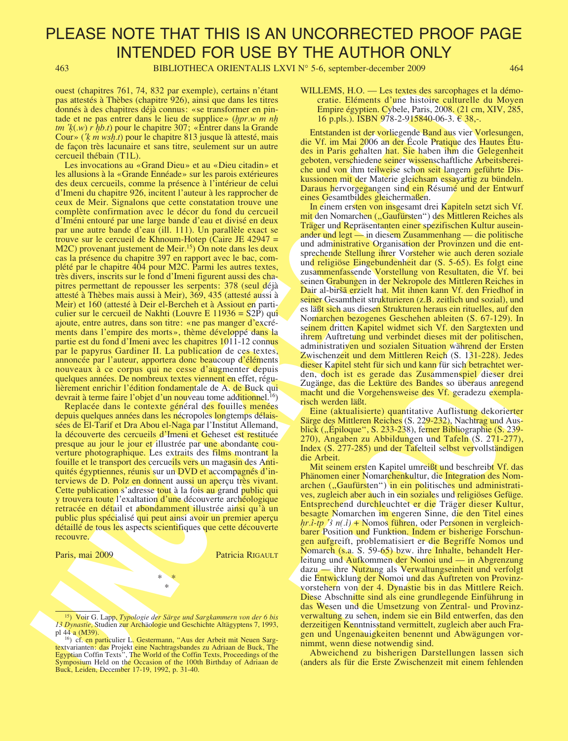ouest (chapitres 761, 74, 832 par exemple), certains n'étant pas attestés à Thèbes (chapitre 926), ainsi que dans les titres donnés à des chapitres déjà connus: «se transformer en pintade et ne pas entrer dans le lieu de supplice» (*ḫpr.w m nḥ tm ʿḳ(.w) r ḫb.t*) pour le chapitre 307; «Entrer dans la Grande Cour» (*ʿḳ m wsḫ.t*) pour le chapitre 813 jusque là attesté, mais de façon très lacunaire et sans titre, seulement sur un autre cercueil thébain (T1L).

Les invocations au «Grand Dieu» et au «Dieu citadin» et les allusions à la «Grande Ennéade» sur les parois extérieures des deux cercueils, comme la présence à l'intérieur de celui d'Imeni du chapitre 926, incitent l'auteur à les rapprocher de ceux de Meir. Signalons que cette constatation trouve une complète confirmation avec le décor du fond du cercueil d'Iméni entouré par une large bande d'eau et divisé en deux par une autre bande d'eau (ill. 111). Un parallèle exact se trouve sur le cercueil de Khnoum-Hotep (Caire JE 42947 = M2C) provenant justement de Meir.[15]) On note dans les deux cas la présence du chapitre 397 en rapport avec le bac, complété par le chapitre 404 pour M2C. Parmi les autres textes, très divers, inscrits sur le fond d'Imeni figurent aussi des chapitres permettant de repousser les serpents: 378 (seul déjà attesté à Thèbes mais aussi à Meir), 369, 435 (attesté aussi à Meir) et 160 (attesté à Deir el-Bercheh et à Assiout en particulier sur le cercueil de Nakhti (Louvre E 11936 = S2P) qui ajoute, entre autres, dans son titre: «ne pas manger d'excréments dans l'empire des morts», thème développé dans la partie est du fond d'Imeni avec les chapitres 1011-12 connus par le papyrus Gardiner II. La publication de ces textes, annoncée par l'auteur, apportera donc beaucoup d'éléments nouveaux à ce corpus qui ne cesse d'augmenter depuis quelques années. De nombreux textes viennent en effet, régulièrement enrichir l'édition fondamentale de A. de Buck qui devrait à terme faire l'objet d'un nouveau tome additionnel.[16])

Replacée dans le contexte général des fouilles menées depuis quelques années dans les nécropoles longtemps délaissées de El-Tarif et Dra Abou el-Naga par l'Institut Allemand, la découverte des cercueils d'Imeni et Geheset est restituée presque au jour le jour et illustrée par une abondante couverture photographique. Les extraits des films montrant la fouille et le transport des cercueils vers un magasin des Antiquités égyptiennes, réunis sur un DVD et accompagnés d'interviews de D. Polz en donnent aussi un aperçu très vivant. Cette publication s'adresse tout à la fois au grand public qui y trouvera toute l'exaltation d'une découverte archéologique retracée en détail et abondamment illustrée ainsi qu'à un public plus spécialisé qui peut ainsi avoir un premier aperçu détaillé de tous les aspects scientifiques que cette découverte recouvre.

Paris, mai 2009 — Patricia Rigault

\* \*
\*

[15]) Voir G. Lapp, *Typologie der Särge und Sargkammern von der 6 bis 13 Dynastie*, Studien zur Archäologie und Geschichte Altägyptens 7, 1993, pl 44 a (M39).

[16]) cf. en particulier L. Gestermann, "Aus der Arbeit mit Neuen Sargtextvarianten: das Projekt eine Nachtragsbandes zu Adriaan de Buck, The Egyptian Coffin Texts", The World of the Coffin Texts, Proceedings of the Symposium Held on the Occasion of the 100th Birthday of Adriaan de Buck, Leiden, December 17-19, 1992, p. 31-40.

WILLEMS, H.O. — Les textes des sarcophages et la démocratie. Eléments d'une histoire culturelle du Moyen Empire égyptien. Cybele, Paris, 2008. (21 cm, XIV, 285, 16 p.pls.). ISBN 978-2-915840-06-3. € 38,-.

Entstanden ist der vorliegende Band aus vier Vorlesungen, die Vf. im Mai 2006 an der École Pratique des Hautes Études in Paris gehalten hat. Sie haben ihm die Gelegenheit geboten, verschiedene seiner wissenschaftliche Arbeitsbereiche und von ihm teilweise schon seit langem geführte Diskussionen mit der Materie gleichsam essayartig zu bündeln. Daraus hervorgegangen sind ein Résumé und der Entwurf eines Gesamtbildes gleichermaßen.

In einem ersten von insgesamt drei Kapiteln setzt sich Vf. mit den Nomarchen („Gaufürsten") des Mittleren Reiches als Träger und Repräsentanten einer spezifischen Kultur auseinander und legt — in diesem Zusammenhang — die politische und administrative Organisation der Provinzen und die entsprechende Stellung ihrer Vorsteher wie auch deren soziale und religiöse Eingebundenheit dar (S. 5-65). Es folgt eine zusammenfassende Vorstellung von Resultaten, die Vf. bei seinen Grabungen in der Nekropole des Mittleren Reiches in Dair al-biršā erzielt hat. Mit ihnen kann Vf. den Friedhof in seiner Gesamtheit strukturieren (z.B. zeitlich und sozial), und es läßt sich aus diesen Strukturen heraus ein rituelles, auf den Nomarchen bezogenes Geschehen ableiten (S. 67-129). In seinem dritten Kapitel widmet sich Vf. den Sargtexten und ihrem Auftretung und verbindet dieses mit der politischen, administrativen und sozialen Situation während der Ersten Zwischenzeit und dem Mittleren Reich (S. 131-228). Jedes dieser Kapitel steht für sich und kann für sich betrachtet werden, doch ist es gerade das Zusammenspiel dieser drei Zugänge, das die Lektüre des Bandes so überaus anregend macht und die Vorgehensweise des Vf. geradezu exemplarisch werden läßt.

Eine (aktualisierte) quantitative Auflistung dekorierter Särge des Mittleren Reiches (S. 229-232), Nachtrag und Ausblick („Épiloque", S. 233-238), ferner Bibliographie (S. 239-270), Angaben zu Abbildungen und Tafeln (S. 271-277), Index (S. 277-285) und der Tafelteil selbst vervollständigen die Arbeit.

Mit seinem ersten Kapitel umreißt und beschreibt Vf. das Phänomen einer Nomarchenkultur, die Integration des Nomarchen („Gaufürsten") in ein politisches und administratives, zugleich aber auch in ein soziales und religiöses Gefüge. Entsprechend durchleuchtet er die Träger dieser Kultur, besagte Nomarchen im engeren Sinne, die den Titel eines *ḥr.ì-tp ʿȝ n(.i)* + Nomos führen, oder Personen in vergleichbarer Position und Funktion. Indem er bisherige Forschungen aufgreift, problematisiert er die Begriffe Nomos und Nomarch (s.a. S. 59-65) bzw. ihre Inhalte, behandelt Herleitung und Aufkommen der Nomoi und — in Abgrenzung dazu — ihre Nutzung als Verwaltungseinheit und verfolgt die Entwicklung der Nomoi und das Auftreten von Provinzvorstehern von der 4. Dynastie bis in das Mittlere Reich. Diese Abschnitte sind als eine grundlegende Einführung in das Wesen und die Umsetzung von Zentral- und Provinzverwaltung zu sehen, indem sie ein Bild entwerfen, das den derzeitigen Kenntnisstand vermittelt, zugleich aber auch Fragen und Ungenauigkeiten benennt und Abwägungen vornimmt, wenn diese notwendig sind.

Abweichend zu bisherigen Darstellungen lassen sich (anders als für die Erste Zwischenzeit mit einem fehlenden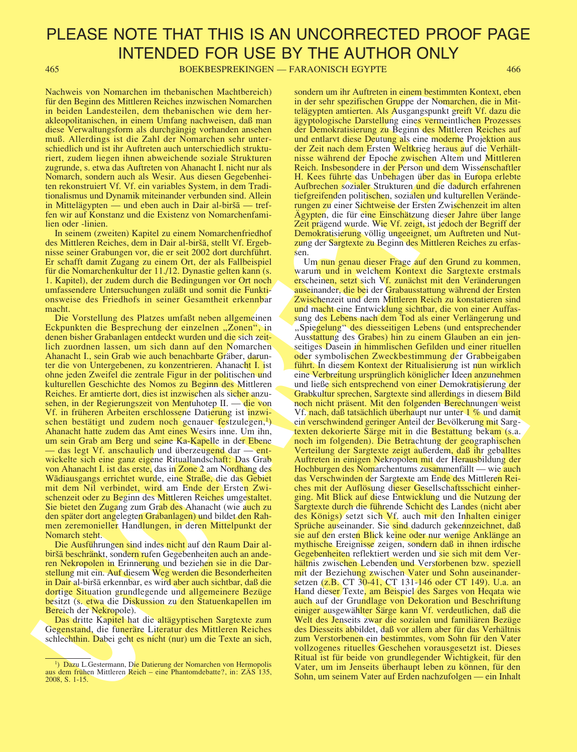Nachweis von Nomarchen im thebanischen Machtbereich) für den Beginn des Mittleren Reiches inzwischen Nomarchen in beiden Landesteilen, dem thebanischen wie dem herakleopolitanischen, in einem Umfang nachweisen, daß man diese Verwaltungsform als durchgängig vorhanden ansehen muß. Allerdings ist die Zahl der Nomarchen sehr unterschiedlich und ist ihr Auftreten auch unterschiedlich strukturiert, zudem liegen ihnen abweichende soziale Strukturen zugrunde, s. etwa das Auftreten von Ahanacht I. nicht nur als Nomarch, sondern auch als Wesir. Aus diesen Gegebenheiten rekonstruiert Vf. Vf. ein variables System, in dem Traditionalismus und Dynamik miteinander verbunden sind. Allein in Mittelägypten — und eben auch in Dair al-biršā — treffen wir auf Konstanz und die Existenz von Nomarchenfamilien oder -linien.

In seinem (zweiten) Kapitel zu einem Nomarchenfriedhof des Mittleren Reiches, dem in Dair al-biršā, stellt Vf. Ergebnisse seiner Grabungen vor, die er seit 2002 dort durchführt. Er schafft damit Zugang zu einem Ort, der als Fallbeispiel für die Nomarchenkultur der 11./12. Dynastie gelten kann (s. 1. Kapitel), der zudem durch die Bedingungen vor Ort noch umfassendere Untersuchungen zuläßt und somit die Funktionsweise des Friedhofs in seiner Gesamtheit erkennbar macht.

Die Vorstellung des Platzes umfaßt neben allgemeinen Eckpunkten die Besprechung der einzelnen „Zonen", in denen bisher Grabanlagen entdeckt wurden und die sich zeitlich zuordnen lassen, um sich dann auf den Nomarchen Ahanacht I., sein Grab wie auch benachbarte Gräber, darunter die von Untergebenen, zu konzentrieren. Ahanacht I. ist ohne jeden Zweifel die zentrale Figur in der politischen und kulturellen Geschichte des Nomos zu Beginn des Mittleren Reiches. Er amtierte dort, dies ist inzwischen als sicher anzusehen, in der Regierungszeit von Mentuhotep II. — die von Vf. in früheren Arbeiten erschlossene Datierung ist inzwischen bestätigt und zudem noch genauer festzulegen,[1]) Ahanacht hatte zudem das Amt eines Wesirs inne. Um ihn, um sein Grab am Berg und seine Ka-Kapelle in der Ebene — das legt Vf. anschaulich und überzeugend dar — entwickelte sich eine ganz eigene Rituallandschaft: Das Grab von Ahanacht I. ist das erste, das in Zone 2 am Nordhang des Wādiausgangs errichtet wurde, eine Straße, die das Gebiet mit dem Nil verbindet, wird am Ende der Ersten Zwischenzeit oder zu Beginn des Mittleren Reiches umgestaltet. Sie bietet den Zugang zum Grab des Ahanacht (wie auch zu den später dort angelegten Grabanlagen) und bildet den Rahmen zeremonieller Handlungen, in deren Mittelpunkt der Nomarch steht.

Die Ausführungen sind indes nicht auf den Raum Dair al-biršā beschränkt, sondern rufen Gegebenheiten auch an anderen Nekropolen in Erinnerung und beziehen sie in die Darstellung mit ein. Auf diesem Weg werden die Besonderheiten in Dair al-biršā erkennbar, es wird aber auch sichtbar, daß die dortige Situation grundlegende und allgemeinere Bezüge besitzt (s. etwa die Diskussion zu den Statuenkapellen im Bereich der Nekropole).

Das dritte Kapitel hat die altägyptischen Sargtexte zum Gegenstand, die funeräre Literatur des Mittleren Reiches schlechthin. Dabei geht es nicht (nur) um die Texte an sich, sondern um ihr Auftreten in einem bestimmten Kontext, eben in der sehr spezifischen Gruppe der Nomarchen, die in Mittelägypten amtierten. Als Ausgangspunkt greift Vf. dazu die ägyptologische Darstellung eines vermeintlichen Prozesses der Demokratisierung zu Beginn des Mittleren Reiches auf und entlarvt diese Deutung als eine moderne Projektion aus der Zeit nach dem Ersten Weltkrieg heraus auf die Verhältnisse während der Epoche zwischen Altem und Mittleren Reich. Insbesondere in der Person und dem Wissenschaftler H. Kees führte das Unbehagen über das in Europa erlebte Aufbrechen sozialer Strukturen und die dadurch erfahrenen tiefgreifenden politischen, sozialen und kulturellen Veränderungen zu einer Sichtweise der Ersten Zwischenzeit im alten Ägypten, die für eine Einschätzung dieser Jahre über lange Zeit prägend wurde. Wie Vf. zeigt, ist jedoch der Begriff der Demokratisierung völlig ungeeignet, um Auftreten und Nutzung der Sargtexte zu Beginn des Mittleren Reiches zu erfassen.

Um nun genau dieser Frage auf den Grund zu kommen, warum und in welchem Kontext die Sargtexte erstmals erscheinen, setzt sich Vf. zunächst mit den Veränderungen auseinander, die bei der Grabausstattung während der Ersten Zwischenzeit und dem Mittleren Reich zu konstatieren sind und macht eine Entwicklung sichtbar, die von einer Auffassung des Lebens nach dem Tod als einer Verlängerung und „Spiegelung" des diesseitigen Lebens (und entsprechender Ausstattung des Grabes) hin zu einem Glauben an ein jenseitiges Dasein in himmlischen Gefilden und einer rituellen oder symbolischen Zweckbestimmung der Grabbeigaben führt. In diesem Kontext der Ritualisierung ist nun wirklich eine Verbreitung ursprünglich königlicher Ideen anzunehmen und ließe sich entsprechend von einer Demokratisierung der Grabkultur sprechen, Sargtexte sind allerdings in diesem Bild noch nicht präsent. Mit den folgenden Berechnungen weist Vf. nach, daß tatsächlich überhaupt nur unter 1 % und damit ein verschwindend geringer Anteil der Bevölkerung mit Sargtexten dekorierte Särge mit in die Bestattung bekam (s.a. noch im folgenden). Die Betrachtung der geographischen Verteilung der Sargtexte zeigt außerdem, daß ihr geballtes Auftreten in einigen Nekropolen mit der Herausbildung der Hochburgen des Nomarchentums zusammenfällt — wie auch das Verschwinden der Sargtexte am Ende des Mittleren Reiches mit der Auflösung dieser Gesellschaftsschicht einherging. Mit Blick auf diese Entwicklung und die Nutzung der Sargtexte durch die führende Schicht des Landes (nicht aber des Königs) setzt sich Vf. auch mit den Inhalten einiger Sprüche auseinander. Sie sind dadurch gekennzeichnet, daß sie auf den ersten Blick keine oder nur wenige Anklänge an mythische Ereignisse zeigen, sondern daß in ihnen irdische Gegebenheiten reflektiert werden und sie sich mit dem Verhältnis zwischen Lebenden und Verstorbenen bzw. speziell mit der Beziehung zwischen Vater und Sohn auseinandersetzen (z.B. CT 30-41, CT 131-146 oder CT 149). U.a. an Hand dieser Texte, am Beispiel des Sarges von Heqata wie auch auf der Grundlage von Dekoration und Beschriftung einiger ausgewählter Särge kann Vf. verdeutlichen, daß die Welt des Jenseits zwar die sozialen und familiären Bezüge des Diesseits abbildet, daß vor allem aber für das Verhältnis zum Verstorbenen ein bestimmtes, vom Sohn für den Vater vollzogenes rituelles Geschehen vorausgesetzt ist. Dieses Ritual ist für beide von grundlegender Wichtigkeit, für den Vater, um im Jenseits überhaupt leben zu können, für den Sohn, um seinem Vater auf Erden nachzufolgen — ein Inhalt

---

[1]) Dazu L.Gestermann, Die Datierung der Nomarchen von Hermopolis aus dem frühen Mittleren Reich – eine Phantomdebatte?, in: ZÄS 135, 2008, S. 1-15.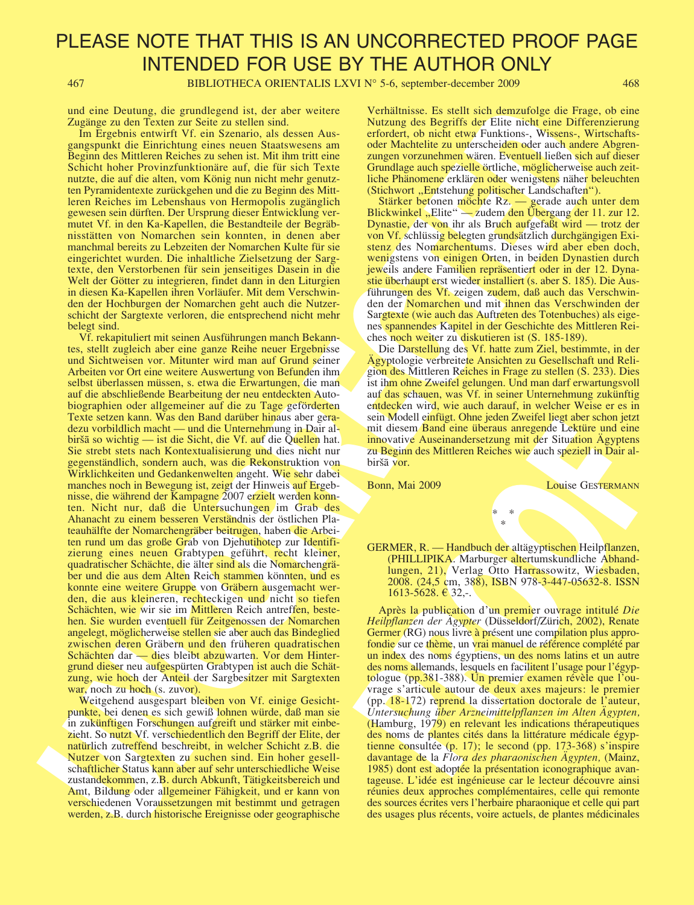und eine Deutung, die grundlegend ist, der aber weitere Zugänge zu den Texten zur Seite zu stellen sind.

Im Ergebnis entwirft Vf. ein Szenario, als dessen Ausgangspunkt die Einrichtung eines neuen Staatswesens am Beginn des Mittleren Reiches zu sehen ist. Mit ihm tritt eine Schicht hoher Provinzfunktionäre auf, die für sich Texte nutzte, die auf die alten, vom König nun nicht mehr genutzten Pyramidentexte zurückgehen und die zu Beginn des Mittleren Reiches im Lebenshaus von Hermopolis zugänglich gewesen sein dürften. Der Ursprung dieser Entwicklung vermutet Vf. in den Ka-Kapellen, die Bestandteile der Begräbnisstätten von Nomarchen sein konnten, in denen aber manchmal bereits zu Lebzeiten der Nomarchen Kulte für sie eingerichtet wurden. Die inhaltliche Zielsetzung der Sargtexte, den Verstorbenen für sein jenseitiges Dasein in die Welt der Götter zu integrieren, findet dann in den Liturgien in diesen Ka-Kapellen ihren Vorläufer. Mit dem Verschwinden der Hochburgen der Nomarchen geht auch die Nutzerschicht der Sargtexte verloren, die entsprechend nicht mehr belegt sind.

Vf. rekapituliert mit seinen Ausführungen manch Bekanntes, stellt zugleich aber eine ganze Reihe neuer Ergebnisse und Sichtweisen vor. Mitunter wird man auf Grund seiner Arbeiten vor Ort eine weitere Auswertung von Befunden ihm selbst überlassen müssen, s. etwa die Erwartungen, die man auf die abschließende Bearbeitung der neu entdeckten Autobiographien oder allgemeiner auf die zu Tage geförderten Texte setzen kann. Was den Band darüber hinaus aber geradezu vorbildlich macht — und die Unternehmung in Dair al-biršā so wichtig — ist die Sicht, die Vf. auf die Quellen hat. Sie strebt stets nach Kontextualisierung und dies nicht nur gegenständlich, sondern auch, was die Rekonstruktion von Wirklichkeiten und Gedankenwelten angeht. Wie sehr dabei manches noch in Bewegung ist, zeigt der Hinweis auf Ergebnisse, die während der Kampagne 2007 erzielt werden konnten. Nicht nur, daß die Untersuchungen im Grab des Ahanacht zu einem besseren Verständnis der östlichen Plateauhälfte der Nomarchengräber beitrugen, haben die Arbeiten rund um das große Grab von Djehutihotep zur Identifizierung eines neuen Grabtypen geführt, recht kleiner, quadratischer Schächte, die älter sind als die Nomarchengräber und die aus dem Alten Reich stammen könnten, und es konnte eine weitere Gruppe von Gräbern ausgemacht werden, die aus kleineren, rechteckigen und nicht so tiefen Schächten, wie wir sie im Mittleren Reich antreffen, bestehen. Sie wurden eventuell für Zeitgenossen der Nomarchen angelegt, möglicherweise stellen sie aber auch das Bindeglied zwischen deren Gräbern und den früheren quadratischen Schächten dar — dies bleibt abzuwarten. Vor dem Hintergrund dieser neu aufgespürten Grabtypen ist auch die Schätzung, wie hoch der Anteil der Sargbesitzer mit Sargtexten war, noch zu hoch (s. zuvor).

Weitgehend ausgespart bleiben von Vf. einige Gesichtspunkte, bei denen es sich gewiß lohnen würde, daß man sie in zukünftigen Forschungen aufgreift und stärker mit einbezieht. So nutzt Vf. verschiedentlich den Begriff der Elite, der natürlich zutreffend beschreibt, in welcher Schicht z.B. die Nutzer von Sargtexten zu suchen sind. Ein hoher gesellschaftlicher Status kann aber auf sehr unterschiedliche Weise zustandekommen, z.B. durch Abkunft, Tätigkeitsbereich und Amt, Bildung oder allgemeiner Fähigkeit, und er kann von verschiedenen Voraussetzungen mit bestimmt und getragen werden, z.B. durch historische Ereignisse oder geographische Verhältnisse. Es stellt sich demzufolge die Frage, ob eine Nutzung des Begriffs der Elite nicht eine Differenzierung erfordert, ob nicht etwa Funktions-, Wissens-, Wirtschafts- oder Machtelite zu unterscheiden oder auch andere Abgrenzungen vorzunehmen wären. Eventuell ließen sich auf dieser Grundlage auch spezielle örtliche, möglicherweise auch zeitliche Phänomene erklären oder wenigstens näher beleuchten (Stichwort „Entstehung politischer Landschaften").

Stärker betonen möchte Rz. — gerade auch unter dem Blickwinkel „Elite" — zudem den Übergang der 11. zur 12. Dynastie, der von ihr als Bruch aufgefaßt wird — trotz der von Vf. schlüssig belegten grundsätzlich durchgängigen Existenz des Nomarchentums. Dieses wird aber eben doch, wenigstens von einigen Orten, in beiden Dynastien durch jeweils andere Familien repräsentiert oder in der 12. Dynastie überhaupt erst wieder installiert (s. aber S. 185). Die Ausführungen des Vf. zeigen zudem, daß auch das Verschwinden der Nomarchen und mit ihnen das Verschwinden der Sargtexte (wie auch das Auftreten des Totenbuches) als eigenes spannendes Kapitel in der Geschichte des Mittleren Reiches noch weiter zu diskutieren ist (S. 185-189).

Die Darstellung des Vf. hatte zum Ziel, bestimmte, in der Ägyptologie verbreitete Ansichten zu Gesellschaft und Religion des Mittleren Reiches in Frage zu stellen (S. 233). Dies ist ihm ohne Zweifel gelungen. Und man darf erwartungsvoll auf das schauen, was Vf. in seiner Unternehmung zukünftig entdecken wird, wie auch darauf, in welcher Weise er es in sein Modell einfügt. Ohne jeden Zweifel liegt aber schon jetzt mit diesem Band eine überaus anregende Lektüre und eine innovative Auseinandersetzung mit der Situation Ägyptens zu Beginn des Mittleren Reiches wie auch speziell in Dair al-biršā vor.

Bonn, Mai 2009 — Louise GESTERMANN

\* \*
\*

GERMER, R. — Handbuch der altägyptischen Heilpflanzen, (PHILLIPIKA. Marburger altertumskundliche Abhandlungen, 21), Verlag Otto Harrassowitz, Wiesbaden, 2008. (24,5 cm, 388), ISBN 978-3-447-05632-8. ISSN 1613-5628. € 32,-.

Après la publication d'un premier ouvrage intitulé *Die Heilpflanzen der Ägypter* (Düsseldorf/Zürich, 2002), Renate Germer (RG) nous livre à présent une compilation plus approfondie sur ce thème, un vrai manuel de référence complété par un index des noms égyptiens, un des noms latins et un autre des noms allemands, lesquels en facilitent l'usage pour l'égyptologue (pp.381-388). Un premier examen révèle que l'ouvrage s'articule autour de deux axes majeurs: le premier (pp. 18-172) reprend la dissertation doctorale de l'auteur, *Untersuchung über Arzneimittelpflanzen im Alten Ägypten,* (Hamburg, 1979) en relevant les indications thérapeutiques des noms de plantes cités dans la littérature médicale égyptienne consultée (p. 17); le second (pp. 173-368) s'inspire davantage de la *Flora des pharaonischen Ägypten,* (Mainz, 1985) dont est adoptée la présentation iconographique avantageuse. L'idée est ingénieuse car le lecteur découvre ainsi réunies deux approches complémentaires, celle qui remonte des sources écrites vers l'herbaire pharaonique et celle qui part des usages plus récents, voire actuels, de plantes médicinales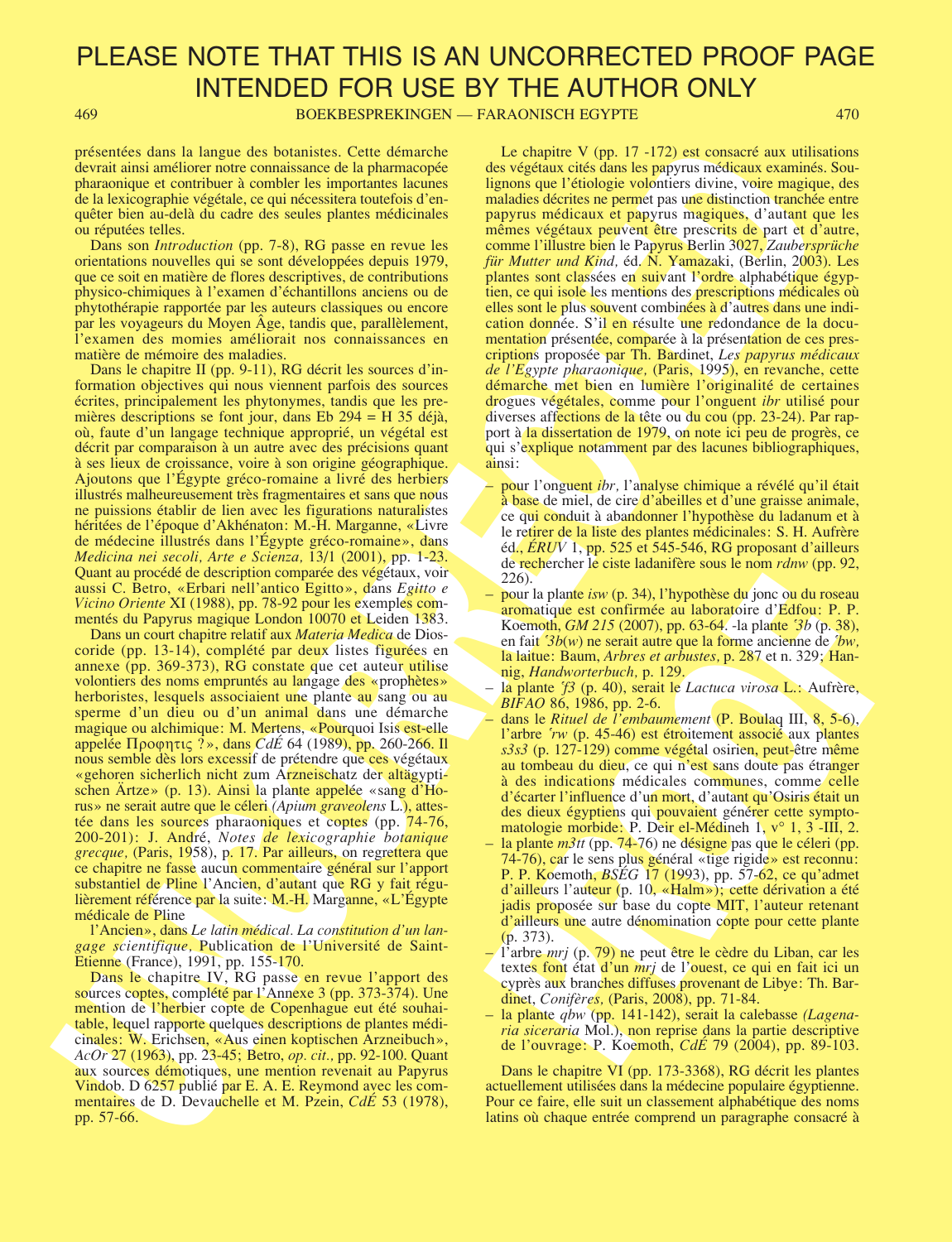PLEASE NOTE THAT THIS IS AN UNCORRECTED PROOF PAGE INTENDED FOR USE BY THE AUTHOR ONLY

présentées dans la langue des botanistes. Cette démarche devrait ainsi améliorer notre connaissance de la pharmacopée pharaonique et contribuer à combler les importantes lacunes de la lexicographie végétale, ce qui nécessitera toutefois d'enquêter bien au-delà du cadre des seules plantes médicinales ou réputées telles.

Dans son *Introduction* (pp. 7-8), RG passe en revue les orientations nouvelles qui se sont développées depuis 1979, que ce soit en matière de flores descriptives, de contributions physico-chimiques à l'examen d'échantillons anciens ou de phytothérapie rapportée par les auteurs classiques ou encore par les voyageurs du Moyen Âge, tandis que, parallèlement, l'examen des momies améliorait nos connaissances en matière de mémoire des maladies.

Dans le chapitre II (pp. 9-11), RG décrit les sources d'information objectives qui nous viennent parfois des sources écrites, principalement les phytonymes, tandis que les premières descriptions se font jour, dans Eb 294 = H 35 déjà, où, faute d'un langage technique approprié, un végétal est décrit par comparaison à un autre avec des précisions quant à ses lieux de croissance, voire à son origine géographique. Ajoutons que l'Égypte gréco-romaine a livré des herbiers illustrés malheureusement très fragmentaires et sans que nous ne puissions établir de lien avec les figurations naturalistes héritées de l'époque d'Akhénaton: M.-H. Marganne, «Livre de médecine illustrés dans l'Égypte gréco-romaine», dans *Medicina nei secoli, Arte e Scienza,* 13/1 (2001), pp. 1-23. Quant au procédé de description comparée des végétaux, voir aussi C. Betro, «Erbari nell'antico Egitto», dans *Egitto e Vicino Oriente* XI (1988), pp. 78-92 pour les exemples commentés du Papyrus magique London 10070 et Leiden 1383.

Dans un court chapitre relatif aux *Materia Medica* de Dioscoride (pp. 13-14), complété par deux listes figurées en annexe (pp. 369-373), RG constate que cet auteur utilise volontiers des noms empruntés au langage des «prophètes» herboristes, lesquels associaient une plante au sang ou au sperme d'un dieu ou d'un animal dans une démarche magique ou alchimique: M. Mertens, «Pourquoi Isis est-elle appelée Προφητις ?», dans *CdÉ* 64 (1989), pp. 260-266. Il nous semble dès lors excessif de prétendre que ces végétaux «gehoren sicherlich nicht zum Arzneischatz der altägyptischen Ärtze» (p. 13). Ainsi la plante appelée «sang d'Horus» ne serait autre que le céleri *(Apium graveolens* L.), attestée dans les sources pharaoniques et coptes (pp. 74-76, 200-201): J. André, *Notes de lexicographie botanique grecque,* (Paris, 1958), p. 17. Par ailleurs, on regrettera que ce chapitre ne fasse aucun commentaire général sur l'apport substantiel de Pline l'Ancien, d'autant que RG y fait régulièrement référence par la suite: M.-H. Marganne, «L'Égypte médicale de Pline

l'Ancien», dans *Le latin médical. La constitution d'un langage scientifique,* Publication de l'Université de Saint-Etienne (France), 1991, pp. 155-170.

Dans le chapitre IV, RG passe en revue l'apport des sources coptes, complété par l'Annexe 3 (pp. 373-374). Une mention de l'herbier copte de Copenhague eut été souhaitable, lequel rapporte quelques descriptions de plantes médicinales: W. Erichsen, «Aus einen koptischen Arzneibuch», *AcOr* 27 (1963), pp. 23-45; Betro, *op. cit.,* pp. 92-100. Quant aux sources démotiques, une mention revenait au Papyrus Vindob. D 6257 publié par E. A. E. Reymond avec les commentaires de D. Devauchelle et M. Pzein, *CdÉ* 53 (1978), pp. 57-66.

Le chapitre V (pp. 17 -172) est consacré aux utilisations des végétaux cités dans les papyrus médicaux examinés. Soulignons que l'étiologie volontiers divine, voire magique, des maladies décrites ne permet pas une distinction tranchée entre papyrus médicaux et papyrus magiques, d'autant que les mêmes végétaux peuvent être prescrits de part et d'autre, comme l'illustre bien le Papyrus Berlin 3027, *Zaubersprüche für Mutter und Kind,* éd. N. Yamazaki, (Berlin, 2003). Les plantes sont classées en suivant l'ordre alphabétique égyptien, ce qui isole les mentions des prescriptions médicales où elles sont le plus souvent combinées à d'autres dans une indication donnée. S'il en résulte une redondance de la documentation présentée, comparée à la présentation de ces prescriptions proposée par Th. Bardinet, *Les papyrus médicaux de l'Egypte pharaonique,* (Paris, 1995), en revanche, cette démarche met bien en lumière l'originalité de certaines drogues végétales, comme pour l'onguent *ibr* utilisé pour diverses affections de la tête ou du cou (pp. 23-24). Par rapport à la dissertation de 1979, on note ici peu de progrès, ce qui s'explique notamment par des lacunes bibliographiques, ainsi:

- pour l'onguent *ibr,* l'analyse chimique a révélé qu'il était à base de miel, de cire d'abeilles et d'une graisse animale, ce qui conduit à abandonner l'hypothèse du ladanum et à le retirer de la liste des plantes médicinales: S. H. Aufrère éd., *ÉRUV* 1, pp. 525 et 545-546, RG proposant d'ailleurs de rechercher le ciste ladanifère sous le nom *rdnw* (pp. 92, 226).
- pour la plante *isw* (p. 34), l'hypothèse du jonc ou du roseau aromatique est confirmée au laboratoire d'Edfou: P. P. Koemoth, *GM 215* (2007), pp. 63-64. -la plante *ʿ3b* (p. 38), en fait *ʿ3b*(*w*) ne serait autre que la forme ancienne de *ʿbw,* la laitue: Baum, *Arbres et arbustes,* p. 287 et n. 329; Hannig, *Handworterbuch,* p. 129.
- la plante *ʿf3* (p. 40), serait le *Lactuca virosa* L.: Aufrère, *BIFAO* 86, 1986, pp. 2-6.
- dans le *Rituel de l'embaumement* (P. Boulaq III, 8, 5-6), l'arbre *ʿrw* (p. 45-46) est étroitement associé aux plantes *s3s3* (p. 127-129) comme végétal osirien, peut-être même au tombeau du dieu, ce qui n'est sans doute pas étranger à des indications médicales communes, comme celle d'écarter l'influence d'un mort, d'autant qu'Osiris était un des dieux égyptiens qui pouvaient générer cette symptomatologie morbide: P. Deir el-Médineh 1, v° 1, 3 -III, 2.
- la plante *m3tt* (pp. 74-76) ne désigne pas que le céleri (pp. 74-76), car le sens plus général «tige rigide» est reconnu: P. P. Koemoth, *BSÉG* 17 (1993), pp. 57-62, ce qu'admet d'ailleurs l'auteur (p. 10, «Halm»); cette dérivation a été jadis proposée sur base du copte MIT, l'auteur retenant d'ailleurs une autre dénomination copte pour cette plante (p. 373).
- l'arbre *mrj* (p. 79) ne peut être le cèdre du Liban, car les textes font état d'un *mrj* de l'ouest, ce qui en fait ici un cyprès aux branches diffuses provenant de Libye: Th. Bardinet, *Conifères,* (Paris, 2008), pp. 71-84.
- la plante *qbw* (pp. 141-142), serait la calebasse *(Lagenaria siceraria* Mol.), non reprise dans la partie descriptive de l'ouvrage: P. Koemoth, *CdÉ* 79 (2004), pp. 89-103.

Dans le chapitre VI (pp. 173-3368), RG décrit les plantes actuellement utilisées dans la médecine populaire égyptienne. Pour ce faire, elle suit un classement alphabétique des noms latins où chaque entrée comprend un paragraphe consacré à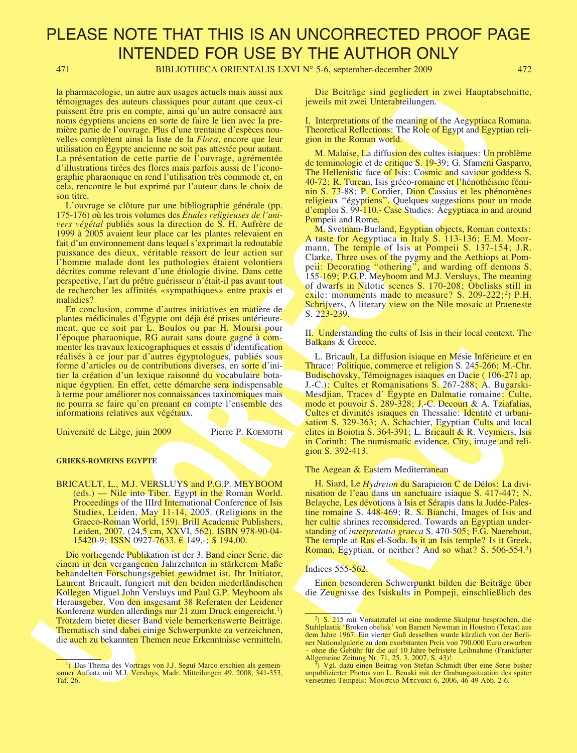PLEASE NOTE THAT THIS IS AN UNCORRECTED PROOF PAGE INTENDED FOR USE BY THE AUTHOR ONLY

la pharmacologie, un autre aux usages actuels mais aussi aux témoignages des auteurs classiques pour autant que ceux-ci puissent être pris en compte, ainsi qu'un autre consacré aux noms égyptiens anciens en sorte de faire le lien avec la première partie de l'ouvrage. Plus d'une trentaine d'espèces nouvelles complètent ainsi la liste de la *Flora,* encore que leur utilisation en Égypte ancienne ne soit pas attestée pour autant. La présentation de cette partie de l'ouvrage, agrémentée d'illustrations tirées des flores mais parfois aussi de l'iconographie pharaonique en rend l'utilisation très commode et, en cela, rencontre le but exprimé par l'auteur dans le choix de son titre.

L'ouvrage se clôture par une bibliographie générale (pp. 175-176) où les trois volumes des *Études religieuses de l'univers végétal* publiés sous la direction de S. H. Aufrère de 1999 à 2005 avaient leur place car les plantes relevaient en fait d'un environnement dans lequel s'exprimait la redoutable puissance des dieux, véritable ressort de leur action sur l'homme malade dont les pathologies étaient volontiers décrites comme relevant d'une étiologie divine. Dans cette perspective, l'art du prêtre guérisseur n'était-il pas avant tout de rechercher les affinités «sympathiques» entre praxis et maladies?

En conclusion, comme d'autres initiatives en matière de plantes médicinales d'Égypte ont déjà été prises antérieurement, que ce soit par L. Boulos ou par H. Moursi pour l'époque pharaonique, RG aurait sans doute gagné à commenter les travaux lexicographiques et essais d'identification réalisés à ce jour par d'autres égyptologues, publiés sous forme d'articles ou de contributions diverses, en sorte d'initier la création d'un lexique raisonné du vocabulaire botanique égyptien. En effet, cette démarche sera indispensable à terme pour améliorer nos connaissances taxinomiques mais ne pourra se faire qu'en prenant en compte l'ensemble des informations relatives aux végétaux.

Université de Liège, juin 2009 — Pierre P. KOEMOTH

## GRIEKS-ROMEINS EGYPTE

BRICAULT, L., M.J. VERSLUYS and P.G.P. MEYBOOM (eds.) — Nile into Tiber. Egypt in the Roman World. Proceedings of the IIIrd International Conference of Isis Studies, Leiden, May 11-14, 2005. (Religions in the Graeco-Roman World, 159). Brill Academic Publishers, Leiden, 2007. (24,5 cm, XXVI, 562). ISBN 978-90-04-15420-9; ISSN 0927-7633. € 149,-; $ 194.00.

Die vorliegende Publikation ist der 3. Band einer Serie, die einem in den vergangenen Jahrzehnten in stärkerem Maße behandelten Forschungsgebiet gewidmet ist. Ihr Initiator, Laurent Bricault, fungiert mit den beiden niederländischen Kollegen Miguel John Versluys und Paul G.P. Meyboom als Herausgeber. Von den insgesamt 38 Referaten der Leidener Konferenz wurden allerdings nur 21 zum Druck eingereicht.[1]) Trotzdem bietet dieser Band viele bemerkenswerte Beiträge. Thematisch sind dabei einige Schwerpunkte zu verzeichnen, die auch zu bekannten Themen neue Erkenntnisse vermitteln.

Die Beiträge sind gegliedert in zwei Hauptabschnitte, jeweils mit zwei Unterabteilungen.

I. Interpretations of the meaning of the Aegyptiaca Romana. Theoretical Reflections: The Role of Egypt and Egyptian religion in the Roman world.

M. Malaise, La diffusion des cultes isiaques: Un problème de terminologie et de critique S. 19-39; G. Sfameni Gasparro, The Hellenistic face of Isis: Cosmic and saviour goddess S. 40-72; R. Turcan, Isis gréco-romaine et l'hénothéisme féminin S. 73-88; P. Cordier, Dion Cassius et les phénomènes religieux "égyptiens". Quelques suggestions pour un mode d'emploi S. 99-110.- Case Studies: Aegyptiaca in and around Pompeii and Rome.

M. Svetnam-Burland, Egyptian objects, Roman contexts: A taste for Aegyptiaca in Italy S. 113-136; E.M. Moormann, The temple of Isis at Pompeii S. 137-154; J.R. Clarke, Three uses of the pygmy and the Aethiops at Pompeii: Decorating "othering", and warding off demons S. 155-169; P.G.P. Meyboom and M.J. Versluys, The meaning of dwarfs in Nilotic scenes S. 170-208; Obelisks still in exile: monuments made to measure? S. 209-222;[2]) P.H. Schrijvers, A literary view on the Nile mosaic at Praeneste S. 223-239.

II. Understanding the cults of Isis in their local context. The Balkans & Greece.

L. Bricault, La diffusion isiaque en Mésie Inférieure et en Thrace: Politique, commerce et religion S. 245-266; M.-Chr. Budischovsky, Témoignages isiaques en Dacie ( 106-271 ap. J.-C.): Cultes et Romanisations S. 267-288; A. Bugarski-Mesdjian, Traces d' Égypte en Dalmatie romaine: Culte, mode et pouvoir S. 289-328; J.-C. Decourt & A. Tziafalias, Cultes et divinités isiaques en Thessalie: Identité et urbanisation S. 329-363; A. Schachter, Egyptian Cults and local elites in Boiotia S. 364-391; L. Bricault & R. Veymiers, Isis in Corinth: The numismatic evidence. City, image and religion S. 392-413.

The Aegean & Eastern Mediterranean

H. Siard, Le *Hydreion* du Sarapieion C de Délos: La divinisation de l'eau dans un sanctuaire isiaque S. 417-447; N. Belayche, Les dévotions à Isis et Sérapis dans la Judée-Palestine romaine S. 448-469; R. S. Bianchi, Images of Isis and her cultic shrines reconsidered. Towards an Egyptian understanding of *interpretatio graeca* S. 470-505; F.G. Naerebout, The temple at Ras el-Soda. Is it an Isis temple? Is it Greek, Roman, Egyptian, or neither? And so what? S. 506-554.[3])

Indices 555-562.

Einen besonderen Schwerpunkt bilden die Beiträge über die Zeugnisse des Isiskults in Pompeji, einschließlich des

---

[1]) Das Thema des Vortrags von J.J. Seguí Marco erschien als gemeinsamer Aufsatz mit M.J. Versluys, Madr. Mitteilungen 49, 2008, 341-353, Taf. 26.

[2]) S. 215 mit Vorsatztafel ist eine moderne Skulptur besprochen, die Stahlplastik 'Broken obelisk' von Barnett Newman in Houston (Texas) aus dem Jahre 1967. Ein vierter Guß desselben wurde kürzlich von der Berliner Nationalgalerie zu dem exorbitanten Preis von 790.000 Euro erworben – ohne die Gebühr für die auf 10 Jahre befristete Leihnahme (Frankfurter Allgemeine Zeitung Nr. 71, 25. 3. 2007, S. 43)!

[3]) Vgl. dazu einen Beitrag von Stefan Schmidt über eine Serie bisher unpublizierter Photos von L. Benaki mit der Grabungssituation des später versetzten Tempels: Μουσειο Μπενακι 6, 2006, 46-49 Abb. 2-6.